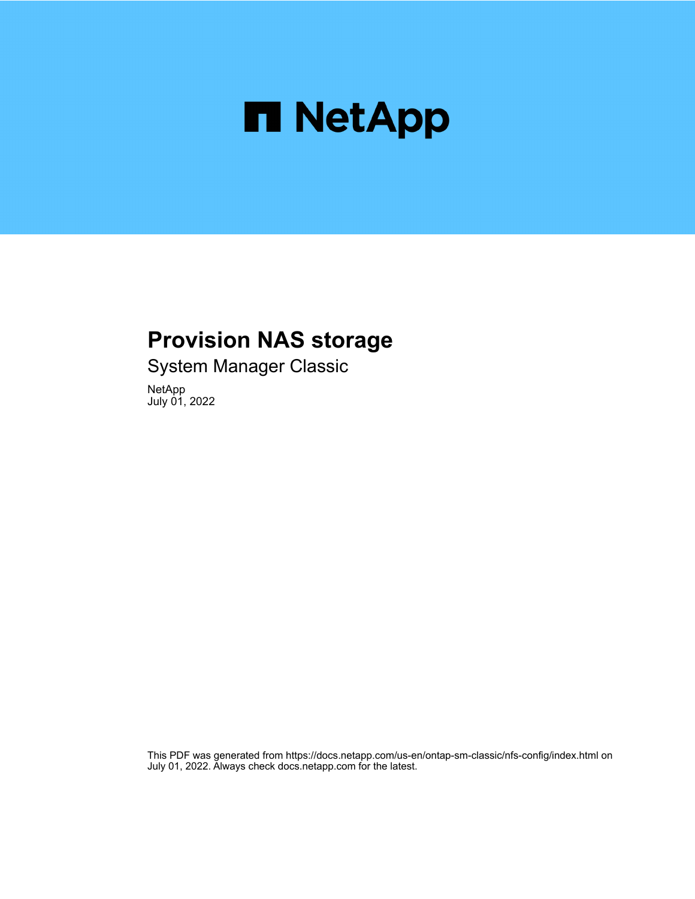# Provision NAS storage

System Manager Classic

NetApp
July 01, 2022

This PDF was generated from https://docs.netapp.com/us-en/ontap-sm-classic/nfs-config/index.html on July 01, 2022. Always check docs.netapp.com for the latest.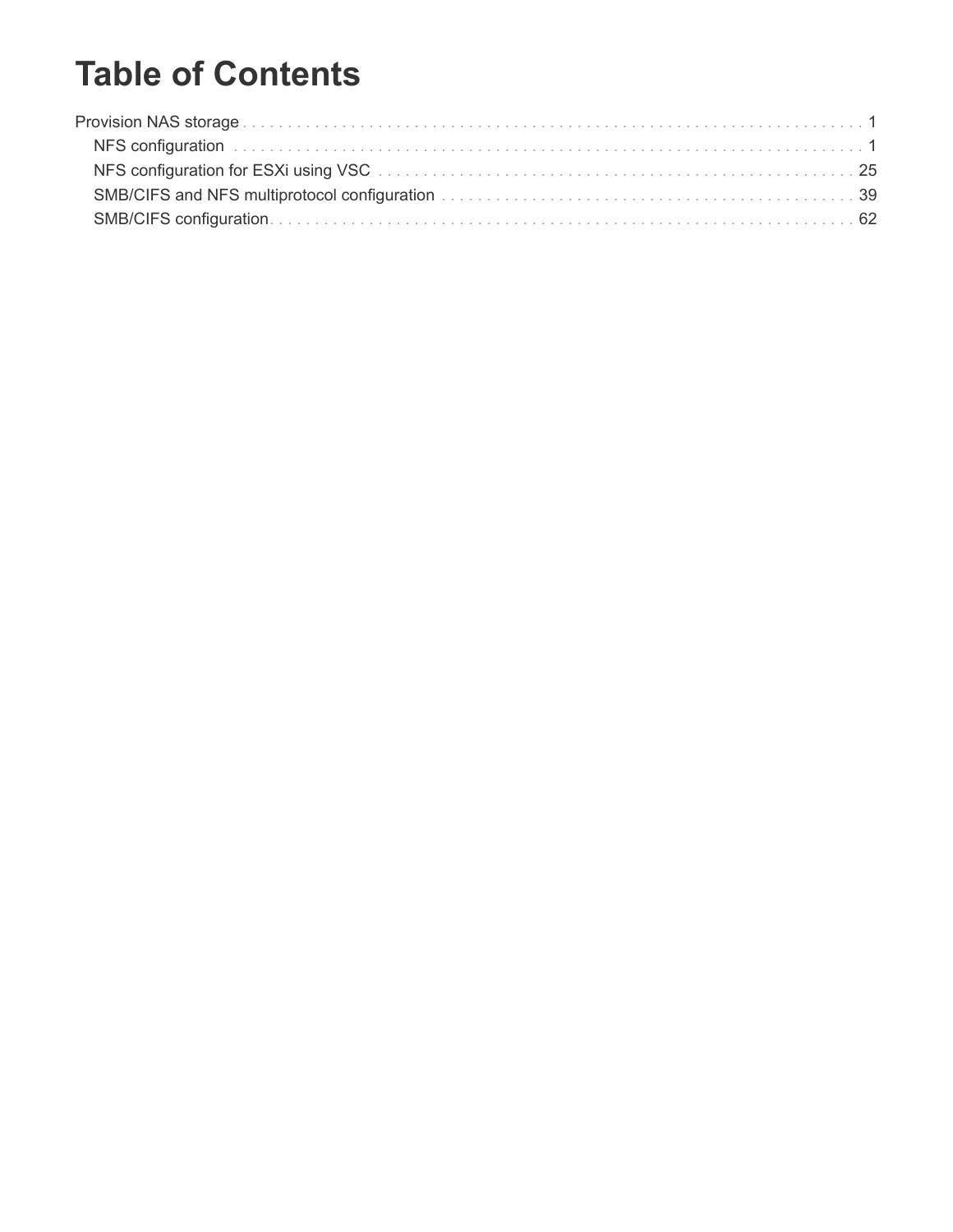# Table of Contents

Provision NAS storage . . . . . . . . . . . . . . . . . . . . . . . . . . . . . . . . . . . . . . . . . . . . . . . . . . . . . . . . . . . . . . . . . . . 1

- NFS configuration . . . . . . . . . . . . . . . . . . . . . . . . . . . . . . . . . . . . . . . . . . . . . . . . . . . . . . . . . . . . . . . . . . 1
- NFS configuration for ESXi using VSC . . . . . . . . . . . . . . . . . . . . . . . . . . . . . . . . . . . . . . . . . . . . . . . . . . . . 25
- SMB/CIFS and NFS multiprotocol configuration . . . . . . . . . . . . . . . . . . . . . . . . . . . . . . . . . . . . . . . . . . . . 39
- SMB/CIFS configuration . . . . . . . . . . . . . . . . . . . . . . . . . . . . . . . . . . . . . . . . . . . . . . . . . . . . . . . . . . . . . . 62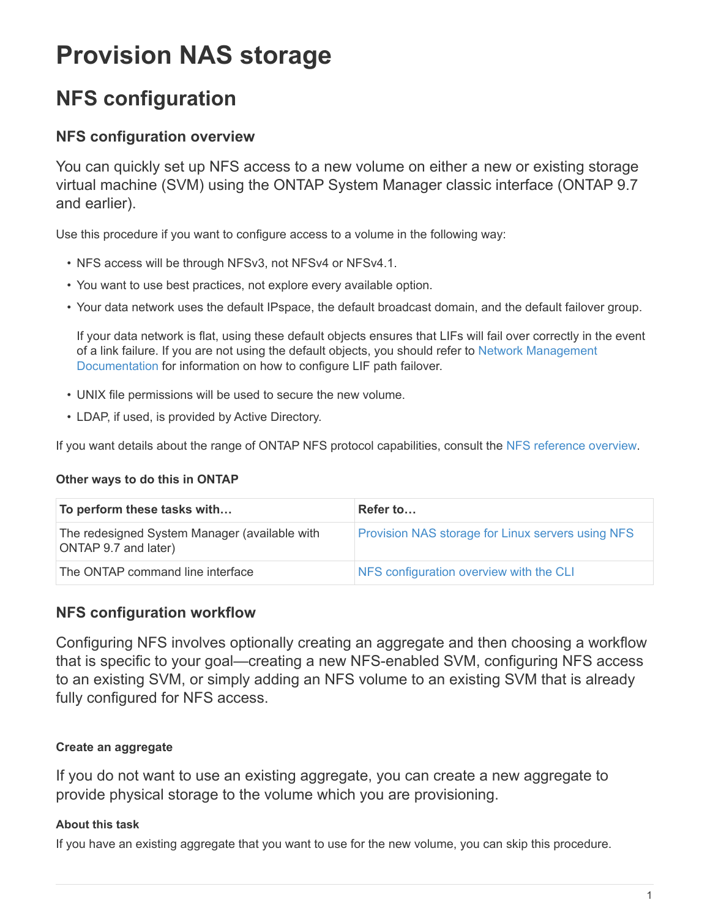# Provision NAS storage

## NFS configuration

### NFS configuration overview

You can quickly set up NFS access to a new volume on either a new or existing storage virtual machine (SVM) using the ONTAP System Manager classic interface (ONTAP 9.7 and earlier).

Use this procedure if you want to configure access to a volume in the following way:

- NFS access will be through NFSv3, not NFSv4 or NFSv4.1.
- You want to use best practices, not explore every available option.
- Your data network uses the default IPspace, the default broadcast domain, and the default failover group.

  If your data network is flat, using these default objects ensures that LIFs will fail over correctly in the event of a link failure. If you are not using the default objects, you should refer to Network Management Documentation for information on how to configure LIF path failover.

- UNIX file permissions will be used to secure the new volume.
- LDAP, if used, is provided by Active Directory.

If you want details about the range of ONTAP NFS protocol capabilities, consult the NFS reference overview.

#### Other ways to do this in ONTAP

| To perform these tasks with… | Refer to… |
|---|---|
| The redesigned System Manager (available with ONTAP 9.7 and later) | Provision NAS storage for Linux servers using NFS |
| The ONTAP command line interface | NFS configuration overview with the CLI |

### NFS configuration workflow

Configuring NFS involves optionally creating an aggregate and then choosing a workflow that is specific to your goal—creating a new NFS-enabled SVM, configuring NFS access to an existing SVM, or simply adding an NFS volume to an existing SVM that is already fully configured for NFS access.

#### Create an aggregate

If you do not want to use an existing aggregate, you can create a new aggregate to provide physical storage to the volume which you are provisioning.

##### About this task

If you have an existing aggregate that you want to use for the new volume, you can skip this procedure.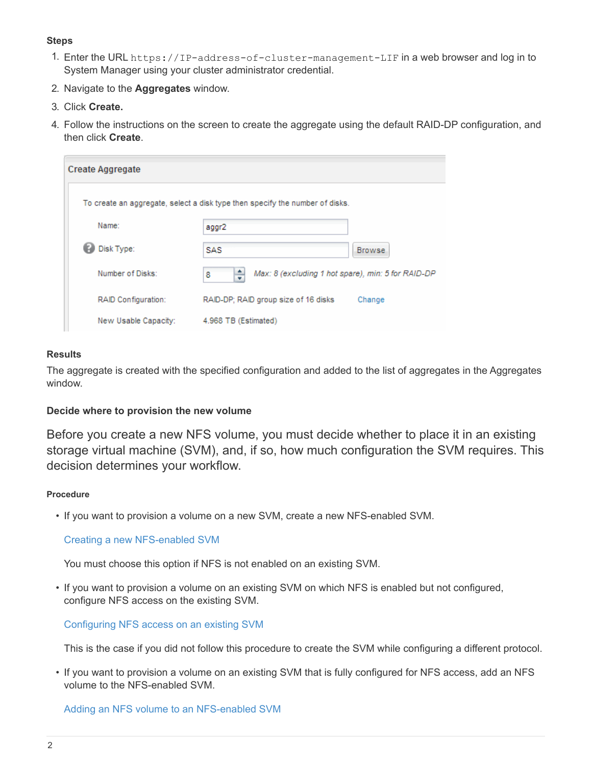#### Steps

1. Enter the URL `https://IP-address-of-cluster-management-LIF` in a web browser and log in to System Manager using your cluster administrator credential.
2. Navigate to the **Aggregates** window.
3. Click **Create.**
4. Follow the instructions on the screen to create the aggregate using the default RAID-DP configuration, and then click **Create**.

**Create Aggregate**

To create an aggregate, select a disk type then specify the number of disks.

| | | |
|---|---|---|
| Name: | aggr2 | |
| Disk Type: | SAS | Browse |
| Number of Disks: | 8 | Max: 8 (excluding 1 hot spare), min: 5 for RAID-DP |
| RAID Configuration: | RAID-DP; RAID group size of 16 disks | Change |
| New Usable Capacity: | 4.968 TB (Estimated) | |

#### Results

The aggregate is created with the specified configuration and added to the list of aggregates in the Aggregates window.

### Decide where to provision the new volume

Before you create a new NFS volume, you must decide whether to place it in an existing storage virtual machine (SVM), and, if so, how much configuration the SVM requires. This decision determines your workflow.

#### Procedure

- If you want to provision a volume on a new SVM, create a new NFS-enabled SVM.

  Creating a new NFS-enabled SVM

  You must choose this option if NFS is not enabled on an existing SVM.

- If you want to provision a volume on an existing SVM on which NFS is enabled but not configured, configure NFS access on the existing SVM.

  Configuring NFS access on an existing SVM

  This is the case if you did not follow this procedure to create the SVM while configuring a different protocol.

- If you want to provision a volume on an existing SVM that is fully configured for NFS access, add an NFS volume to the NFS-enabled SVM.

  Adding an NFS volume to an NFS-enabled SVM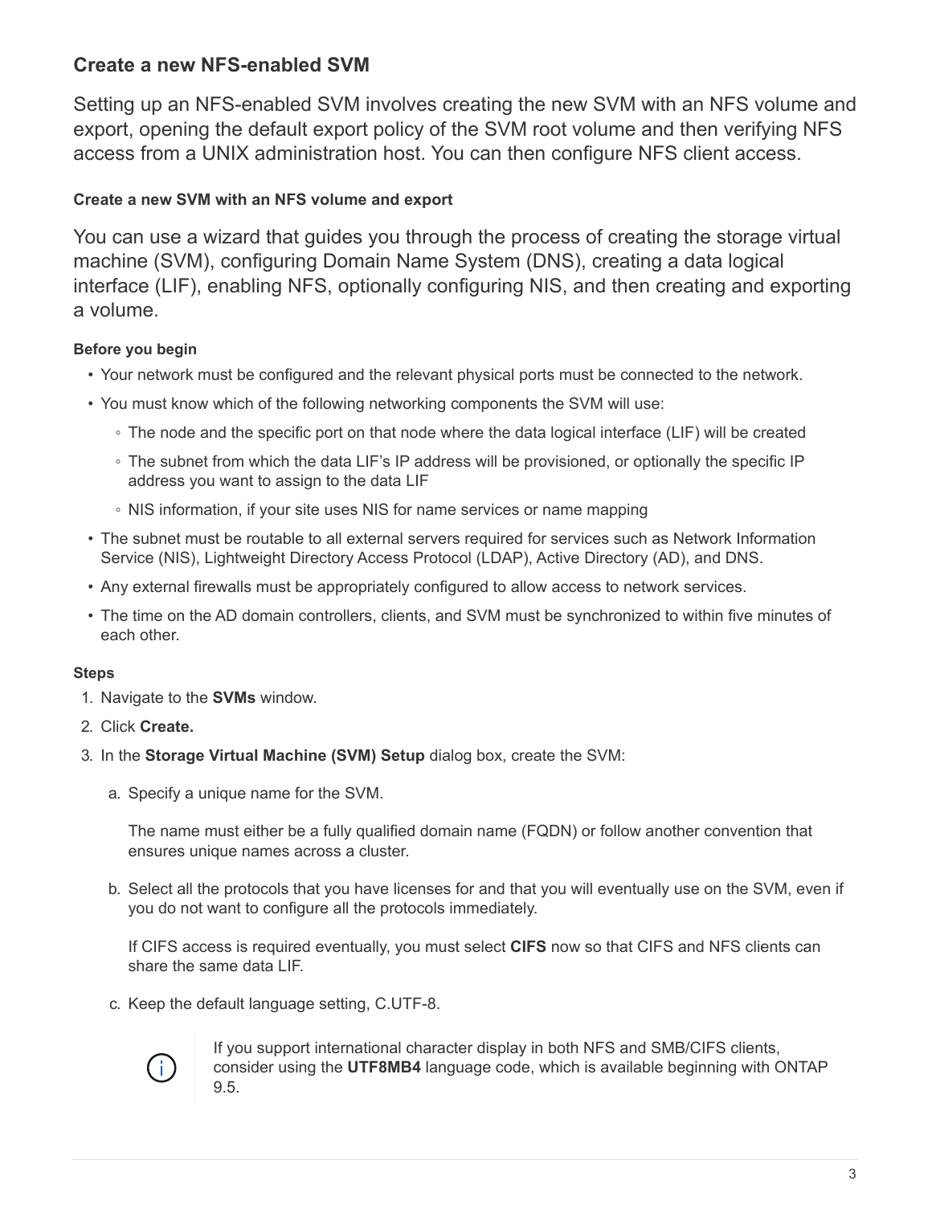## Create a new NFS-enabled SVM

Setting up an NFS-enabled SVM involves creating the new SVM with an NFS volume and export, opening the default export policy of the SVM root volume and then verifying NFS access from a UNIX administration host. You can then configure NFS client access.

### Create a new SVM with an NFS volume and export

You can use a wizard that guides you through the process of creating the storage virtual machine (SVM), configuring Domain Name System (DNS), creating a data logical interface (LIF), enabling NFS, optionally configuring NIS, and then creating and exporting a volume.

#### Before you begin

- Your network must be configured and the relevant physical ports must be connected to the network.
- You must know which of the following networking components the SVM will use:
  - The node and the specific port on that node where the data logical interface (LIF) will be created
  - The subnet from which the data LIF's IP address will be provisioned, or optionally the specific IP address you want to assign to the data LIF
  - NIS information, if your site uses NIS for name services or name mapping
- The subnet must be routable to all external servers required for services such as Network Information Service (NIS), Lightweight Directory Access Protocol (LDAP), Active Directory (AD), and DNS.
- Any external firewalls must be appropriately configured to allow access to network services.
- The time on the AD domain controllers, clients, and SVM must be synchronized to within five minutes of each other.

#### Steps

1. Navigate to the **SVMs** window.
2. Click **Create.**
3. In the **Storage Virtual Machine (SVM) Setup** dialog box, create the SVM:

   a. Specify a unique name for the SVM.

      The name must either be a fully qualified domain name (FQDN) or follow another convention that ensures unique names across a cluster.

   b. Select all the protocols that you have licenses for and that you will eventually use on the SVM, even if you do not want to configure all the protocols immediately.

      If CIFS access is required eventually, you must select **CIFS** now so that CIFS and NFS clients can share the same data LIF.

   c. Keep the default language setting, C.UTF-8.

      If you support international character display in both NFS and SMB/CIFS clients, consider using the **UTF8MB4** language code, which is available beginning with ONTAP 9.5.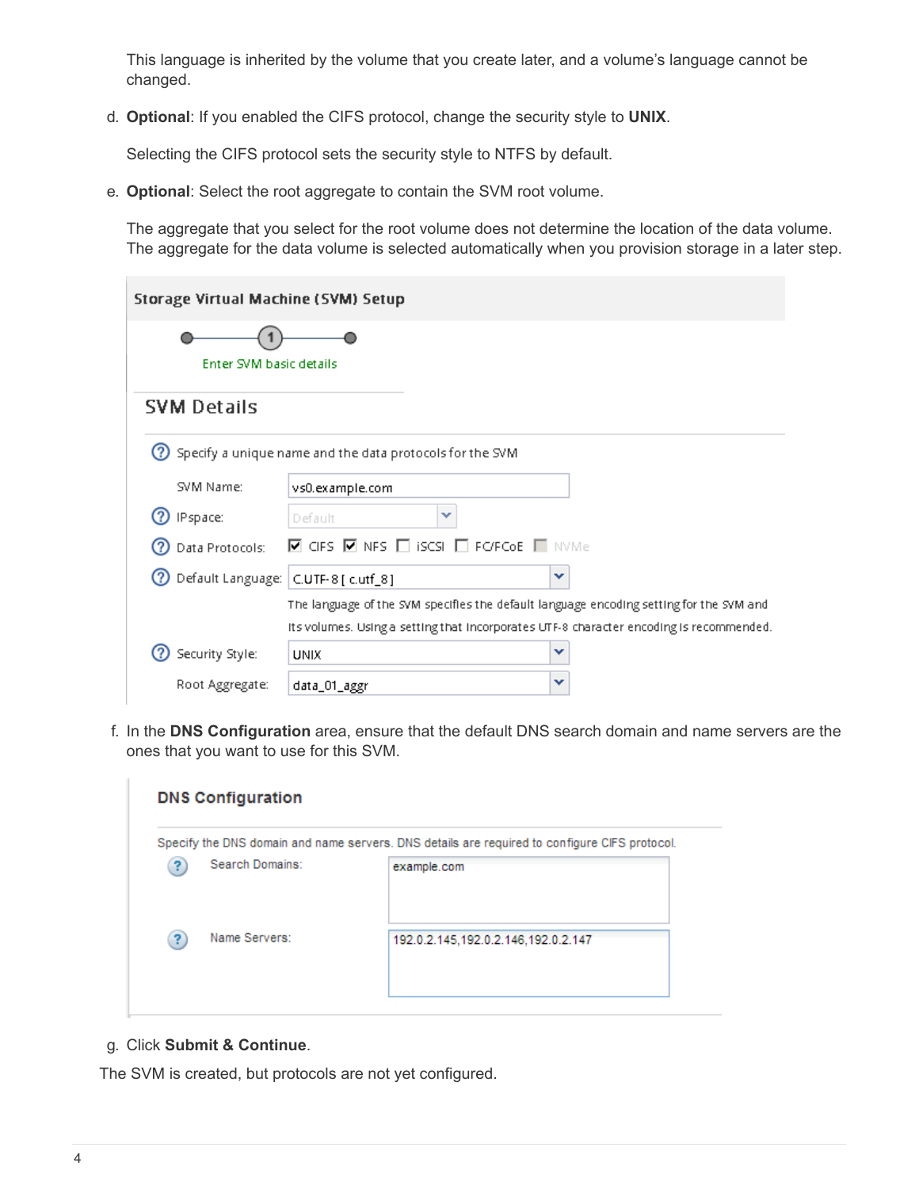This language is inherited by the volume that you create later, and a volume's language cannot be changed.

d. **Optional**: If you enabled the CIFS protocol, change the security style to **UNIX**.

   Selecting the CIFS protocol sets the security style to NTFS by default.

e. **Optional**: Select the root aggregate to contain the SVM root volume.

   The aggregate that you select for the root volume does not determine the location of the data volume. The aggregate for the data volume is selected automatically when you provision storage in a later step.

f. In the **DNS Configuration** area, ensure that the default DNS search domain and name servers are the ones that you want to use for this SVM.

g. Click **Submit & Continue**.

The SVM is created, but protocols are not yet configured.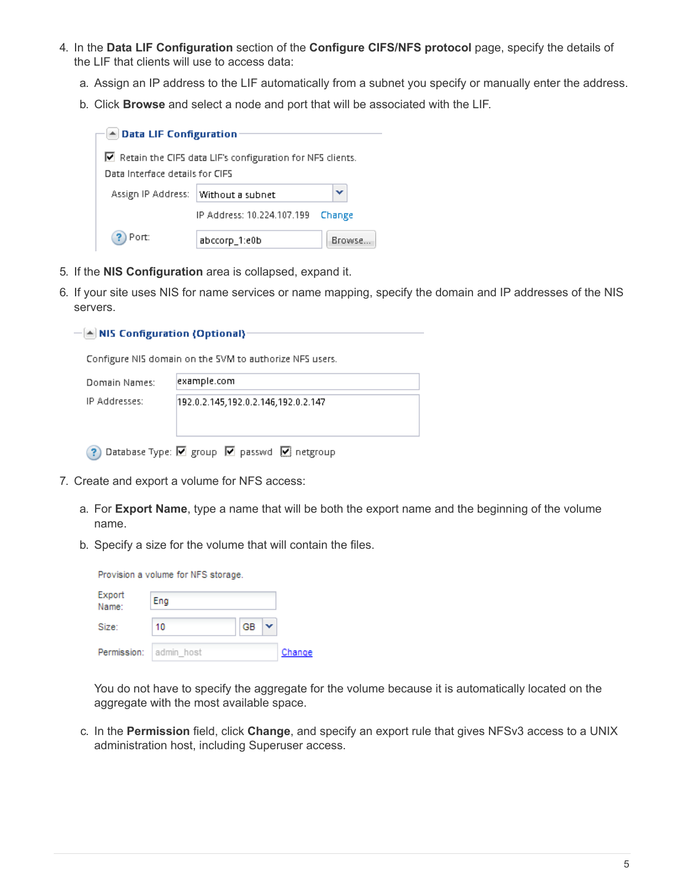4. In the **Data LIF Configuration** section of the **Configure CIFS/NFS protocol** page, specify the details of the LIF that clients will use to access data:

   a. Assign an IP address to the LIF automatically from a subnet you specify or manually enter the address.

   b. Click **Browse** and select a node and port that will be associated with the LIF.

   **Data LIF Configuration**

   ☑ Retain the CIFS data LIF's configuration for NFS clients.

   Data Interface details for CIFS

   Assign IP Address: Without a subnet

   IP Address: 10.224.107.199 Change

   Port: abccorp_1:e0b Browse...

5. If the **NIS Configuration** area is collapsed, expand it.

6. If your site uses NIS for name services or name mapping, specify the domain and IP addresses of the NIS servers.

   **NIS Configuration (Optional)**

   Configure NIS domain on the SVM to authorize NFS users.

   Domain Names: example.com

   IP Addresses: 192.0.2.145,192.0.2.146,192.0.2.147

   Database Type: ☑ group ☑ passwd ☑ netgroup

7. Create and export a volume for NFS access:

   a. For **Export Name**, type a name that will be both the export name and the beginning of the volume name.

   b. Specify a size for the volume that will contain the files.

   Provision a volume for NFS storage.

   Export Name: Eng

   Size: 10 GB

   Permission: admin_host Change

   You do not have to specify the aggregate for the volume because it is automatically located on the aggregate with the most available space.

   c. In the **Permission** field, click **Change**, and specify an export rule that gives NFSv3 access to a UNIX administration host, including Superuser access.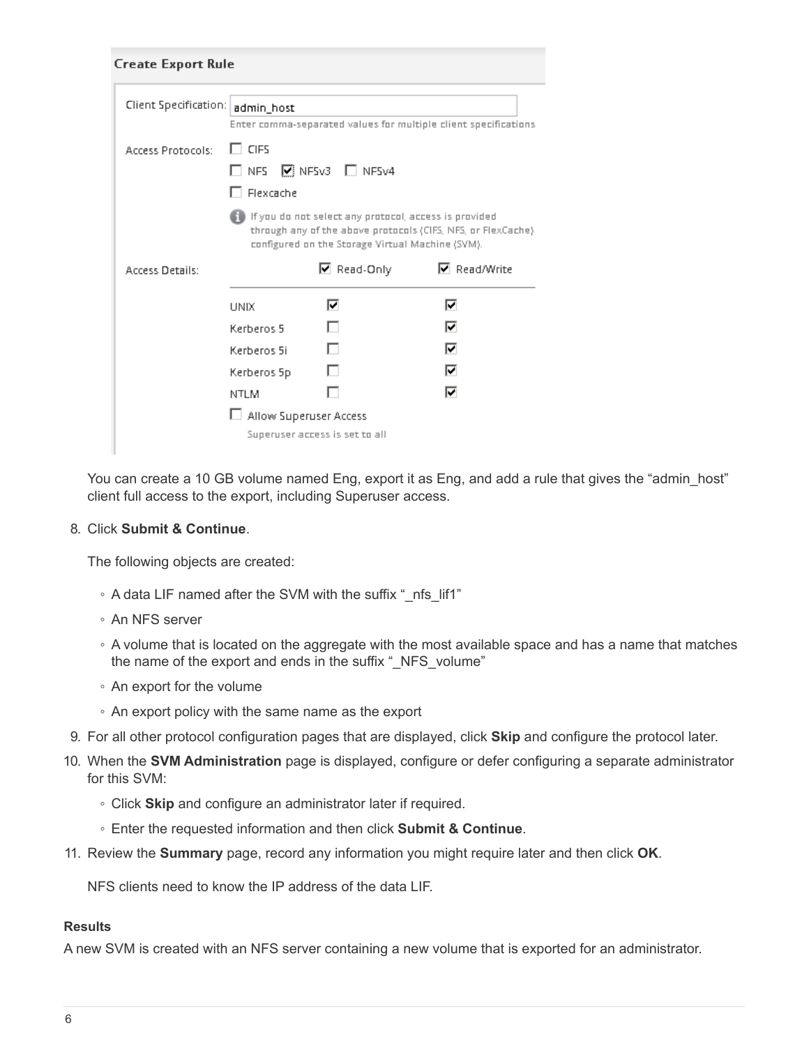You can create a 10 GB volume named Eng, export it as Eng, and add a rule that gives the “admin_host” client full access to the export, including Superuser access.

8. Click **Submit & Continue**.

   The following objects are created:

   - A data LIF named after the SVM with the suffix “_nfs_lif1”
   - An NFS server
   - A volume that is located on the aggregate with the most available space and has a name that matches the name of the export and ends in the suffix “_NFS_volume”
   - An export for the volume
   - An export policy with the same name as the export

9. For all other protocol configuration pages that are displayed, click **Skip** and configure the protocol later.

10. When the **SVM Administration** page is displayed, configure or defer configuring a separate administrator for this SVM:

    - Click **Skip** and configure an administrator later if required.
    - Enter the requested information and then click **Submit & Continue**.

11. Review the **Summary** page, record any information you might require later and then click **OK**.

    NFS clients need to know the IP address of the data LIF.

#### Results

A new SVM is created with an NFS server containing a new volume that is exported for an administrator.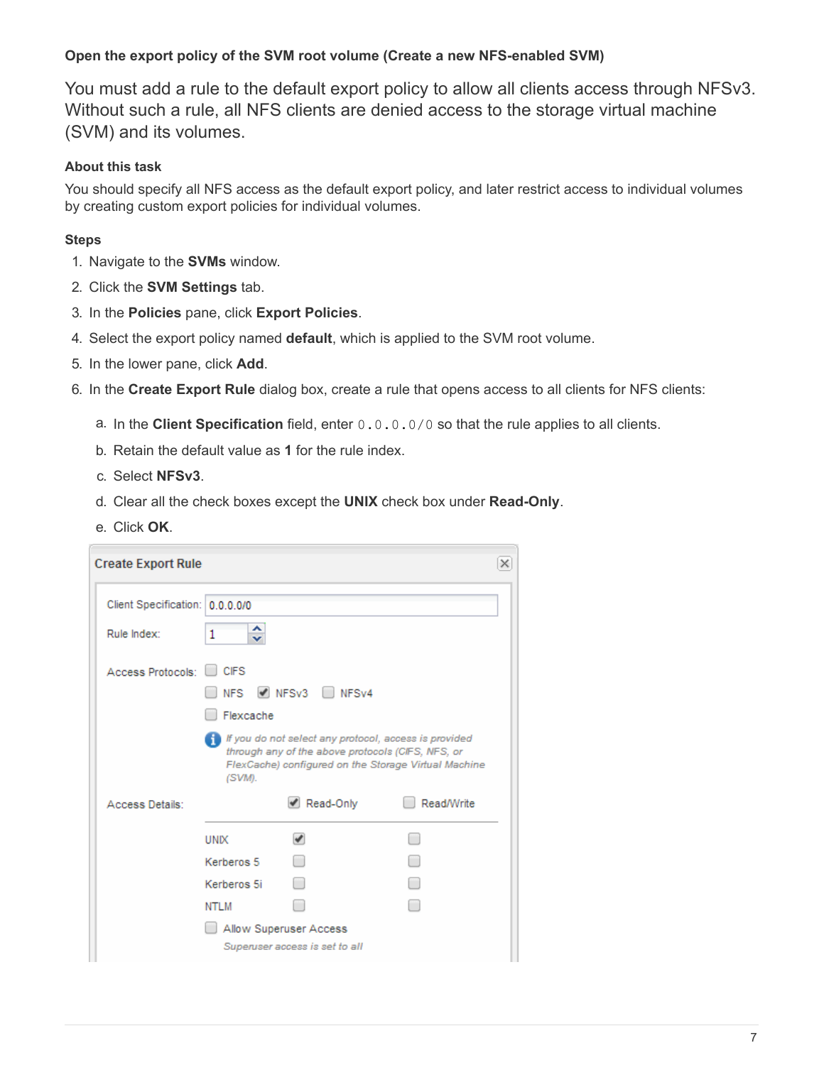### Open the export policy of the SVM root volume (Create a new NFS-enabled SVM)

You must add a rule to the default export policy to allow all clients access through NFSv3. Without such a rule, all NFS clients are denied access to the storage virtual machine (SVM) and its volumes.

#### About this task

You should specify all NFS access as the default export policy, and later restrict access to individual volumes by creating custom export policies for individual volumes.

#### Steps

1. Navigate to the **SVMs** window.
2. Click the **SVM Settings** tab.
3. In the **Policies** pane, click **Export Policies**.
4. Select the export policy named **default**, which is applied to the SVM root volume.
5. In the lower pane, click **Add**.
6. In the **Create Export Rule** dialog box, create a rule that opens access to all clients for NFS clients:
   a. In the **Client Specification** field, enter `0.0.0.0/0` so that the rule applies to all clients.
   b. Retain the default value as **1** for the rule index.
   c. Select **NFSv3**.
   d. Clear all the check boxes except the **UNIX** check box under **Read-Only**.
   e. Click **OK**.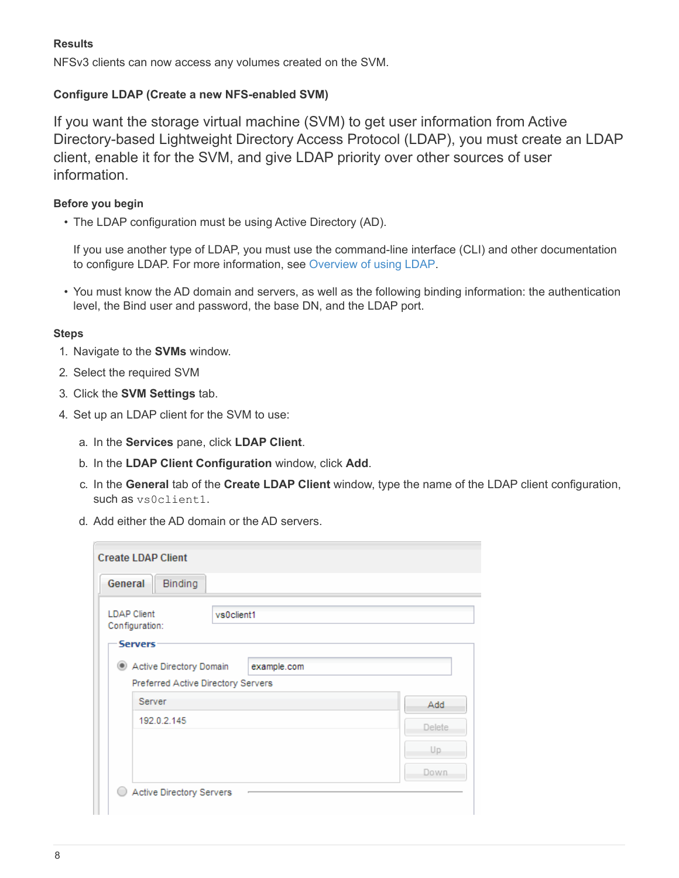**Results**

NFSv3 clients can now access any volumes created on the SVM.

### Configure LDAP (Create a new NFS-enabled SVM)

If you want the storage virtual machine (SVM) to get user information from Active Directory-based Lightweight Directory Access Protocol (LDAP), you must create an LDAP client, enable it for the SVM, and give LDAP priority over other sources of user information.

**Before you begin**

- The LDAP configuration must be using Active Directory (AD).

  If you use another type of LDAP, you must use the command-line interface (CLI) and other documentation to configure LDAP. For more information, see Overview of using LDAP.

- You must know the AD domain and servers, as well as the following binding information: the authentication level, the Bind user and password, the base DN, and the LDAP port.

**Steps**

1. Navigate to the **SVMs** window.
2. Select the required SVM
3. Click the **SVM Settings** tab.
4. Set up an LDAP client for the SVM to use:

   a. In the **Services** pane, click **LDAP Client**.

   b. In the **LDAP Client Configuration** window, click **Add**.

   c. In the **General** tab of the **Create LDAP Client** window, type the name of the LDAP client configuration, such as `vs0client1`.

   d. Add either the AD domain or the AD servers.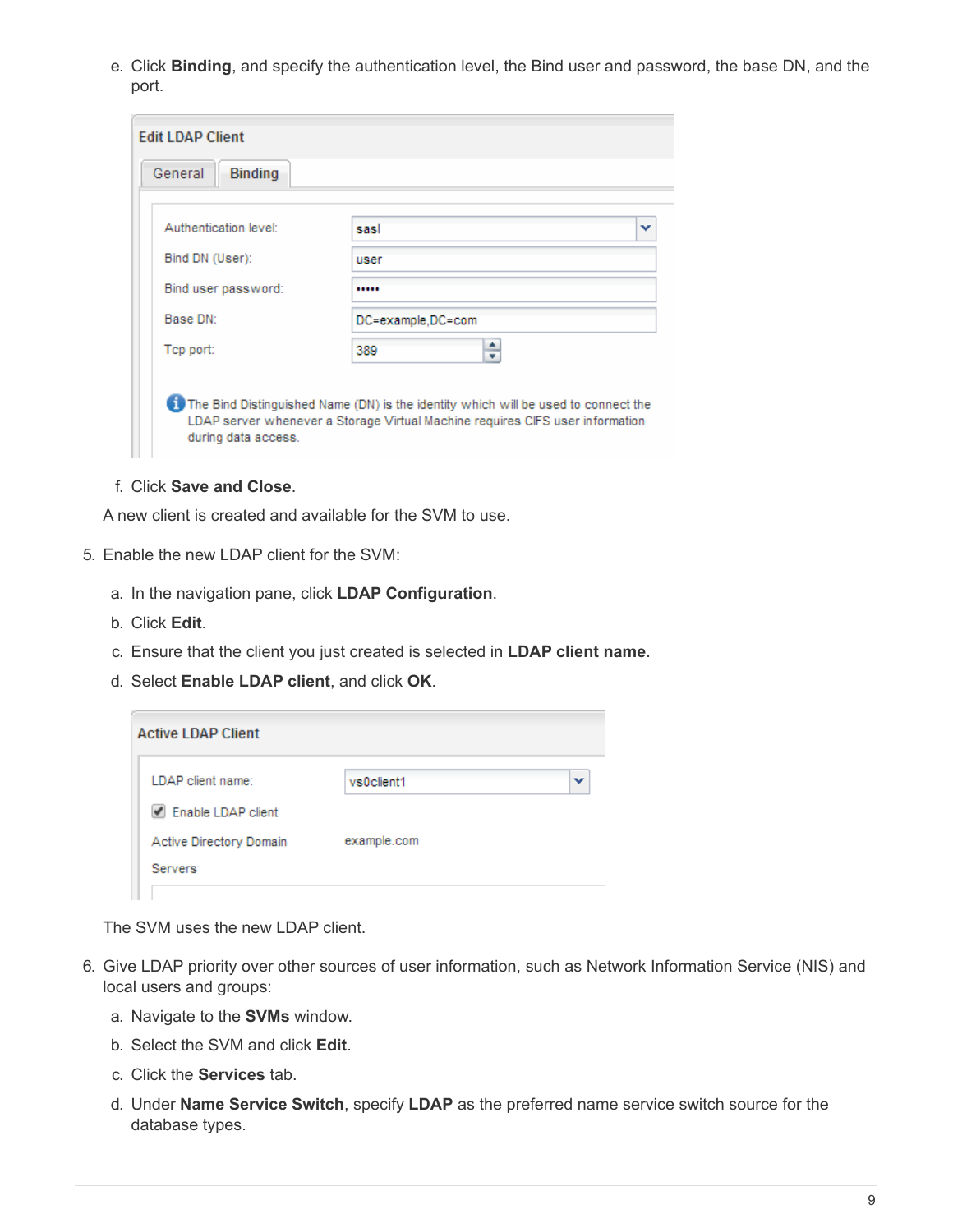e. Click **Binding**, and specify the authentication level, the Bind user and password, the base DN, and the port.

f. Click **Save and Close**.

A new client is created and available for the SVM to use.

5. Enable the new LDAP client for the SVM:

   a. In the navigation pane, click **LDAP Configuration**.

   b. Click **Edit**.

   c. Ensure that the client you just created is selected in **LDAP client name**.

   d. Select **Enable LDAP client**, and click **OK**.

   The SVM uses the new LDAP client.

6. Give LDAP priority over other sources of user information, such as Network Information Service (NIS) and local users and groups:

   a. Navigate to the **SVMs** window.

   b. Select the SVM and click **Edit**.

   c. Click the **Services** tab.

   d. Under **Name Service Switch**, specify **LDAP** as the preferred name service switch source for the database types.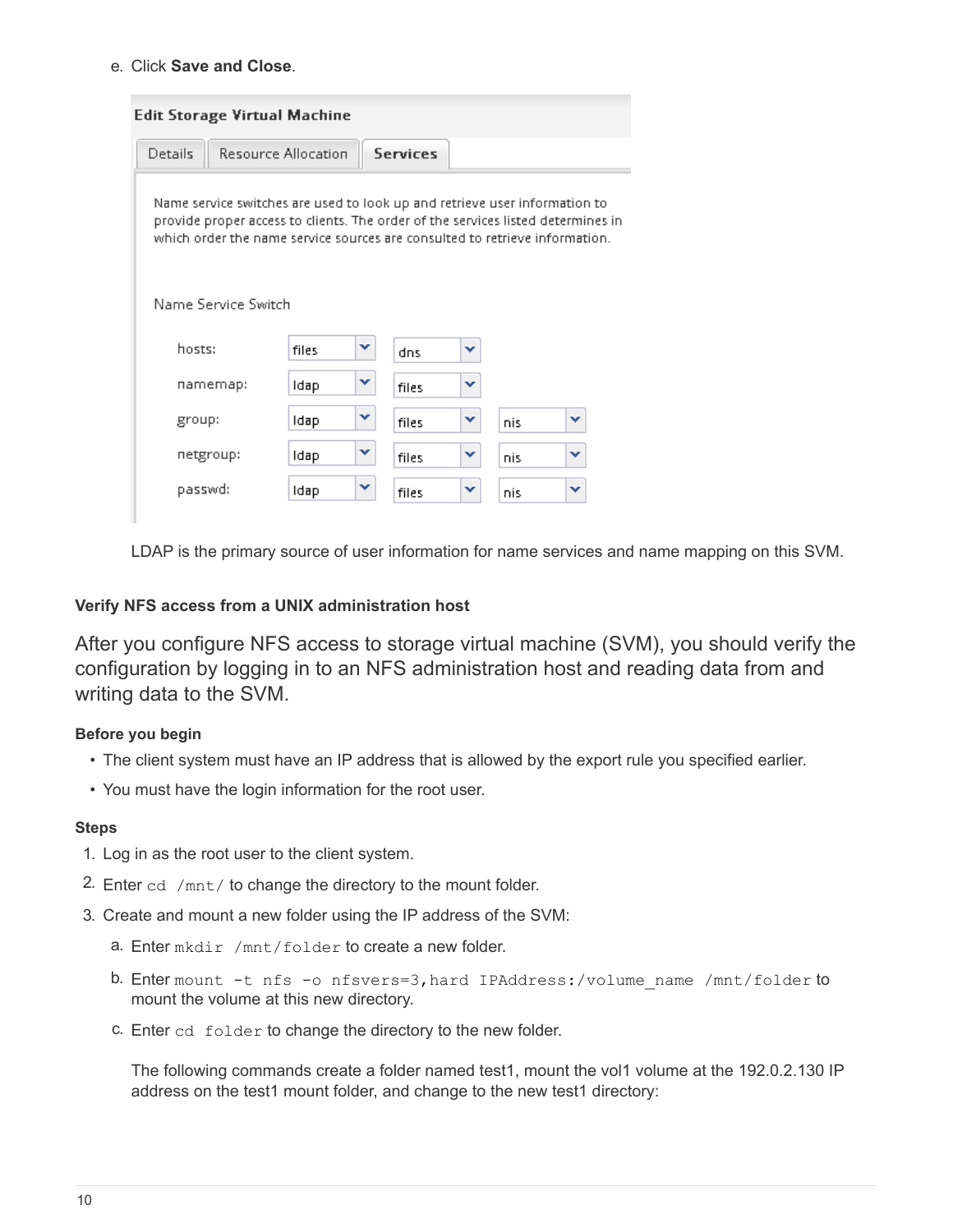e. Click **Save and Close**.

Edit Storage Virtual Machine

Details | Resource Allocation | **Services**

Name service switches are used to look up and retrieve user information to provide proper access to clients. The order of the services listed determines in which order the name service sources are consulted to retrieve information.

Name Service Switch

| | | | |
|---|---|---|---|
| hosts: | files | dns | |
| namemap: | ldap | files | |
| group: | ldap | files | nis |
| netgroup: | ldap | files | nis |
| passwd: | ldap | files | nis |

LDAP is the primary source of user information for name services and name mapping on this SVM.

### Verify NFS access from a UNIX administration host

After you configure NFS access to storage virtual machine (SVM), you should verify the configuration by logging in to an NFS administration host and reading data from and writing data to the SVM.

#### Before you begin

- The client system must have an IP address that is allowed by the export rule you specified earlier.
- You must have the login information for the root user.

#### Steps

1. Log in as the root user to the client system.
2. Enter `cd /mnt/` to change the directory to the mount folder.
3. Create and mount a new folder using the IP address of the SVM:
   a. Enter `mkdir /mnt/folder` to create a new folder.
   b. Enter `mount -t nfs -o nfsvers=3,hard IPAddress:/volume_name /mnt/folder` to mount the volume at this new directory.
   c. Enter `cd folder` to change the directory to the new folder.

   The following commands create a folder named test1, mount the vol1 volume at the 192.0.2.130 IP address on the test1 mount folder, and change to the new test1 directory: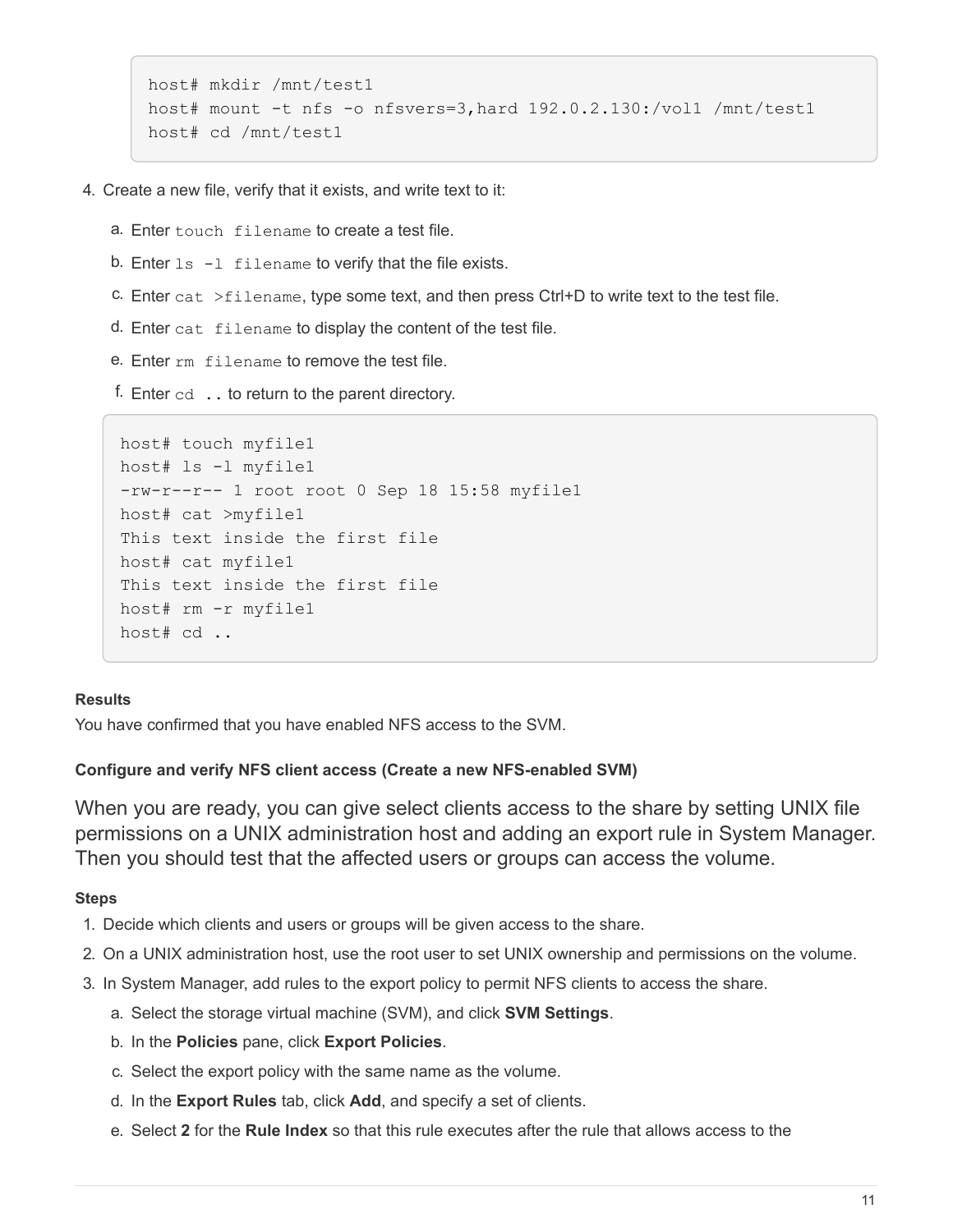```
host# mkdir /mnt/test1
host# mount -t nfs -o nfsvers=3,hard 192.0.2.130:/vol1 /mnt/test1
host# cd /mnt/test1
```

4. Create a new file, verify that it exists, and write text to it:

   a. Enter `touch filename` to create a test file.

   b. Enter `ls -l filename` to verify that the file exists.

   c. Enter `cat >filename`, type some text, and then press Ctrl+D to write text to the test file.

   d. Enter `cat filename` to display the content of the test file.

   e. Enter `rm filename` to remove the test file.

   f. Enter `cd ..` to return to the parent directory.

```
host# touch myfile1
host# ls -l myfile1
-rw-r--r-- 1 root root 0 Sep 18 15:58 myfile1
host# cat >myfile1
This text inside the first file
host# cat myfile1
This text inside the first file
host# rm -r myfile1
host# cd ..
```

**Results**

You have confirmed that you have enabled NFS access to the SVM.

#### Configure and verify NFS client access (Create a new NFS-enabled SVM)

When you are ready, you can give select clients access to the share by setting UNIX file permissions on a UNIX administration host and adding an export rule in System Manager. Then you should test that the affected users or groups can access the volume.

**Steps**

1. Decide which clients and users or groups will be given access to the share.
2. On a UNIX administration host, use the root user to set UNIX ownership and permissions on the volume.
3. In System Manager, add rules to the export policy to permit NFS clients to access the share.

   a. Select the storage virtual machine (SVM), and click **SVM Settings**.

   b. In the **Policies** pane, click **Export Policies**.

   c. Select the export policy with the same name as the volume.

   d. In the **Export Rules** tab, click **Add**, and specify a set of clients.

   e. Select **2** for the **Rule Index** so that this rule executes after the rule that allows access to the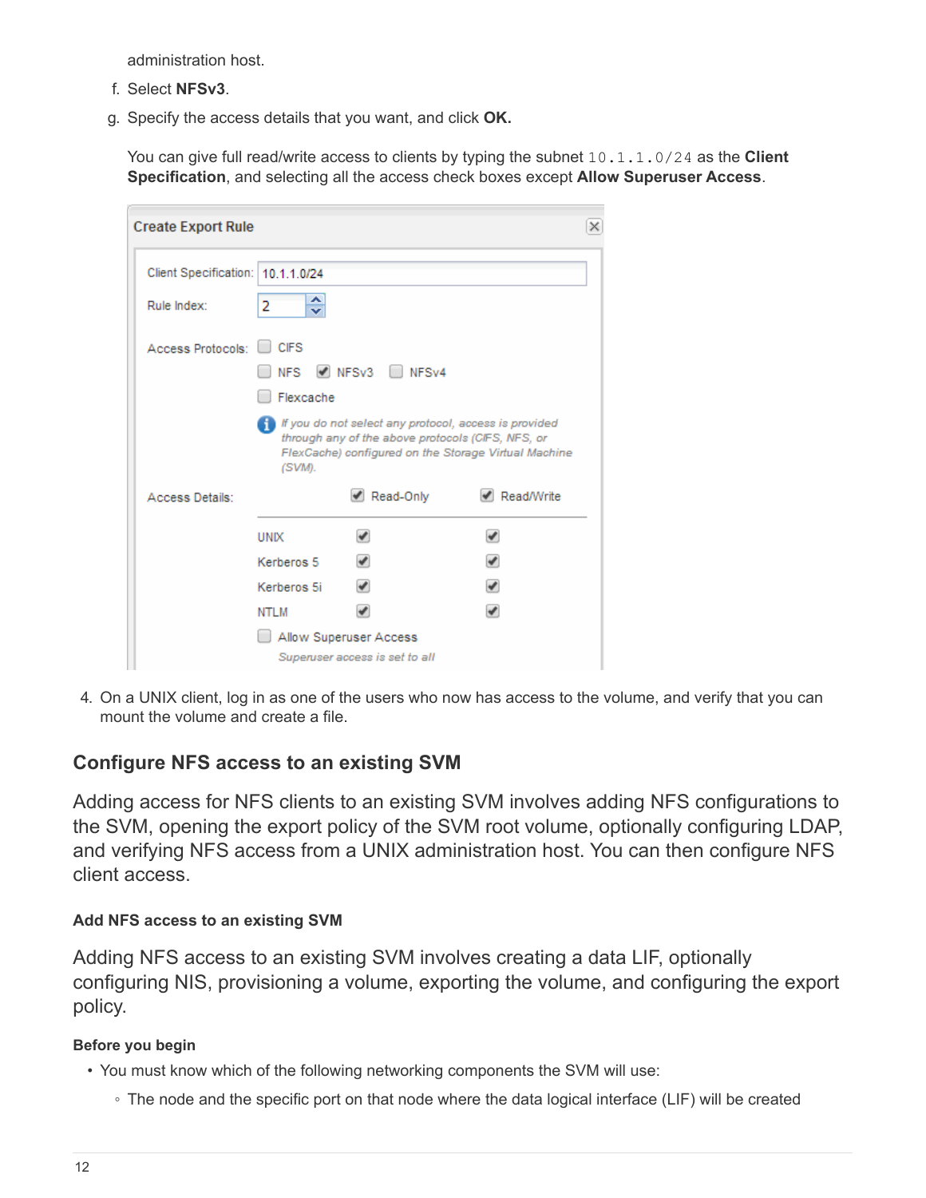administration host.

f. Select **NFSv3**.

g. Specify the access details that you want, and click **OK.**

You can give full read/write access to clients by typing the subnet `10.1.1.0/24` as the **Client Specification**, and selecting all the access check boxes except **Allow Superuser Access**.

4. On a UNIX client, log in as one of the users who now has access to the volume, and verify that you can mount the volume and create a file.

## Configure NFS access to an existing SVM

Adding access for NFS clients to an existing SVM involves adding NFS configurations to the SVM, opening the export policy of the SVM root volume, optionally configuring LDAP, and verifying NFS access from a UNIX administration host. You can then configure NFS client access.

### Add NFS access to an existing SVM

Adding NFS access to an existing SVM involves creating a data LIF, optionally configuring NIS, provisioning a volume, exporting the volume, and configuring the export policy.

#### Before you begin

- You must know which of the following networking components the SVM will use:
  - The node and the specific port on that node where the data logical interface (LIF) will be created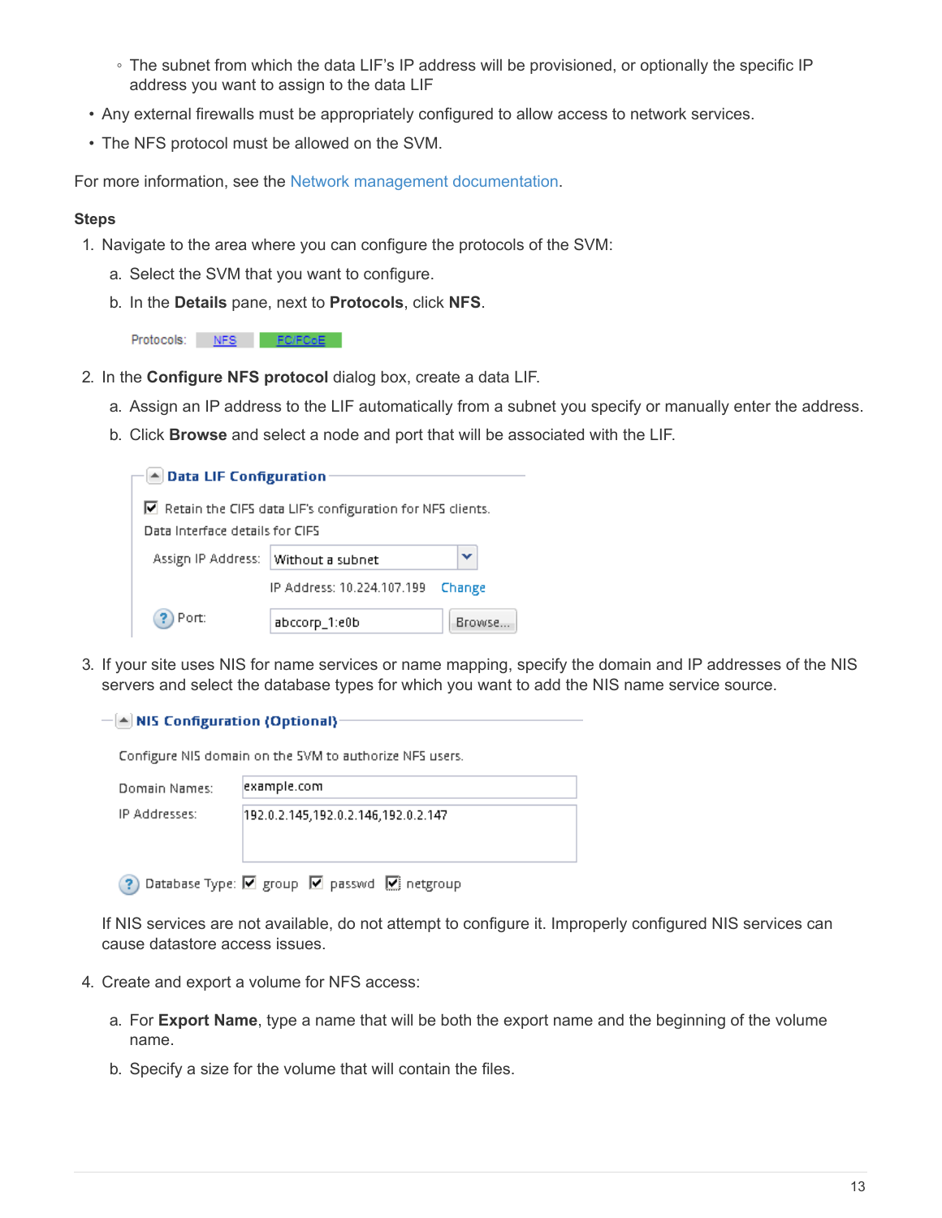- The subnet from which the data LIF's IP address will be provisioned, or optionally the specific IP address you want to assign to the data LIF

- Any external firewalls must be appropriately configured to allow access to network services.
- The NFS protocol must be allowed on the SVM.

For more information, see the Network management documentation.

**Steps**

1. Navigate to the area where you can configure the protocols of the SVM:
   a. Select the SVM that you want to configure.
   b. In the **Details** pane, next to **Protocols**, click **NFS**.

2. In the **Configure NFS protocol** dialog box, create a data LIF.
   a. Assign an IP address to the LIF automatically from a subnet you specify or manually enter the address.
   b. Click **Browse** and select a node and port that will be associated with the LIF.

3. If your site uses NIS for name services or name mapping, specify the domain and IP addresses of the NIS servers and select the database types for which you want to add the NIS name service source.

   If NIS services are not available, do not attempt to configure it. Improperly configured NIS services can cause datastore access issues.

4. Create and export a volume for NFS access:
   a. For **Export Name**, type a name that will be both the export name and the beginning of the volume name.
   b. Specify a size for the volume that will contain the files.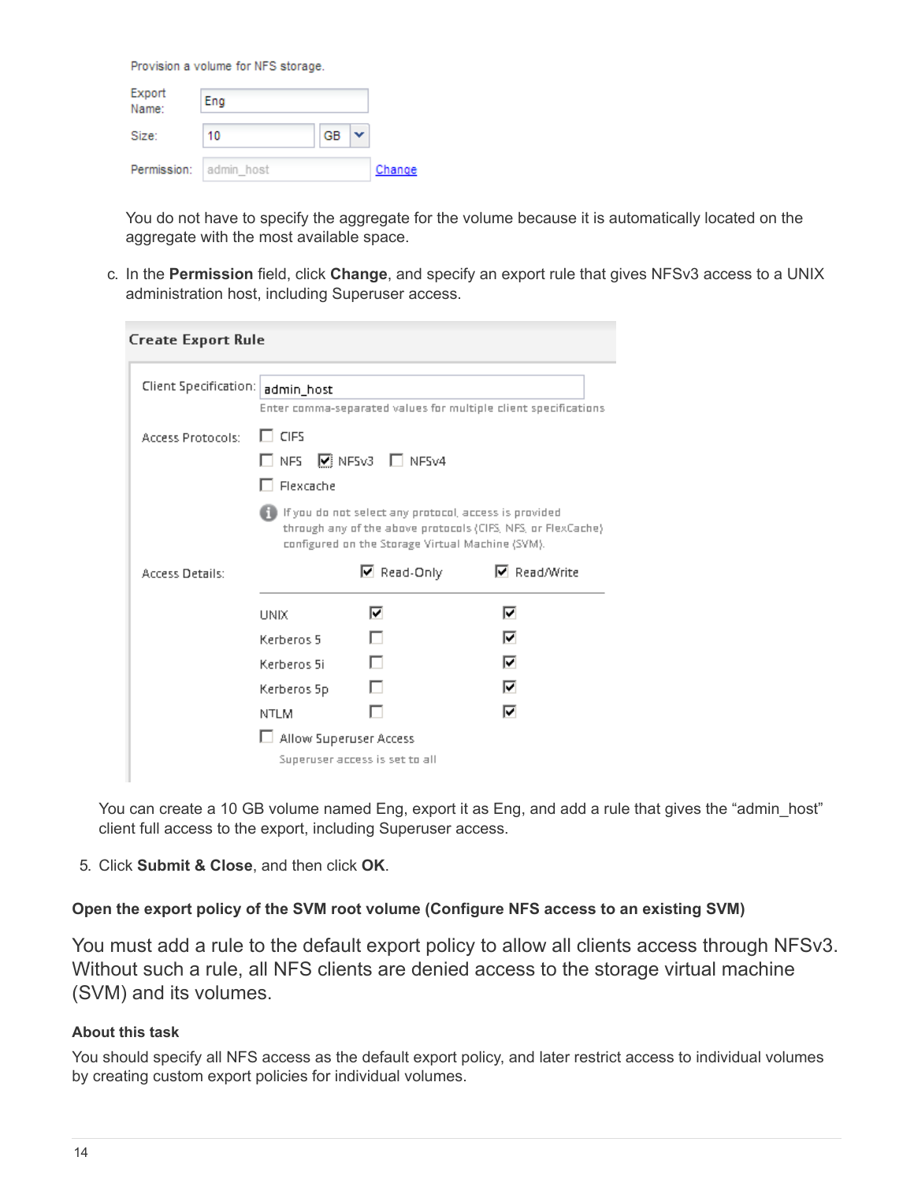Provision a volume for NFS storage.

Export Name: Eng

Size: 10 GB

Permission: admin_host Change

You do not have to specify the aggregate for the volume because it is automatically located on the aggregate with the most available space.

c. In the **Permission** field, click **Change**, and specify an export rule that gives NFSv3 access to a UNIX administration host, including Superuser access.

**Create Export Rule**

Client Specification: admin_host

Enter comma-separated values for multiple client specifications

Access Protocols: ☐ CIFS

☐ NFS ☑ NFSv3 ☐ NFSv4

☐ Flexcache

If you do not select any protocol, access is provided through any of the above protocols (CIFS, NFS, or FlexCache) configured on the Storage Virtual Machine (SVM).

Access Details:

| | Read-Only | Read/Write |
| --- | --- | --- |
| UNIX | ☑ | ☑ |
| Kerberos 5 | ☐ | ☑ |
| Kerberos 5i | ☐ | ☑ |
| Kerberos 5p | ☐ | ☑ |
| NTLM | ☐ | ☑ |

☐ Allow Superuser Access

Superuser access is set to all

You can create a 10 GB volume named Eng, export it as Eng, and add a rule that gives the "admin_host" client full access to the export, including Superuser access.

5. Click **Submit & Close**, and then click **OK**.

#### Open the export policy of the SVM root volume (Configure NFS access to an existing SVM)

You must add a rule to the default export policy to allow all clients access through NFSv3. Without such a rule, all NFS clients are denied access to the storage virtual machine (SVM) and its volumes.

##### About this task

You should specify all NFS access as the default export policy, and later restrict access to individual volumes by creating custom export policies for individual volumes.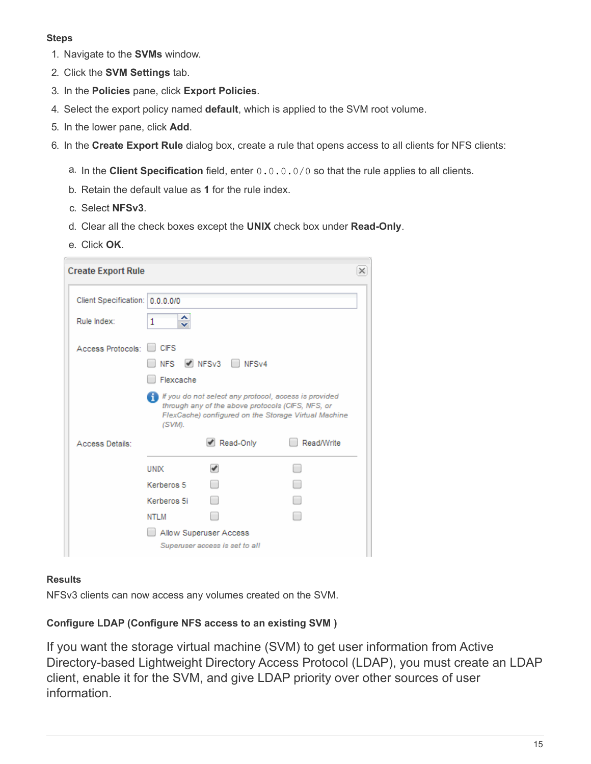**Steps**

1. Navigate to the **SVMs** window.
2. Click the **SVM Settings** tab.
3. In the **Policies** pane, click **Export Policies**.
4. Select the export policy named **default**, which is applied to the SVM root volume.
5. In the lower pane, click **Add**.
6. In the **Create Export Rule** dialog box, create a rule that opens access to all clients for NFS clients:
   a. In the **Client Specification** field, enter `0.0.0.0/0` so that the rule applies to all clients.
   b. Retain the default value as **1** for the rule index.
   c. Select **NFSv3**.
   d. Clear all the check boxes except the **UNIX** check box under **Read-Only**.
   e. Click **OK**.

**Results**

NFSv3 clients can now access any volumes created on the SVM.

### Configure LDAP (Configure NFS access to an existing SVM )

If you want the storage virtual machine (SVM) to get user information from Active Directory-based Lightweight Directory Access Protocol (LDAP), you must create an LDAP client, enable it for the SVM, and give LDAP priority over other sources of user information.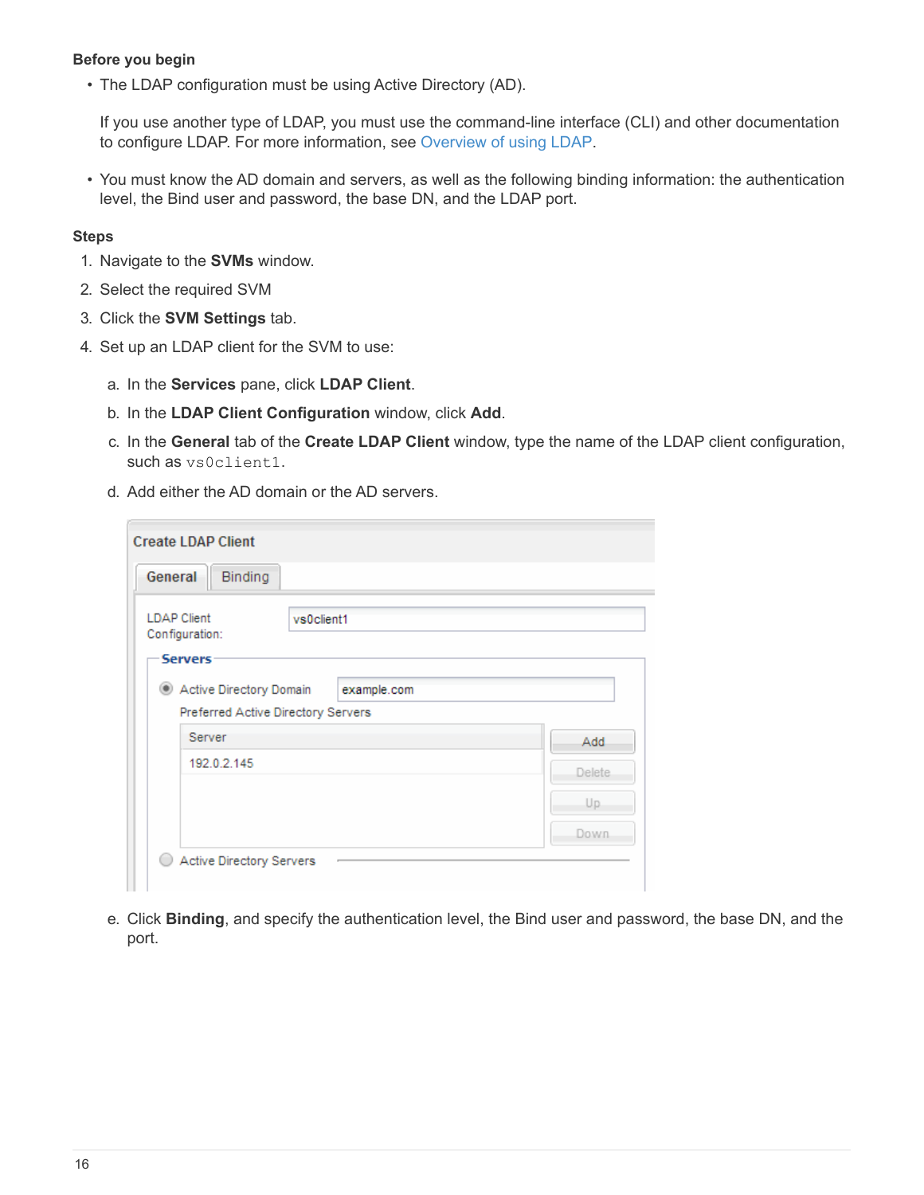#### Before you begin

- The LDAP configuration must be using Active Directory (AD).

  If you use another type of LDAP, you must use the command-line interface (CLI) and other documentation to configure LDAP. For more information, see Overview of using LDAP.

- You must know the AD domain and servers, as well as the following binding information: the authentication level, the Bind user and password, the base DN, and the LDAP port.

#### Steps

1. Navigate to the **SVMs** window.
2. Select the required SVM
3. Click the **SVM Settings** tab.
4. Set up an LDAP client for the SVM to use:
   a. In the **Services** pane, click **LDAP Client**.
   b. In the **LDAP Client Configuration** window, click **Add**.
   c. In the **General** tab of the **Create LDAP Client** window, type the name of the LDAP client configuration, such as `vs0client1`.
   d. Add either the AD domain or the AD servers.
   e. Click **Binding**, and specify the authentication level, the Bind user and password, the base DN, and the port.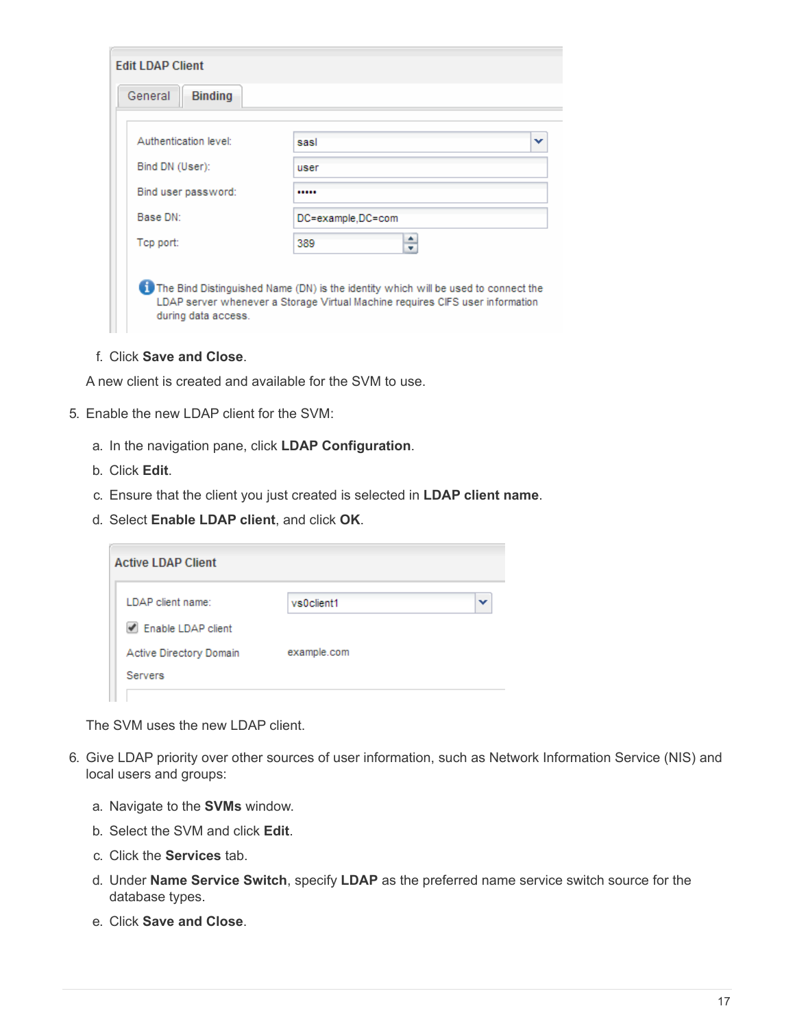f. Click **Save and Close**.

A new client is created and available for the SVM to use.

5. Enable the new LDAP client for the SVM:

   a. In the navigation pane, click **LDAP Configuration**.

   b. Click **Edit**.

   c. Ensure that the client you just created is selected in **LDAP client name**.

   d. Select **Enable LDAP client**, and click **OK**.

   The SVM uses the new LDAP client.

6. Give LDAP priority over other sources of user information, such as Network Information Service (NIS) and local users and groups:

   a. Navigate to the **SVMs** window.

   b. Select the SVM and click **Edit**.

   c. Click the **Services** tab.

   d. Under **Name Service Switch**, specify **LDAP** as the preferred name service switch source for the database types.

   e. Click **Save and Close**.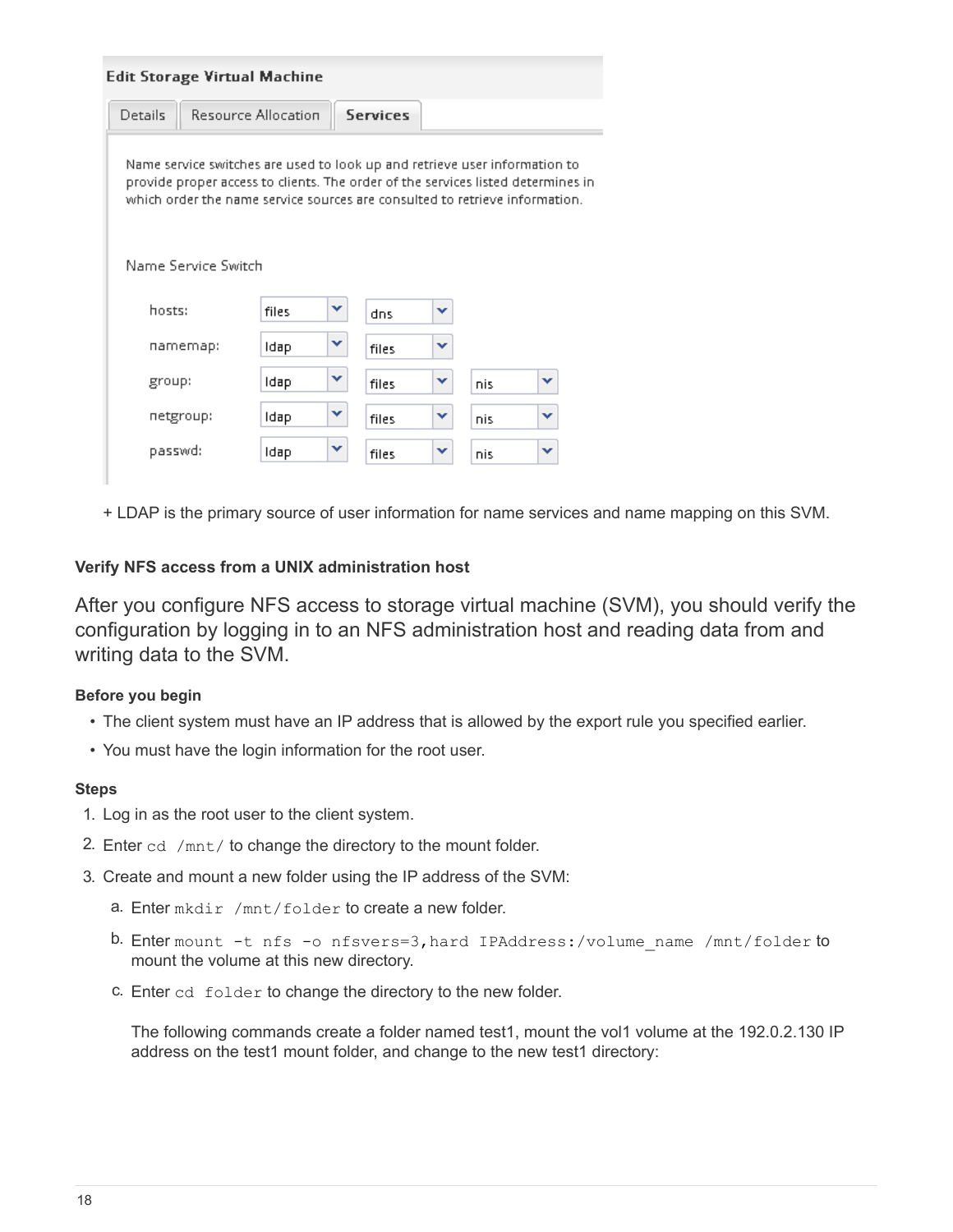**Edit Storage Virtual Machine**

Details | Resource Allocation | **Services**

Name service switches are used to look up and retrieve user information to provide proper access to clients. The order of the services listed determines in which order the name service sources are consulted to retrieve information.

Name Service Switch

| | | | |
|---|---|---|---|
| hosts: | files | dns | |
| namemap: | ldap | files | |
| group: | ldap | files | nis |
| netgroup: | ldap | files | nis |
| passwd: | ldap | files | nis |

+ LDAP is the primary source of user information for name services and name mapping on this SVM.

#### Verify NFS access from a UNIX administration host

After you configure NFS access to storage virtual machine (SVM), you should verify the configuration by logging in to an NFS administration host and reading data from and writing data to the SVM.

##### Before you begin

- The client system must have an IP address that is allowed by the export rule you specified earlier.
- You must have the login information for the root user.

##### Steps

1. Log in as the root user to the client system.
2. Enter `cd /mnt/` to change the directory to the mount folder.
3. Create and mount a new folder using the IP address of the SVM:
   a. Enter `mkdir /mnt/folder` to create a new folder.
   b. Enter `mount -t nfs -o nfsvers=3,hard IPAddress:/volume_name /mnt/folder` to mount the volume at this new directory.
   c. Enter `cd folder` to change the directory to the new folder.

      The following commands create a folder named test1, mount the vol1 volume at the 192.0.2.130 IP address on the test1 mount folder, and change to the new test1 directory: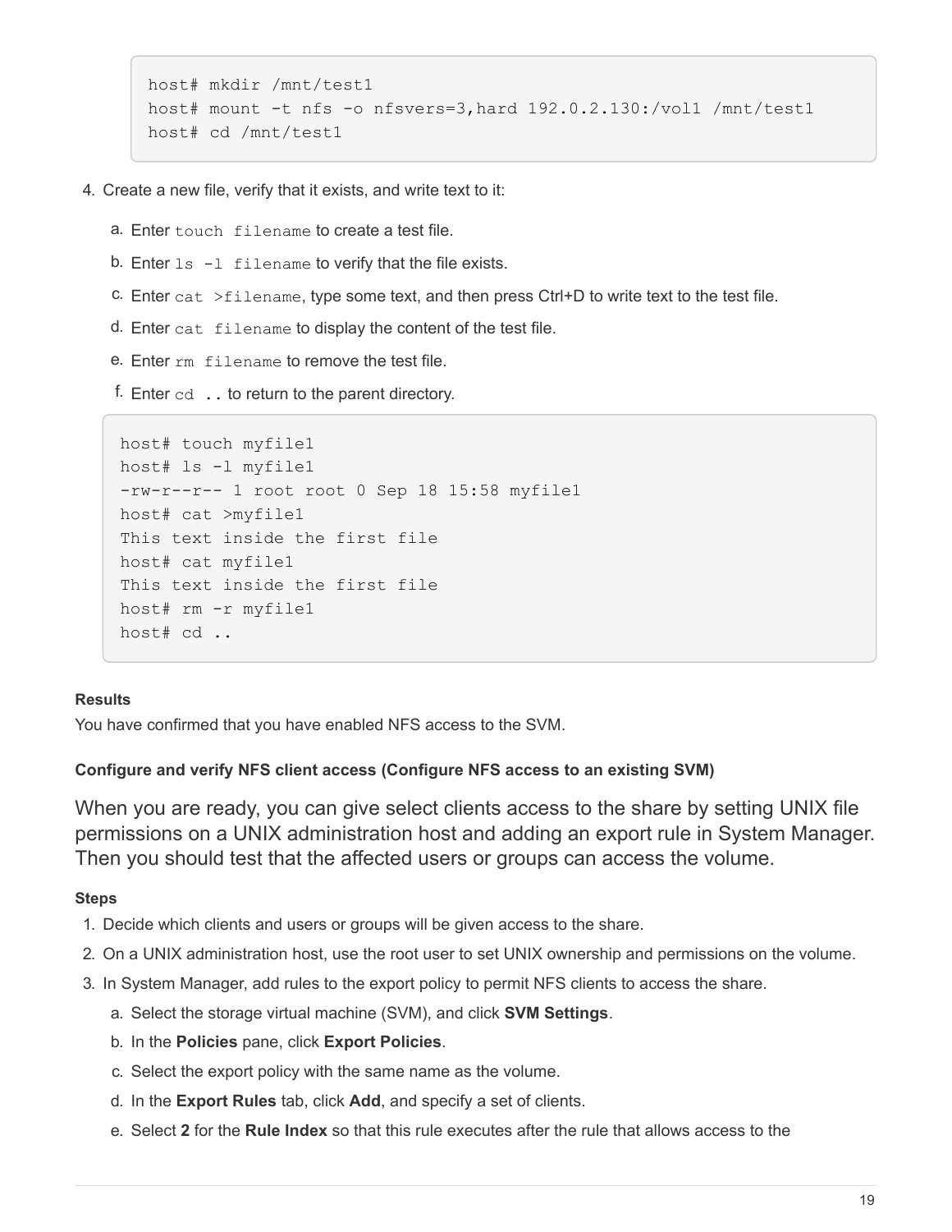```
host# mkdir /mnt/test1
host# mount -t nfs -o nfsvers=3,hard 192.0.2.130:/vol1 /mnt/test1
host# cd /mnt/test1
```

4. Create a new file, verify that it exists, and write text to it:
   a. Enter `touch filename` to create a test file.
   b. Enter `ls -l filename` to verify that the file exists.
   c. Enter `cat >filename`, type some text, and then press Ctrl+D to write text to the test file.
   d. Enter `cat filename` to display the content of the test file.
   e. Enter `rm filename` to remove the test file.
   f. Enter `cd ..` to return to the parent directory.

```
host# touch myfile1
host# ls -l myfile1
-rw-r--r-- 1 root root 0 Sep 18 15:58 myfile1
host# cat >myfile1
This text inside the first file
host# cat myfile1
This text inside the first file
host# rm -r myfile1
host# cd ..
```

**Results**

You have confirmed that you have enabled NFS access to the SVM.

#### Configure and verify NFS client access (Configure NFS access to an existing SVM)

When you are ready, you can give select clients access to the share by setting UNIX file permissions on a UNIX administration host and adding an export rule in System Manager. Then you should test that the affected users or groups can access the volume.

**Steps**

1. Decide which clients and users or groups will be given access to the share.
2. On a UNIX administration host, use the root user to set UNIX ownership and permissions on the volume.
3. In System Manager, add rules to the export policy to permit NFS clients to access the share.
   a. Select the storage virtual machine (SVM), and click **SVM Settings**.
   b. In the **Policies** pane, click **Export Policies**.
   c. Select the export policy with the same name as the volume.
   d. In the **Export Rules** tab, click **Add**, and specify a set of clients.
   e. Select **2** for the **Rule Index** so that this rule executes after the rule that allows access to the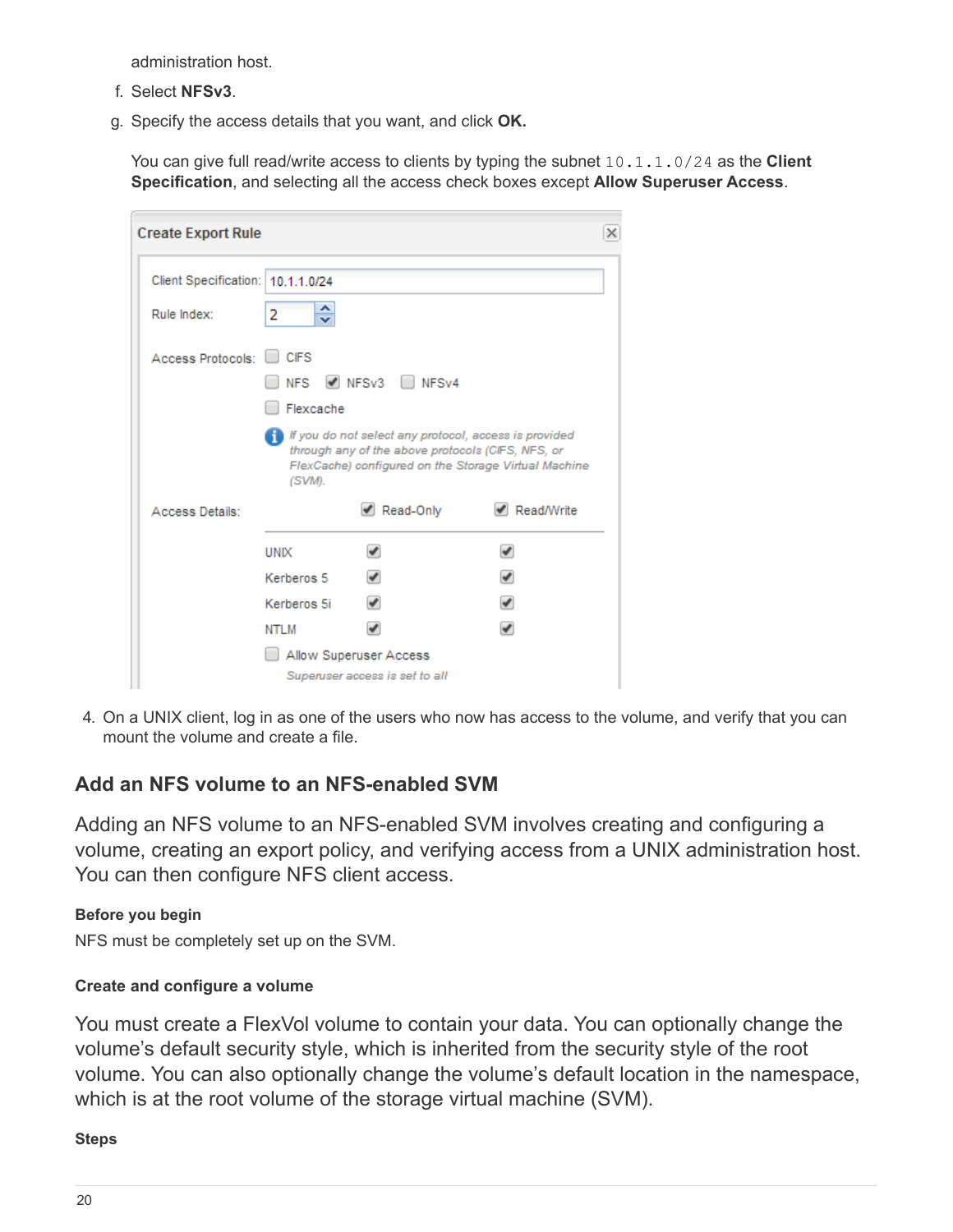administration host.

f. Select **NFSv3**.

g. Specify the access details that you want, and click **OK.**

   You can give full read/write access to clients by typing the subnet `10.1.1.0/24` as the **Client Specification**, and selecting all the access check boxes except **Allow Superuser Access**.

4. On a UNIX client, log in as one of the users who now has access to the volume, and verify that you can mount the volume and create a file.

## Add an NFS volume to an NFS-enabled SVM

Adding an NFS volume to an NFS-enabled SVM involves creating and configuring a volume, creating an export policy, and verifying access from a UNIX administration host. You can then configure NFS client access.

#### Before you begin

NFS must be completely set up on the SVM.

#### Create and configure a volume

You must create a FlexVol volume to contain your data. You can optionally change the volume's default security style, which is inherited from the security style of the root volume. You can also optionally change the volume's default location in the namespace, which is at the root volume of the storage virtual machine (SVM).

#### Steps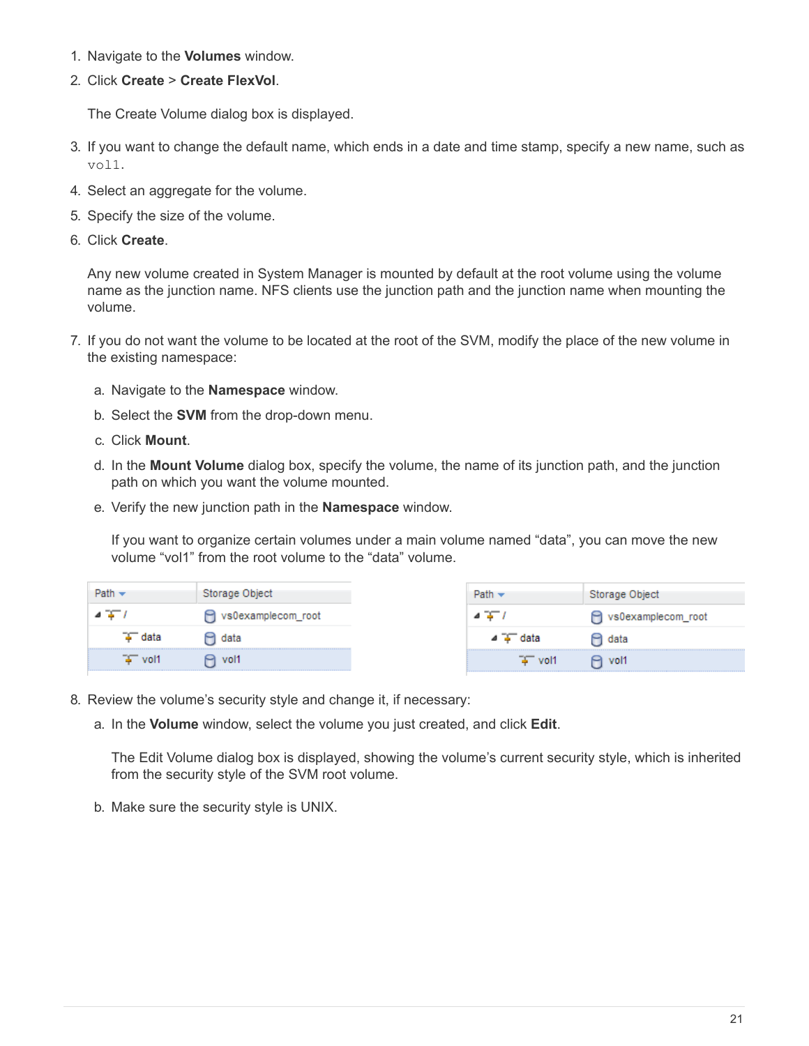1. Navigate to the **Volumes** window.
2. Click **Create** > **Create FlexVol**.

   The Create Volume dialog box is displayed.

3. If you want to change the default name, which ends in a date and time stamp, specify a new name, such as `vol1`.
4. Select an aggregate for the volume.
5. Specify the size of the volume.
6. Click **Create**.

   Any new volume created in System Manager is mounted by default at the root volume using the volume name as the junction name. NFS clients use the junction path and the junction name when mounting the volume.

7. If you do not want the volume to be located at the root of the SVM, modify the place of the new volume in the existing namespace:
   a. Navigate to the **Namespace** window.
   b. Select the **SVM** from the drop-down menu.
   c. Click **Mount**.
   d. In the **Mount Volume** dialog box, specify the volume, the name of its junction path, and the junction path on which you want the volume mounted.
   e. Verify the new junction path in the **Namespace** window.

      If you want to organize certain volumes under a main volume named “data”, you can move the new volume “vol1” from the root volume to the “data” volume.

| Path | Storage Object |
| --- | --- |
| / | vs0examplecom_root |
| data | data |
| vol1 | vol1 |

| Path | Storage Object |
| --- | --- |
| / | vs0examplecom_root |
| data | data |
| vol1 | vol1 |

8. Review the volume’s security style and change it, if necessary:
   a. In the **Volume** window, select the volume you just created, and click **Edit**.

      The Edit Volume dialog box is displayed, showing the volume’s current security style, which is inherited from the security style of the SVM root volume.

   b. Make sure the security style is UNIX.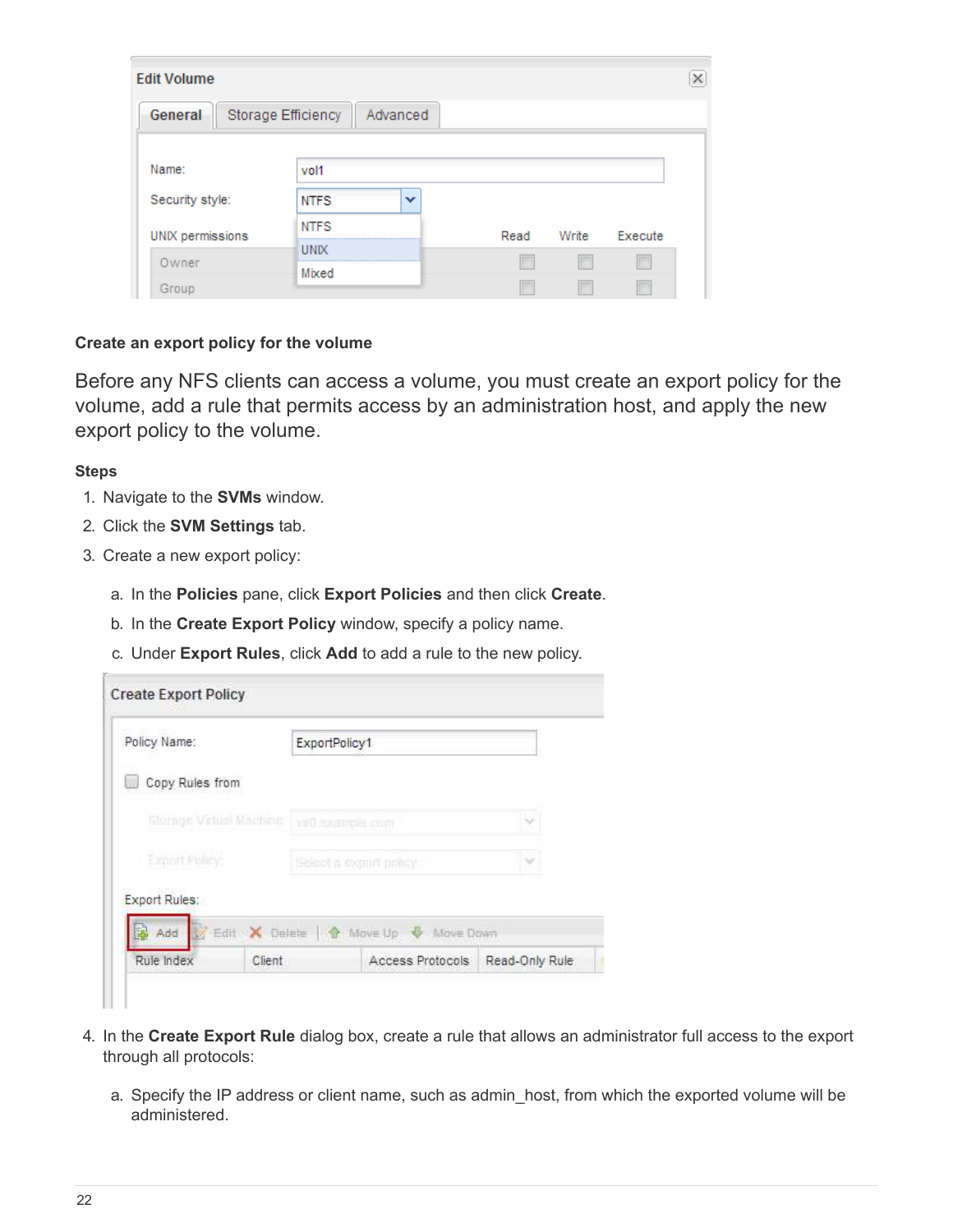### Create an export policy for the volume

Before any NFS clients can access a volume, you must create an export policy for the volume, add a rule that permits access by an administration host, and apply the new export policy to the volume.

#### Steps

1. Navigate to the **SVMs** window.
2. Click the **SVM Settings** tab.
3. Create a new export policy:

    a. In the **Policies** pane, click **Export Policies** and then click **Create**.

    b. In the **Create Export Policy** window, specify a policy name.

    c. Under **Export Rules**, click **Add** to add a rule to the new policy.

4. In the **Create Export Rule** dialog box, create a rule that allows an administrator full access to the export through all protocols:

    a. Specify the IP address or client name, such as admin_host, from which the exported volume will be administered.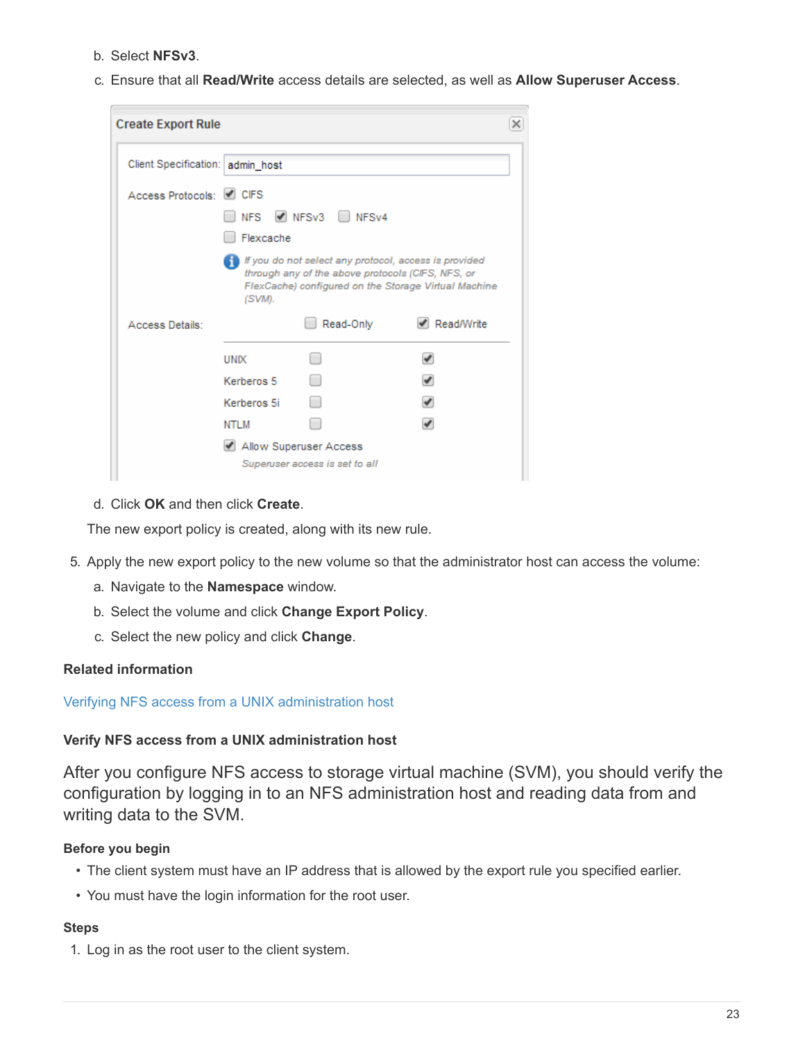b. Select **NFSv3**.

c. Ensure that all **Read/Write** access details are selected, as well as **Allow Superuser Access**.

d. Click **OK** and then click **Create**.

The new export policy is created, along with its new rule.

5. Apply the new export policy to the new volume so that the administrator host can access the volume:

   a. Navigate to the **Namespace** window.

   b. Select the volume and click **Change Export Policy**.

   c. Select the new policy and click **Change**.

**Related information**

Verifying NFS access from a UNIX administration host

### Verify NFS access from a UNIX administration host

After you configure NFS access to storage virtual machine (SVM), you should verify the configuration by logging in to an NFS administration host and reading data from and writing data to the SVM.

#### Before you begin

- The client system must have an IP address that is allowed by the export rule you specified earlier.
- You must have the login information for the root user.

#### Steps

1. Log in as the root user to the client system.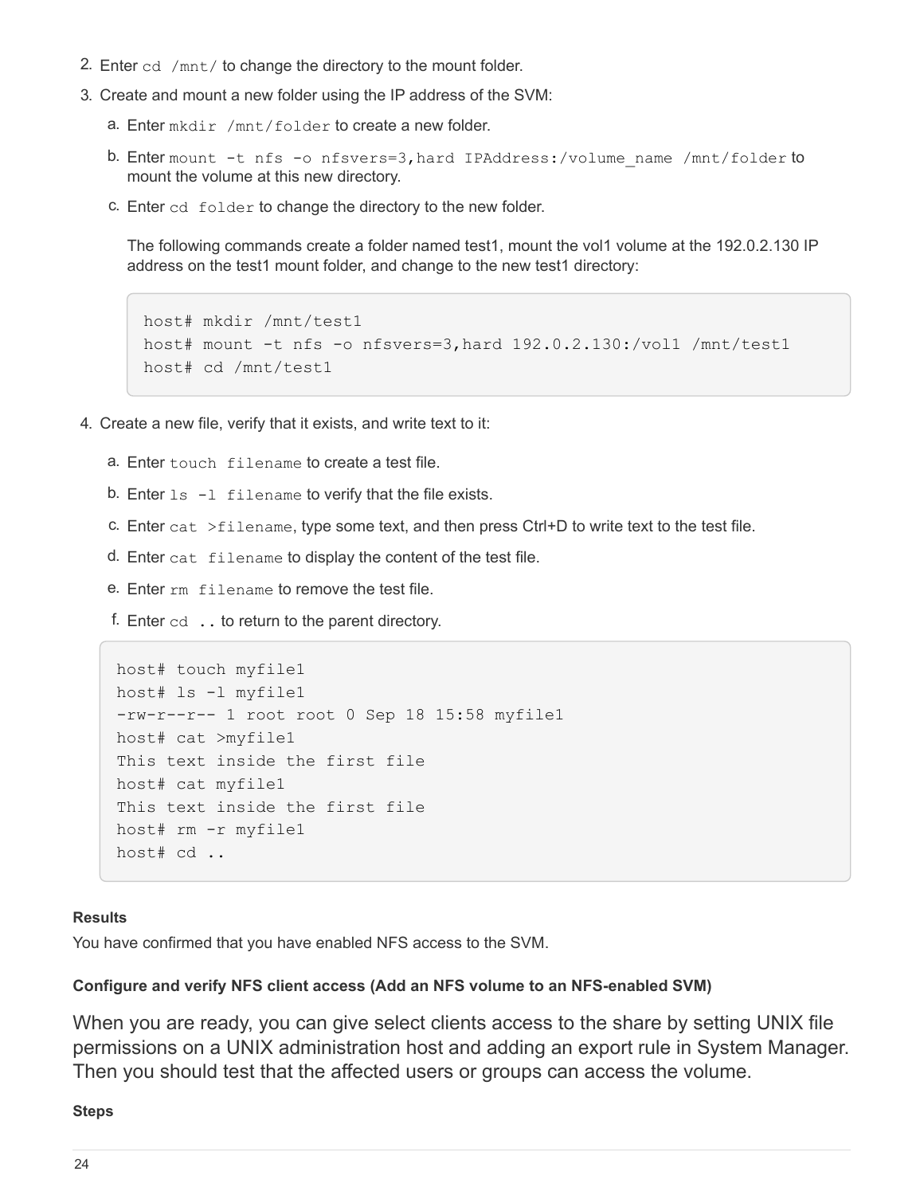2. Enter `cd /mnt/` to change the directory to the mount folder.
3. Create and mount a new folder using the IP address of the SVM:
   a. Enter `mkdir /mnt/folder` to create a new folder.
   b. Enter `mount -t nfs -o nfsvers=3,hard IPAddress:/volume_name /mnt/folder` to mount the volume at this new directory.
   c. Enter `cd folder` to change the directory to the new folder.

   The following commands create a folder named test1, mount the vol1 volume at the 192.0.2.130 IP address on the test1 mount folder, and change to the new test1 directory:

   ```
   host# mkdir /mnt/test1
   host# mount -t nfs -o nfsvers=3,hard 192.0.2.130:/vol1 /mnt/test1
   host# cd /mnt/test1
   ```

4. Create a new file, verify that it exists, and write text to it:
   a. Enter `touch filename` to create a test file.
   b. Enter `ls -l filename` to verify that the file exists.
   c. Enter `cat >filename`, type some text, and then press Ctrl+D to write text to the test file.
   d. Enter `cat filename` to display the content of the test file.
   e. Enter `rm filename` to remove the test file.
   f. Enter `cd ..` to return to the parent directory.

```
host# touch myfile1
host# ls -l myfile1
-rw-r--r-- 1 root root 0 Sep 18 15:58 myfile1
host# cat >myfile1
This text inside the first file
host# cat myfile1
This text inside the first file
host# rm -r myfile1
host# cd ..
```

**Results**

You have confirmed that you have enabled NFS access to the SVM.

**Configure and verify NFS client access (Add an NFS volume to an NFS-enabled SVM)**

When you are ready, you can give select clients access to the share by setting UNIX file permissions on a UNIX administration host and adding an export rule in System Manager. Then you should test that the affected users or groups can access the volume.

**Steps**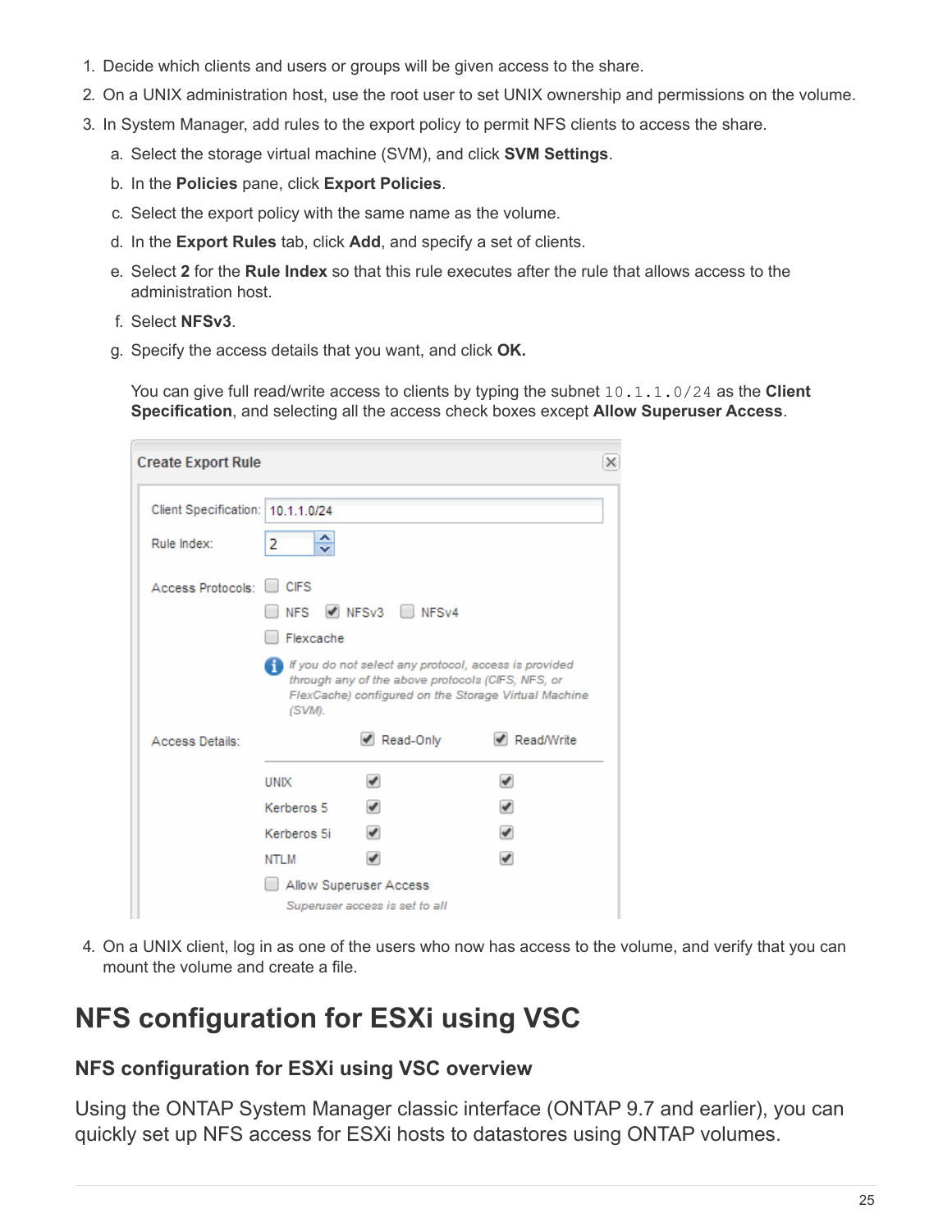1. Decide which clients and users or groups will be given access to the share.
2. On a UNIX administration host, use the root user to set UNIX ownership and permissions on the volume.
3. In System Manager, add rules to the export policy to permit NFS clients to access the share.
   a. Select the storage virtual machine (SVM), and click **SVM Settings**.
   b. In the **Policies** pane, click **Export Policies**.
   c. Select the export policy with the same name as the volume.
   d. In the **Export Rules** tab, click **Add**, and specify a set of clients.
   e. Select **2** for the **Rule Index** so that this rule executes after the rule that allows access to the administration host.
   f. Select **NFSv3**.
   g. Specify the access details that you want, and click **OK.**

      You can give full read/write access to clients by typing the subnet `10.1.1.0/24` as the **Client Specification**, and selecting all the access check boxes except **Allow Superuser Access**.

4. On a UNIX client, log in as one of the users who now has access to the volume, and verify that you can mount the volume and create a file.

# NFS configuration for ESXi using VSC

## NFS configuration for ESXi using VSC overview

Using the ONTAP System Manager classic interface (ONTAP 9.7 and earlier), you can quickly set up NFS access for ESXi hosts to datastores using ONTAP volumes.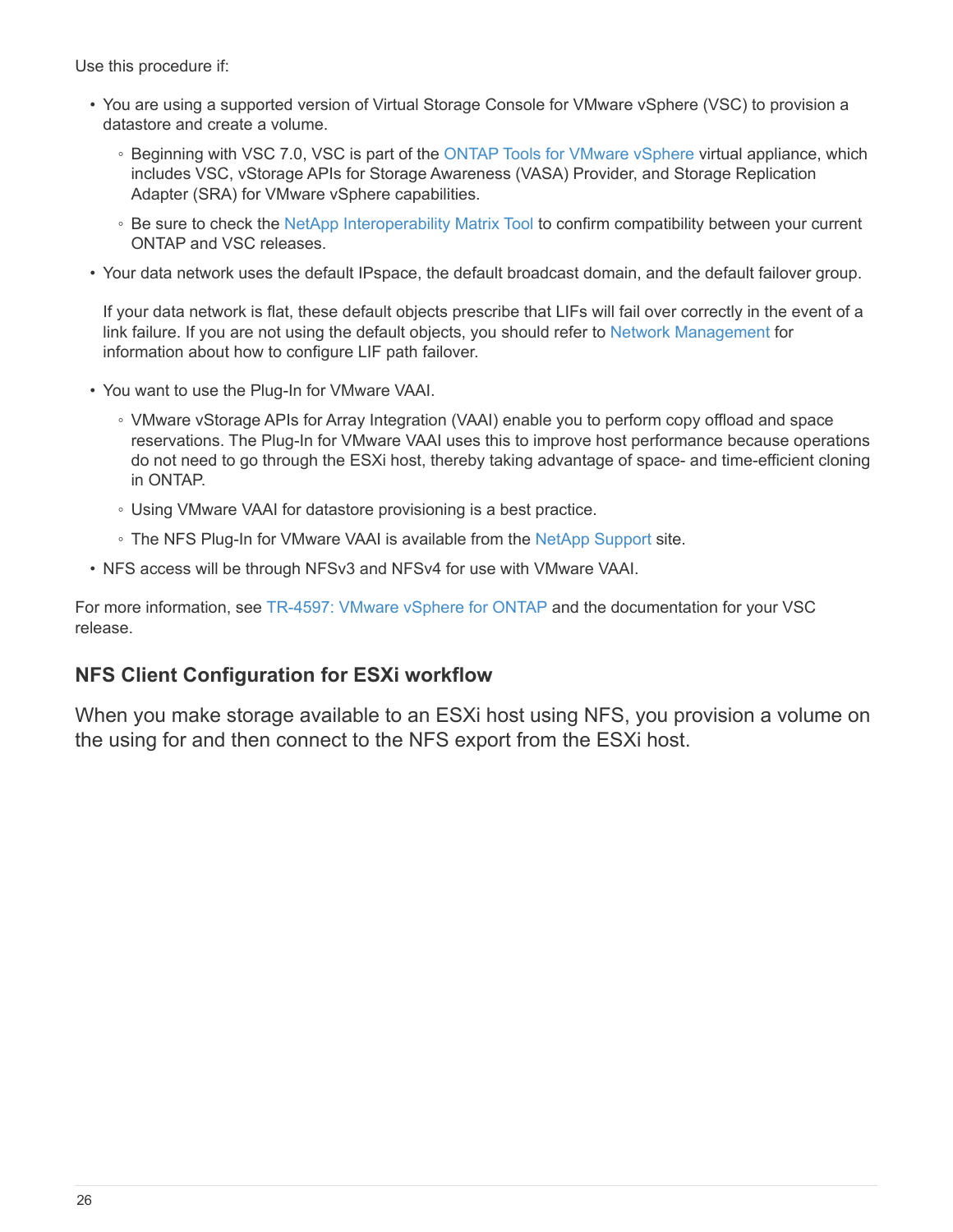Use this procedure if:

- You are using a supported version of Virtual Storage Console for VMware vSphere (VSC) to provision a datastore and create a volume.
  - Beginning with VSC 7.0, VSC is part of the ONTAP Tools for VMware vSphere virtual appliance, which includes VSC, vStorage APIs for Storage Awareness (VASA) Provider, and Storage Replication Adapter (SRA) for VMware vSphere capabilities.
  - Be sure to check the NetApp Interoperability Matrix Tool to confirm compatibility between your current ONTAP and VSC releases.
- Your data network uses the default IPspace, the default broadcast domain, and the default failover group.

  If your data network is flat, these default objects prescribe that LIFs will fail over correctly in the event of a link failure. If you are not using the default objects, you should refer to Network Management for information about how to configure LIF path failover.

- You want to use the Plug-In for VMware VAAI.
  - VMware vStorage APIs for Array Integration (VAAI) enable you to perform copy offload and space reservations. The Plug-In for VMware VAAI uses this to improve host performance because operations do not need to go through the ESXi host, thereby taking advantage of space- and time-efficient cloning in ONTAP.
  - Using VMware VAAI for datastore provisioning is a best practice.
  - The NFS Plug-In for VMware VAAI is available from the NetApp Support site.
- NFS access will be through NFSv3 and NFSv4 for use with VMware VAAI.

For more information, see TR-4597: VMware vSphere for ONTAP and the documentation for your VSC release.

## NFS Client Configuration for ESXi workflow

When you make storage available to an ESXi host using NFS, you provision a volume on the using for and then connect to the NFS export from the ESXi host.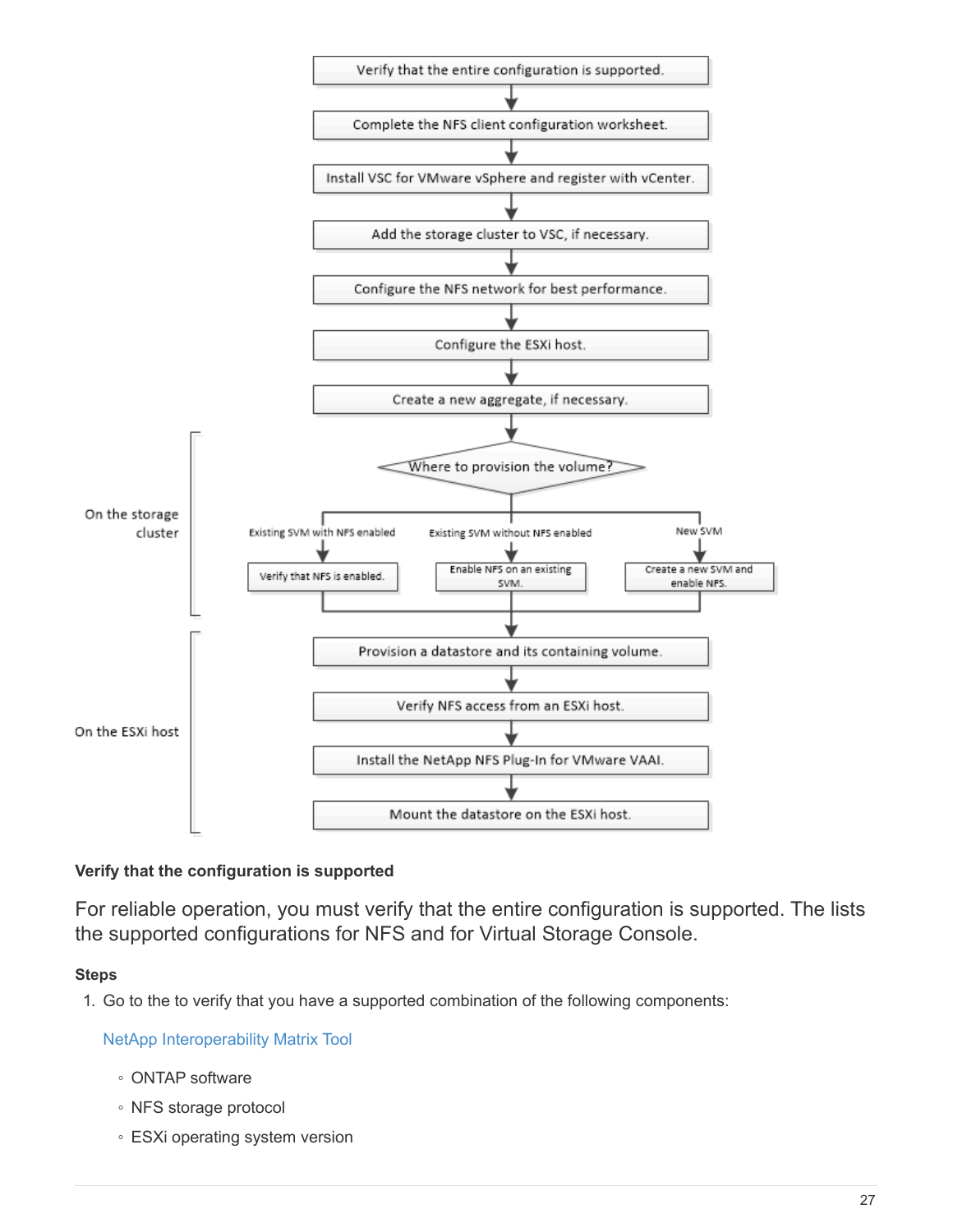Verify that the entire configuration is supported.

Complete the NFS client configuration worksheet.

Install VSC for VMware vSphere and register with vCenter.

Add the storage cluster to VSC, if necessary.

Configure the NFS network for best performance.

Configure the ESXi host.

Create a new aggregate, if necessary.

On the storage cluster

Where to provision the volume?

Existing SVM with NFS enabled

Verify that NFS is enabled.

Existing SVM without NFS enabled

Enable NFS on an existing SVM.

New SVM

Create a new SVM and enable NFS.

On the ESXi host

Provision a datastore and its containing volume.

Verify NFS access from an ESXi host.

Install the NetApp NFS Plug-In for VMware VAAI.

Mount the datastore on the ESXi host.

### Verify that the configuration is supported

For reliable operation, you must verify that the entire configuration is supported. The lists the supported configurations for NFS and for Virtual Storage Console.

#### Steps

1. Go to the to verify that you have a supported combination of the following components:

   NetApp Interoperability Matrix Tool

   - ONTAP software
   - NFS storage protocol
   - ESXi operating system version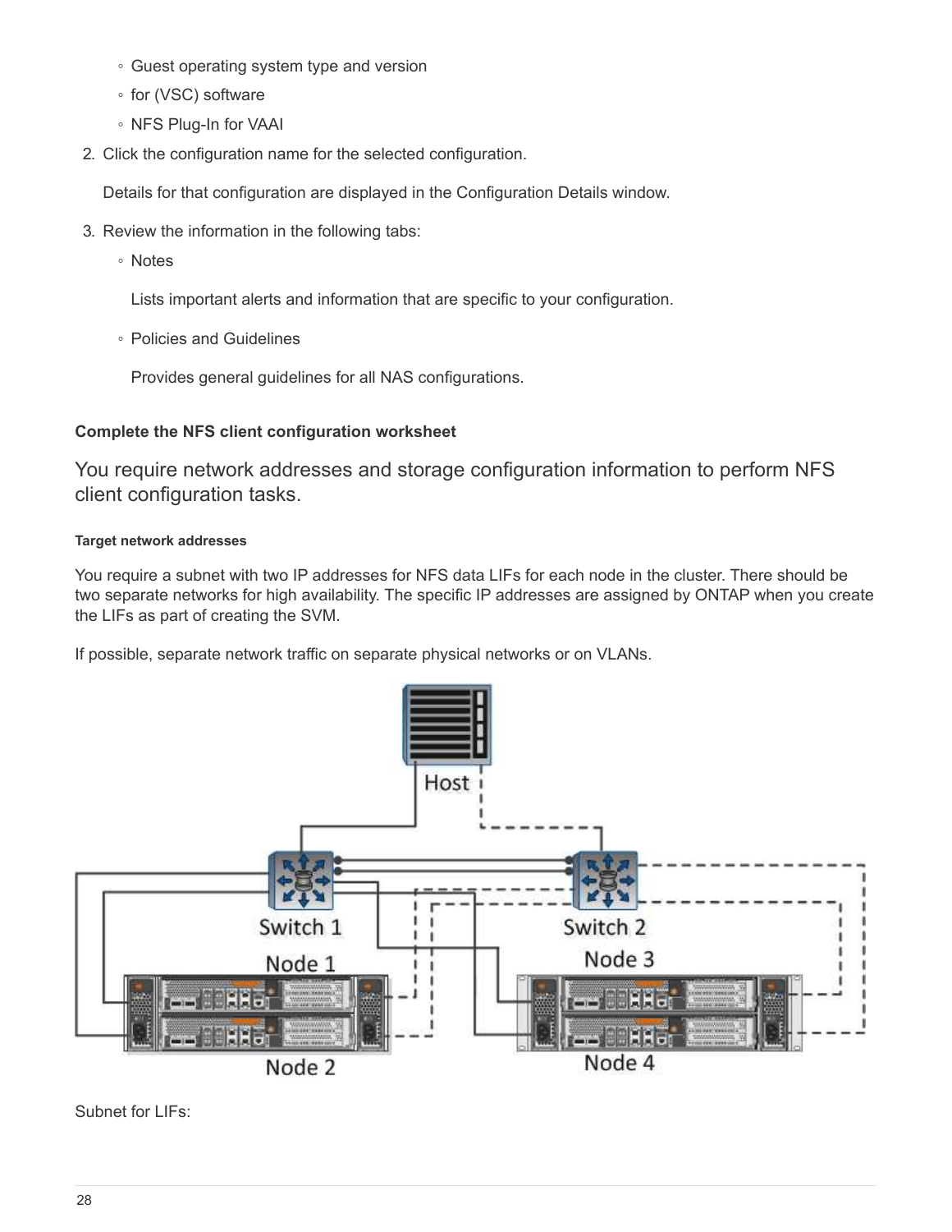- Guest operating system type and version
  - for (VSC) software
  - NFS Plug-In for VAAI
2. Click the configuration name for the selected configuration.

   Details for that configuration are displayed in the Configuration Details window.
3. Review the information in the following tabs:
   - Notes

     Lists important alerts and information that are specific to your configuration.
   - Policies and Guidelines

     Provides general guidelines for all NAS configurations.

#### Complete the NFS client configuration worksheet

You require network addresses and storage configuration information to perform NFS client configuration tasks.

##### Target network addresses

You require a subnet with two IP addresses for NFS data LIFs for each node in the cluster. There should be two separate networks for high availability. The specific IP addresses are assigned by ONTAP when you create the LIFs as part of creating the SVM.

If possible, separate network traffic on separate physical networks or on VLANs.

Subnet for LIFs: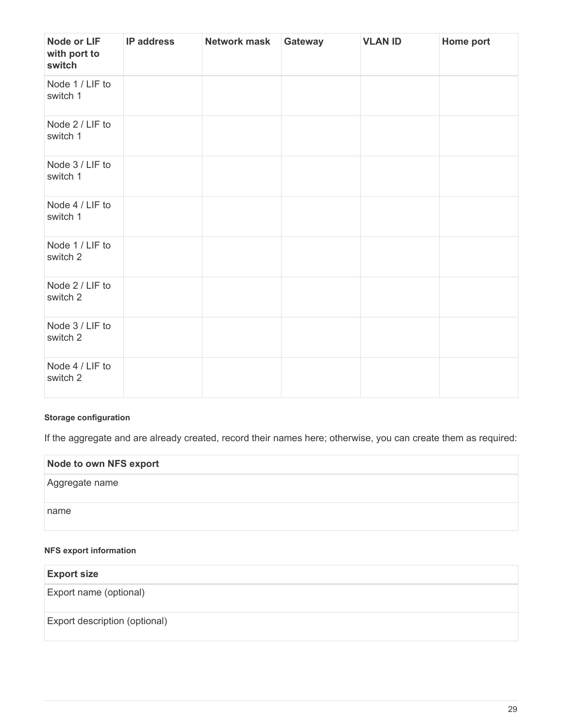| Node or LIF with port to switch | IP address | Network mask | Gateway | VLAN ID | Home port |
|---|---|---|---|---|---|
| Node 1 / LIF to switch 1 | | | | | |
| Node 2 / LIF to switch 1 | | | | | |
| Node 3 / LIF to switch 1 | | | | | |
| Node 4 / LIF to switch 1 | | | | | |
| Node 1 / LIF to switch 2 | | | | | |
| Node 2 / LIF to switch 2 | | | | | |
| Node 3 / LIF to switch 2 | | | | | |
| Node 4 / LIF to switch 2 | | | | | |

#### Storage configuration

If the aggregate and are already created, record their names here; otherwise, you can create them as required:

| Node to own NFS export |
|---|
| Aggregate name |
| name |

#### NFS export information

| Export size |
|---|
| Export name (optional) |
| Export description (optional) |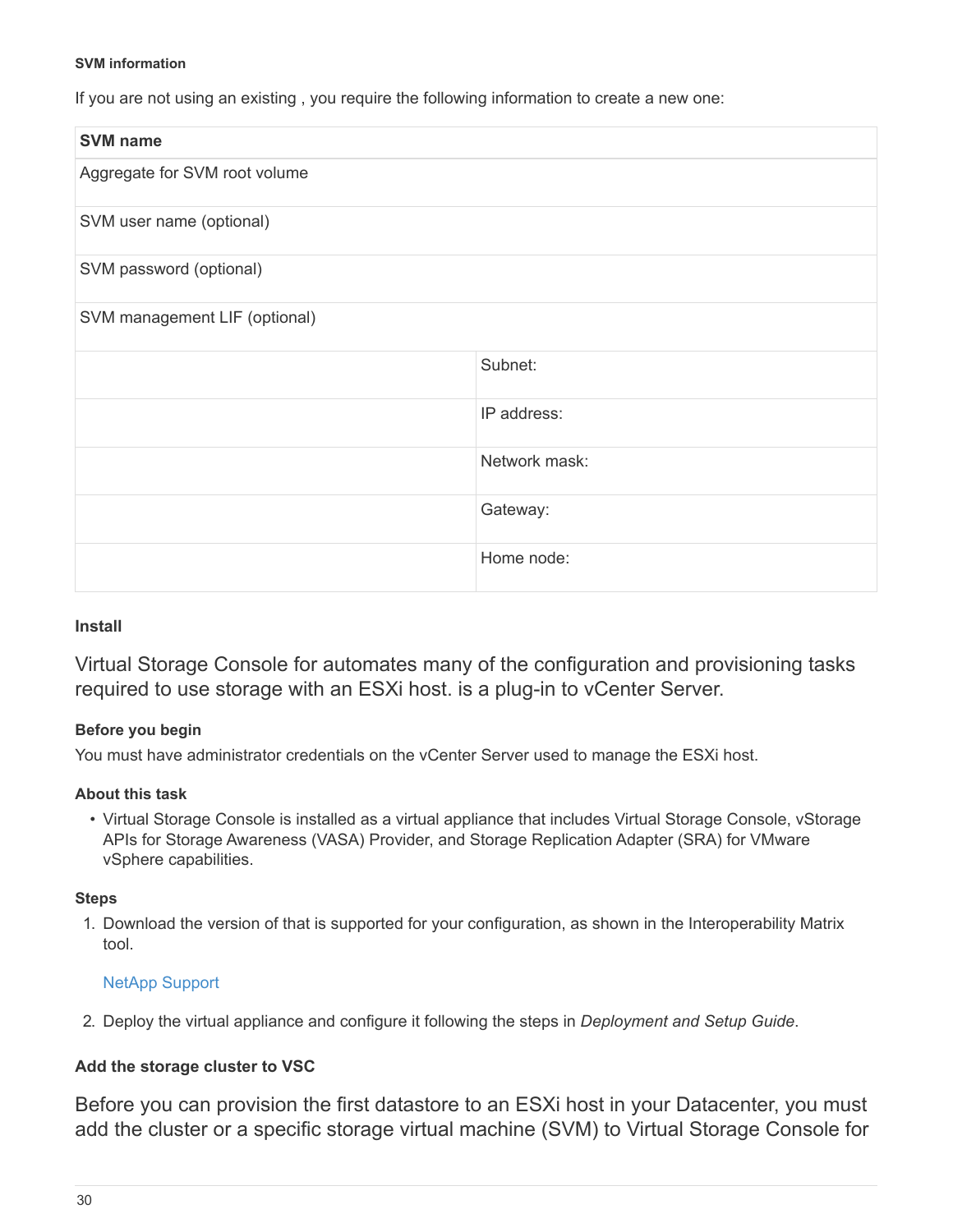#### SVM information

If you are not using an existing , you require the following information to create a new one:

| SVM name | |
| --- | --- |
| Aggregate for SVM root volume | |
| SVM user name (optional) | |
| SVM password (optional) | |
| SVM management LIF (optional) | |
| | Subnet: |
| | IP address: |
| | Network mask: |
| | Gateway: |
| | Home node: |

### Install

Virtual Storage Console for automates many of the configuration and provisioning tasks required to use storage with an ESXi host. is a plug-in to vCenter Server.

#### Before you begin

You must have administrator credentials on the vCenter Server used to manage the ESXi host.

#### About this task

- Virtual Storage Console is installed as a virtual appliance that includes Virtual Storage Console, vStorage APIs for Storage Awareness (VASA) Provider, and Storage Replication Adapter (SRA) for VMware vSphere capabilities.

#### Steps

1. Download the version of that is supported for your configuration, as shown in the Interoperability Matrix tool.

   NetApp Support

2. Deploy the virtual appliance and configure it following the steps in *Deployment and Setup Guide*.

### Add the storage cluster to VSC

Before you can provision the first datastore to an ESXi host in your Datacenter, you must add the cluster or a specific storage virtual machine (SVM) to Virtual Storage Console for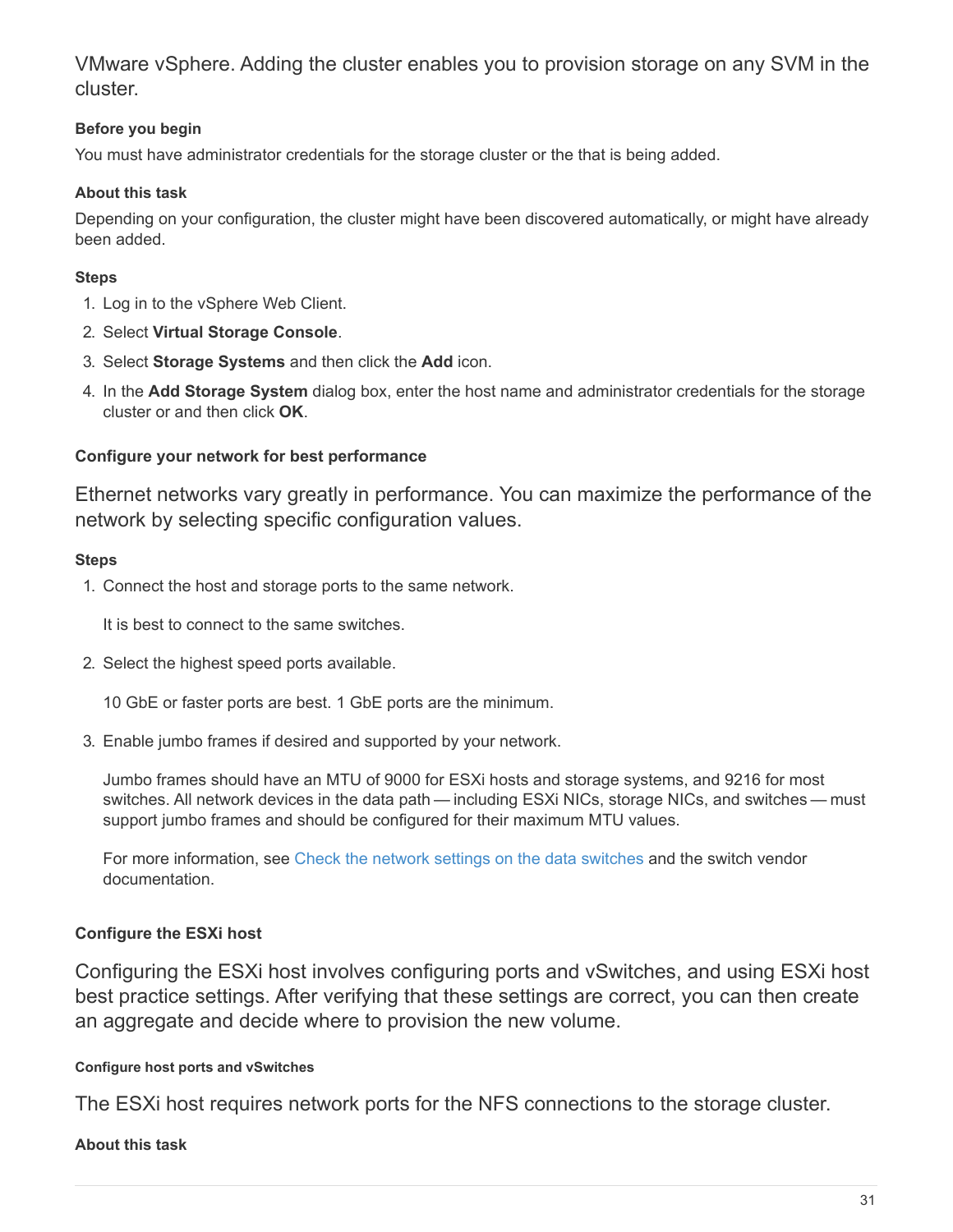VMware vSphere. Adding the cluster enables you to provision storage on any SVM in the cluster.

#### Before you begin

You must have administrator credentials for the storage cluster or the that is being added.

#### About this task

Depending on your configuration, the cluster might have been discovered automatically, or might have already been added.

#### Steps

1. Log in to the vSphere Web Client.
2. Select **Virtual Storage Console**.
3. Select **Storage Systems** and then click the **Add** icon.
4. In the **Add Storage System** dialog box, enter the host name and administrator credentials for the storage cluster or and then click **OK**.

### Configure your network for best performance

Ethernet networks vary greatly in performance. You can maximize the performance of the network by selecting specific configuration values.

#### Steps

1. Connect the host and storage ports to the same network.

   It is best to connect to the same switches.

2. Select the highest speed ports available.

   10 GbE or faster ports are best. 1 GbE ports are the minimum.

3. Enable jumbo frames if desired and supported by your network.

   Jumbo frames should have an MTU of 9000 for ESXi hosts and storage systems, and 9216 for most switches. All network devices in the data path — including ESXi NICs, storage NICs, and switches — must support jumbo frames and should be configured for their maximum MTU values.

   For more information, see Check the network settings on the data switches and the switch vendor documentation.

### Configure the ESXi host

Configuring the ESXi host involves configuring ports and vSwitches, and using ESXi host best practice settings. After verifying that these settings are correct, you can then create an aggregate and decide where to provision the new volume.

#### Configure host ports and vSwitches

The ESXi host requires network ports for the NFS connections to the storage cluster.

#### About this task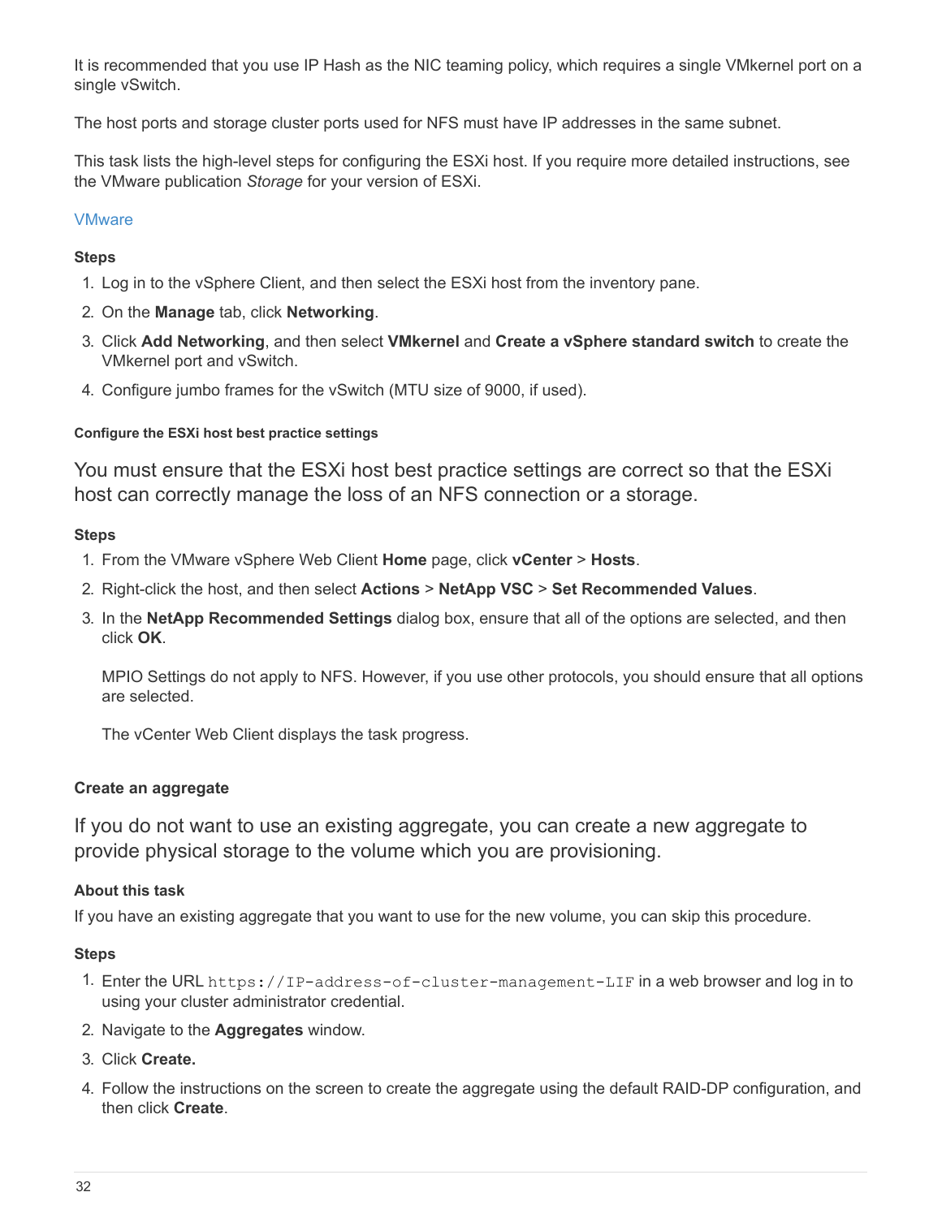It is recommended that you use IP Hash as the NIC teaming policy, which requires a single VMkernel port on a single vSwitch.

The host ports and storage cluster ports used for NFS must have IP addresses in the same subnet.

This task lists the high-level steps for configuring the ESXi host. If you require more detailed instructions, see the VMware publication *Storage* for your version of ESXi.

VMware

#### Steps

1. Log in to the vSphere Client, and then select the ESXi host from the inventory pane.
2. On the **Manage** tab, click **Networking**.
3. Click **Add Networking**, and then select **VMkernel** and **Create a vSphere standard switch** to create the VMkernel port and vSwitch.
4. Configure jumbo frames for the vSwitch (MTU size of 9000, if used).

### Configure the ESXi host best practice settings

You must ensure that the ESXi host best practice settings are correct so that the ESXi host can correctly manage the loss of an NFS connection or a storage.

#### Steps

1. From the VMware vSphere Web Client **Home** page, click **vCenter** > **Hosts**.
2. Right-click the host, and then select **Actions** > **NetApp VSC** > **Set Recommended Values**.
3. In the **NetApp Recommended Settings** dialog box, ensure that all of the options are selected, and then click **OK**.

   MPIO Settings do not apply to NFS. However, if you use other protocols, you should ensure that all options are selected.

   The vCenter Web Client displays the task progress.

### Create an aggregate

If you do not want to use an existing aggregate, you can create a new aggregate to provide physical storage to the volume which you are provisioning.

#### About this task

If you have an existing aggregate that you want to use for the new volume, you can skip this procedure.

#### Steps

1. Enter the URL `https://IP-address-of-cluster-management-LIF` in a web browser and log in to using your cluster administrator credential.
2. Navigate to the **Aggregates** window.
3. Click **Create.**
4. Follow the instructions on the screen to create the aggregate using the default RAID-DP configuration, and then click **Create**.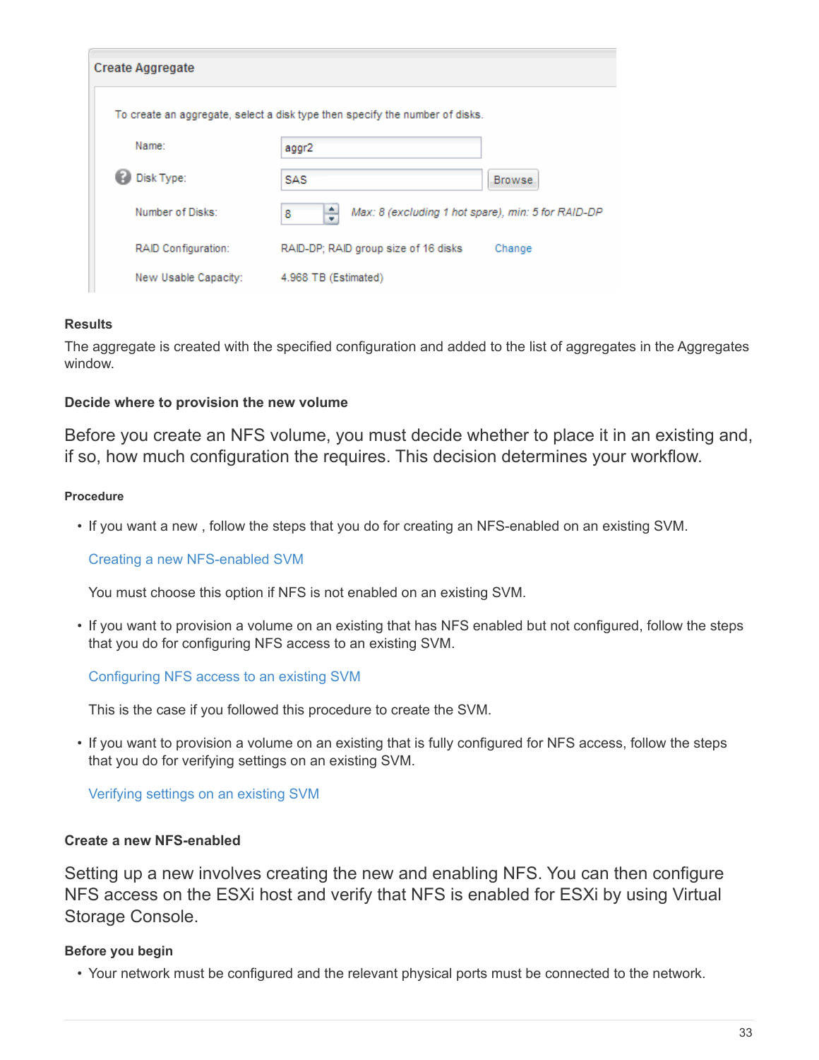**Create Aggregate**

To create an aggregate, select a disk type then specify the number of disks.

| | | |
|---|---|---|
| Name: | aggr2 | |
| Disk Type: | SAS | Browse |
| Number of Disks: | 8 | *Max: 8 (excluding 1 hot spare), min: 5 for RAID-DP* |
| RAID Configuration: | RAID-DP; RAID group size of 16 disks | Change |
| New Usable Capacity: | 4.968 TB (Estimated) | |

#### Results

The aggregate is created with the specified configuration and added to the list of aggregates in the Aggregates window.

### Decide where to provision the new volume

Before you create an NFS volume, you must decide whether to place it in an existing and, if so, how much configuration the requires. This decision determines your workflow.

#### Procedure

- If you want a new , follow the steps that you do for creating an NFS-enabled on an existing SVM.

  Creating a new NFS-enabled SVM

  You must choose this option if NFS is not enabled on an existing SVM.

- If you want to provision a volume on an existing that has NFS enabled but not configured, follow the steps that you do for configuring NFS access to an existing SVM.

  Configuring NFS access to an existing SVM

  This is the case if you followed this procedure to create the SVM.

- If you want to provision a volume on an existing that is fully configured for NFS access, follow the steps that you do for verifying settings on an existing SVM.

  Verifying settings on an existing SVM

### Create a new NFS-enabled

Setting up a new involves creating the new and enabling NFS. You can then configure NFS access on the ESXi host and verify that NFS is enabled for ESXi by using Virtual Storage Console.

#### Before you begin

- Your network must be configured and the relevant physical ports must be connected to the network.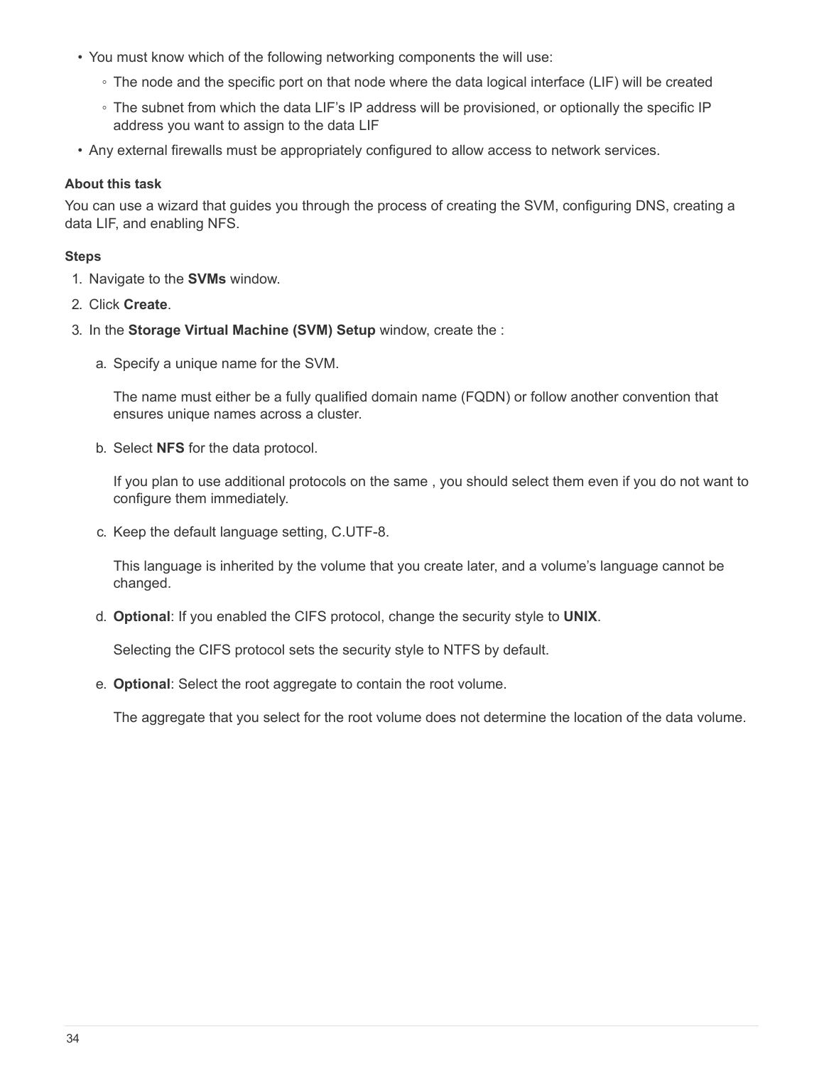- You must know which of the following networking components the will use:
  - The node and the specific port on that node where the data logical interface (LIF) will be created
  - The subnet from which the data LIF’s IP address will be provisioned, or optionally the specific IP address you want to assign to the data LIF
- Any external firewalls must be appropriately configured to allow access to network services.

**About this task**

You can use a wizard that guides you through the process of creating the SVM, configuring DNS, creating a data LIF, and enabling NFS.

**Steps**

1. Navigate to the **SVMs** window.
2. Click **Create**.
3. In the **Storage Virtual Machine (SVM) Setup** window, create the :
   a. Specify a unique name for the SVM.

      The name must either be a fully qualified domain name (FQDN) or follow another convention that ensures unique names across a cluster.

   b. Select **NFS** for the data protocol.

      If you plan to use additional protocols on the same , you should select them even if you do not want to configure them immediately.

   c. Keep the default language setting, C.UTF-8.

      This language is inherited by the volume that you create later, and a volume’s language cannot be changed.

   d. **Optional**: If you enabled the CIFS protocol, change the security style to **UNIX**.

      Selecting the CIFS protocol sets the security style to NTFS by default.

   e. **Optional**: Select the root aggregate to contain the root volume.

      The aggregate that you select for the root volume does not determine the location of the data volume.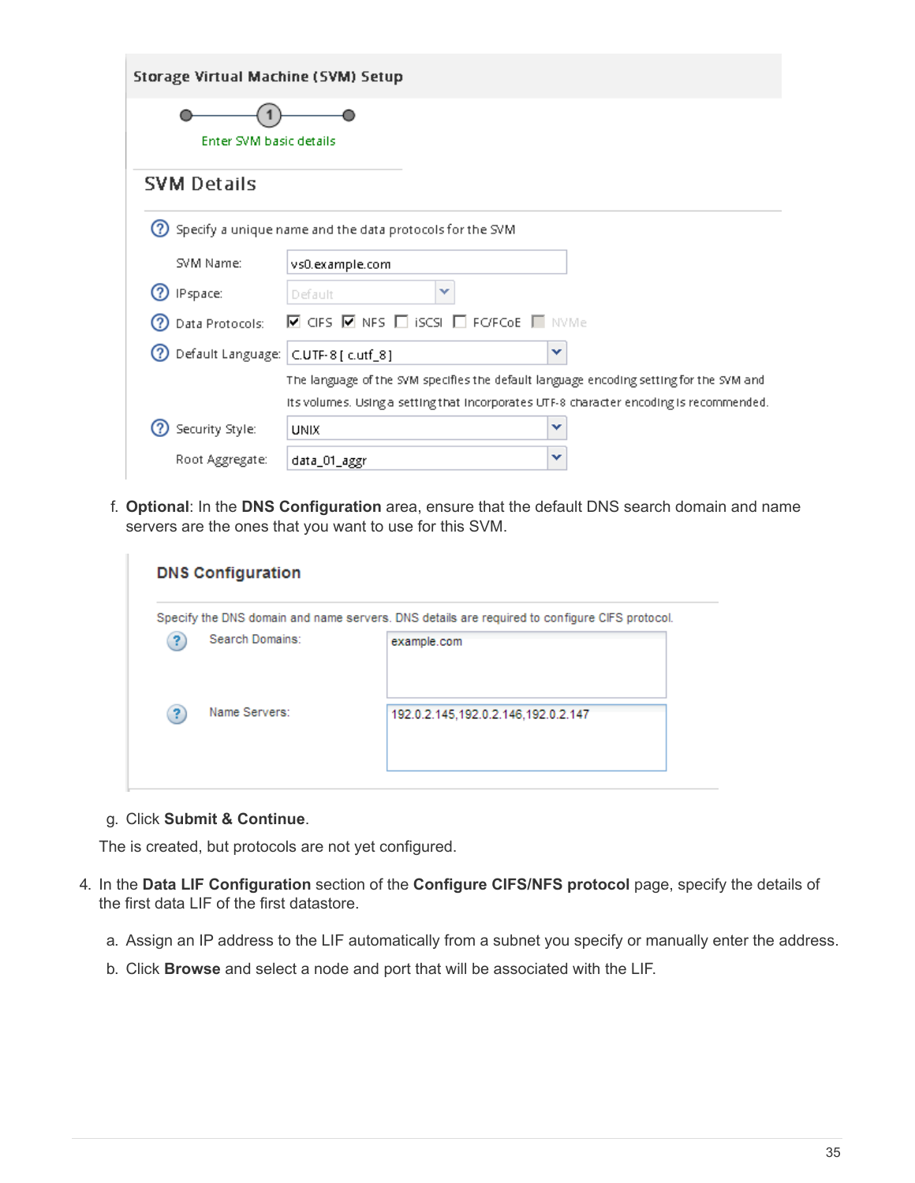Storage Virtual Machine (SVM) Setup

Enter SVM basic details

SVM Details

Specify a unique name and the data protocols for the SVM

SVM Name: vs0.example.com

IPspace: Default

Data Protocols: CIFS NFS iSCSI FC/FCoE NVMe

Default Language: C.UTF-8 [ c.utf_8 ]

The language of the SVM specifies the default language encoding setting for the SVM and its volumes. Using a setting that incorporates UTF-8 character encoding is recommended.

Security Style: UNIX

Root Aggregate: data_01_aggr

f. **Optional**: In the **DNS Configuration** area, ensure that the default DNS search domain and name servers are the ones that you want to use for this SVM.

DNS Configuration

Specify the DNS domain and name servers. DNS details are required to configure CIFS protocol.

Search Domains: example.com

Name Servers: 192.0.2.145,192.0.2.146,192.0.2.147

g. Click **Submit & Continue**.

The is created, but protocols are not yet configured.

4. In the **Data LIF Configuration** section of the **Configure CIFS/NFS protocol** page, specify the details of the first data LIF of the first datastore.

   a. Assign an IP address to the LIF automatically from a subnet you specify or manually enter the address.

   b. Click **Browse** and select a node and port that will be associated with the LIF.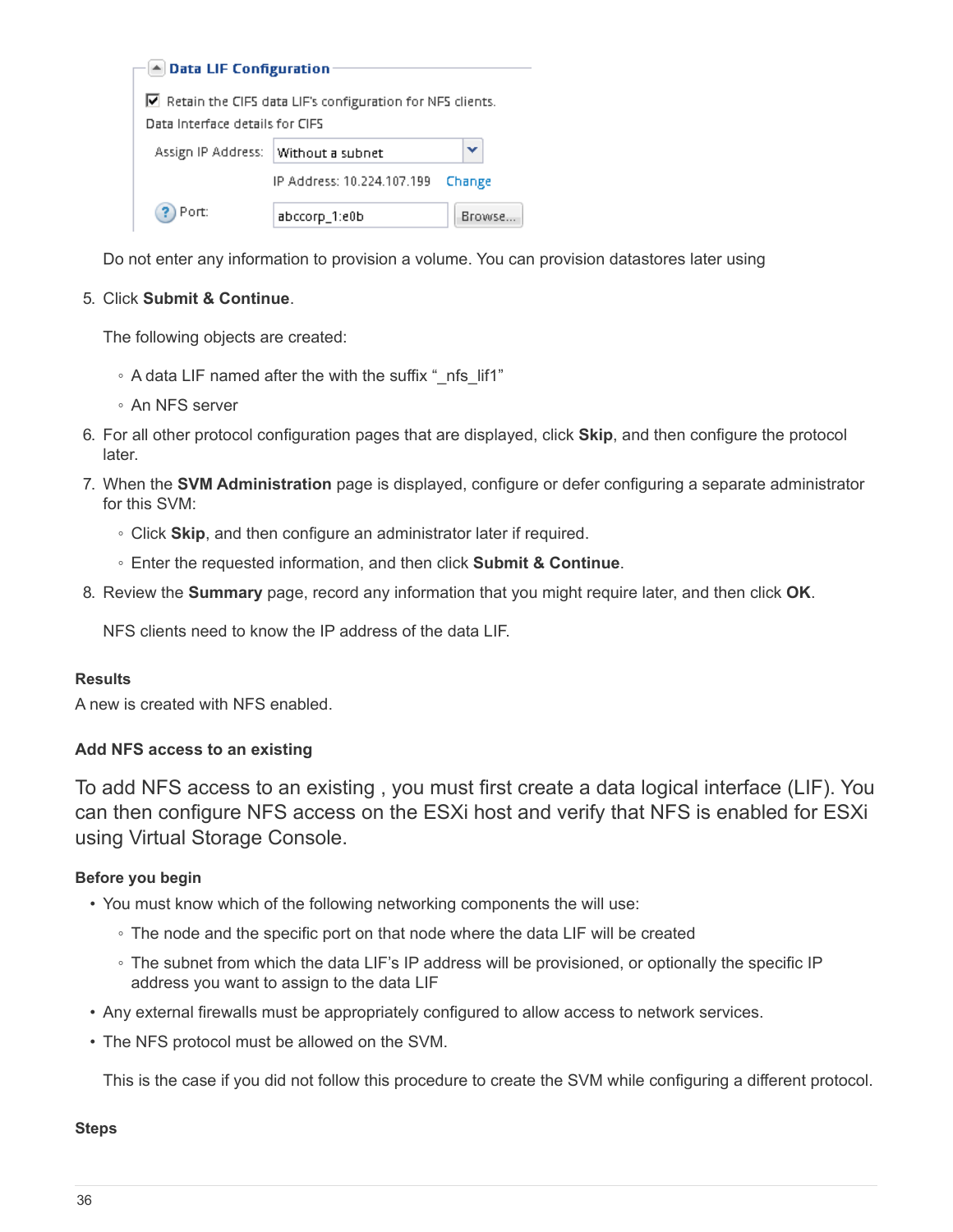**Data LIF Configuration**

☑ Retain the CIFS data LIF's configuration for NFS clients.

Data Interface details for CIFS

Assign IP Address: Without a subnet

IP Address: 10.224.107.199 Change

Port: abccorp_1:e0b Browse...

Do not enter any information to provision a volume. You can provision datastores later using

5. Click **Submit & Continue**.

   The following objects are created:

   - A data LIF named after the with the suffix "_nfs_lif1"
   - An NFS server
6. For all other protocol configuration pages that are displayed, click **Skip**, and then configure the protocol later.
7. When the **SVM Administration** page is displayed, configure or defer configuring a separate administrator for this SVM:
   - Click **Skip**, and then configure an administrator later if required.
   - Enter the requested information, and then click **Submit & Continue**.
8. Review the **Summary** page, record any information that you might require later, and then click **OK**.

   NFS clients need to know the IP address of the data LIF.

#### Results

A new is created with NFS enabled.

### Add NFS access to an existing

To add NFS access to an existing , you must first create a data logical interface (LIF). You can then configure NFS access on the ESXi host and verify that NFS is enabled for ESXi using Virtual Storage Console.

#### Before you begin

- You must know which of the following networking components the will use:
  - The node and the specific port on that node where the data LIF will be created
  - The subnet from which the data LIF's IP address will be provisioned, or optionally the specific IP address you want to assign to the data LIF
- Any external firewalls must be appropriately configured to allow access to network services.
- The NFS protocol must be allowed on the SVM.

  This is the case if you did not follow this procedure to create the SVM while configuring a different protocol.

#### Steps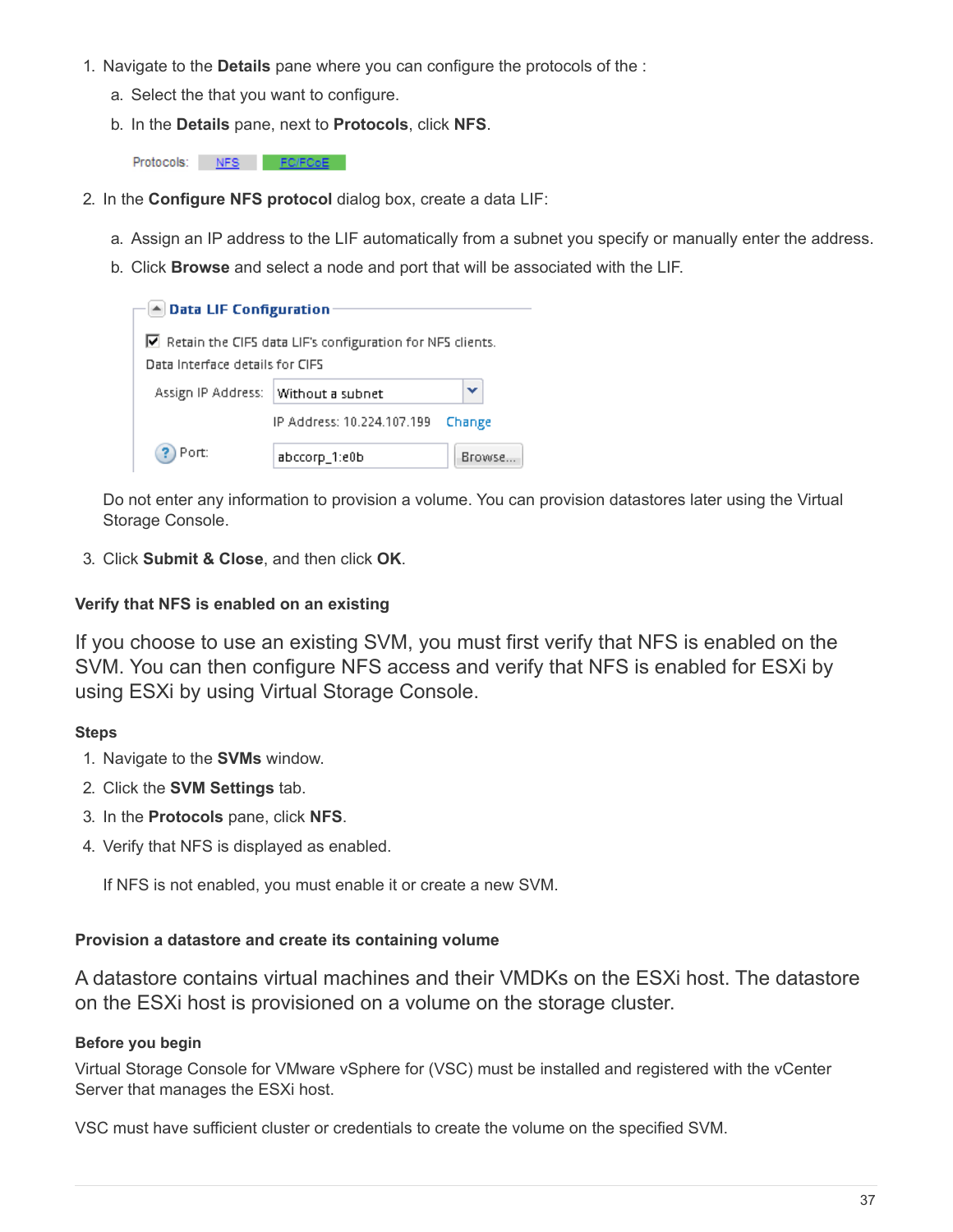1. Navigate to the **Details** pane where you can configure the protocols of the :
   a. Select the that you want to configure.
   b. In the **Details** pane, next to **Protocols**, click **NFS**.

   Protocols: NFS FC/FCoE

2. In the **Configure NFS protocol** dialog box, create a data LIF:
   a. Assign an IP address to the LIF automatically from a subnet you specify or manually enter the address.
   b. Click **Browse** and select a node and port that will be associated with the LIF.

   **Data LIF Configuration**

   ☑ Retain the CIFS data LIF's configuration for NFS clients.

   Data Interface details for CIFS

   Assign IP Address: Without a subnet

   IP Address: 10.224.107.199 Change

   Port: abccorp_1:e0b Browse...

   Do not enter any information to provision a volume. You can provision datastores later using the Virtual Storage Console.

3. Click **Submit & Close**, and then click **OK**.

### Verify that NFS is enabled on an existing

If you choose to use an existing SVM, you must first verify that NFS is enabled on the SVM. You can then configure NFS access and verify that NFS is enabled for ESXi by using ESXi by using Virtual Storage Console.

#### Steps

1. Navigate to the **SVMs** window.
2. Click the **SVM Settings** tab.
3. In the **Protocols** pane, click **NFS**.
4. Verify that NFS is displayed as enabled.

   If NFS is not enabled, you must enable it or create a new SVM.

### Provision a datastore and create its containing volume

A datastore contains virtual machines and their VMDKs on the ESXi host. The datastore on the ESXi host is provisioned on a volume on the storage cluster.

#### Before you begin

Virtual Storage Console for VMware vSphere for (VSC) must be installed and registered with the vCenter Server that manages the ESXi host.

VSC must have sufficient cluster or credentials to create the volume on the specified SVM.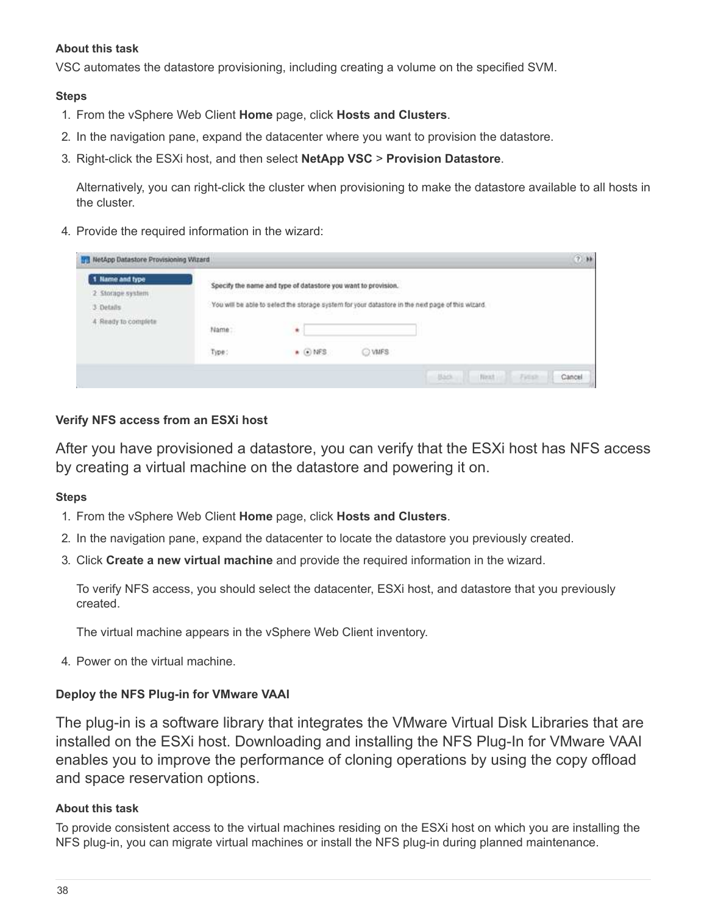#### About this task

VSC automates the datastore provisioning, including creating a volume on the specified SVM.

#### Steps

1. From the vSphere Web Client **Home** page, click **Hosts and Clusters**.
2. In the navigation pane, expand the datacenter where you want to provision the datastore.
3. Right-click the ESXi host, and then select **NetApp VSC** > **Provision Datastore**.

   Alternatively, you can right-click the cluster when provisioning to make the datastore available to all hosts in the cluster.

4. Provide the required information in the wizard:

#### Verify NFS access from an ESXi host

After you have provisioned a datastore, you can verify that the ESXi host has NFS access by creating a virtual machine on the datastore and powering it on.

#### Steps

1. From the vSphere Web Client **Home** page, click **Hosts and Clusters**.
2. In the navigation pane, expand the datacenter to locate the datastore you previously created.
3. Click **Create a new virtual machine** and provide the required information in the wizard.

   To verify NFS access, you should select the datacenter, ESXi host, and datastore that you previously created.

   The virtual machine appears in the vSphere Web Client inventory.

4. Power on the virtual machine.

#### Deploy the NFS Plug-in for VMware VAAI

The plug-in is a software library that integrates the VMware Virtual Disk Libraries that are installed on the ESXi host. Downloading and installing the NFS Plug-In for VMware VAAI enables you to improve the performance of cloning operations by using the copy offload and space reservation options.

#### About this task

To provide consistent access to the virtual machines residing on the ESXi host on which you are installing the NFS plug-in, you can migrate virtual machines or install the NFS plug-in during planned maintenance.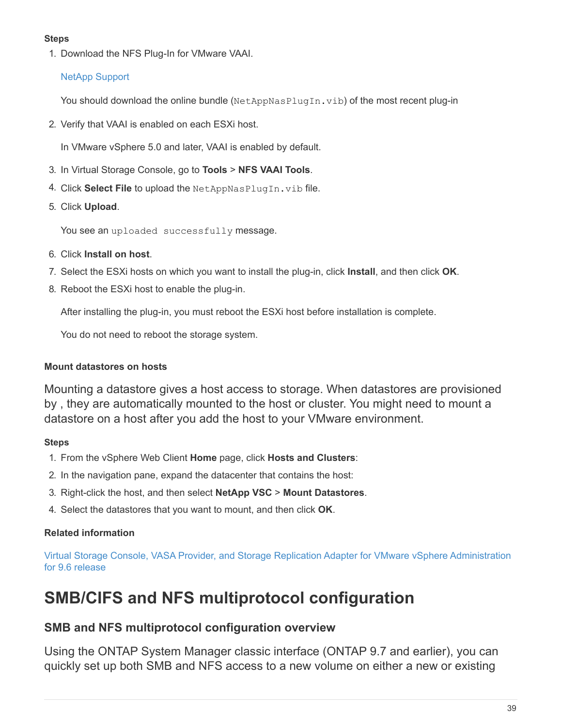#### Steps

1. Download the NFS Plug-In for VMware VAAI.

   [NetApp Support](#)

   You should download the online bundle (`NetAppNasPlugIn.vib`) of the most recent plug-in

2. Verify that VAAI is enabled on each ESXi host.

   In VMware vSphere 5.0 and later, VAAI is enabled by default.

3. In Virtual Storage Console, go to **Tools** > **NFS VAAI Tools**.
4. Click **Select File** to upload the `NetAppNasPlugIn.vib` file.
5. Click **Upload**.

   You see an `uploaded successfully` message.

6. Click **Install on host**.
7. Select the ESXi hosts on which you want to install the plug-in, click **Install**, and then click **OK**.
8. Reboot the ESXi host to enable the plug-in.

   After installing the plug-in, you must reboot the ESXi host before installation is complete.

   You do not need to reboot the storage system.

#### Mount datastores on hosts

Mounting a datastore gives a host access to storage. When datastores are provisioned by , they are automatically mounted to the host or cluster. You might need to mount a datastore on a host after you add the host to your VMware environment.

#### Steps

1. From the vSphere Web Client **Home** page, click **Hosts and Clusters**:
2. In the navigation pane, expand the datacenter that contains the host:
3. Right-click the host, and then select **NetApp VSC** > **Mount Datastores**.
4. Select the datastores that you want to mount, and then click **OK**.

#### Related information

[Virtual Storage Console, VASA Provider, and Storage Replication Adapter for VMware vSphere Administration for 9.6 release](#)

# SMB/CIFS and NFS multiprotocol configuration

## SMB and NFS multiprotocol configuration overview

Using the ONTAP System Manager classic interface (ONTAP 9.7 and earlier), you can quickly set up both SMB and NFS access to a new volume on either a new or existing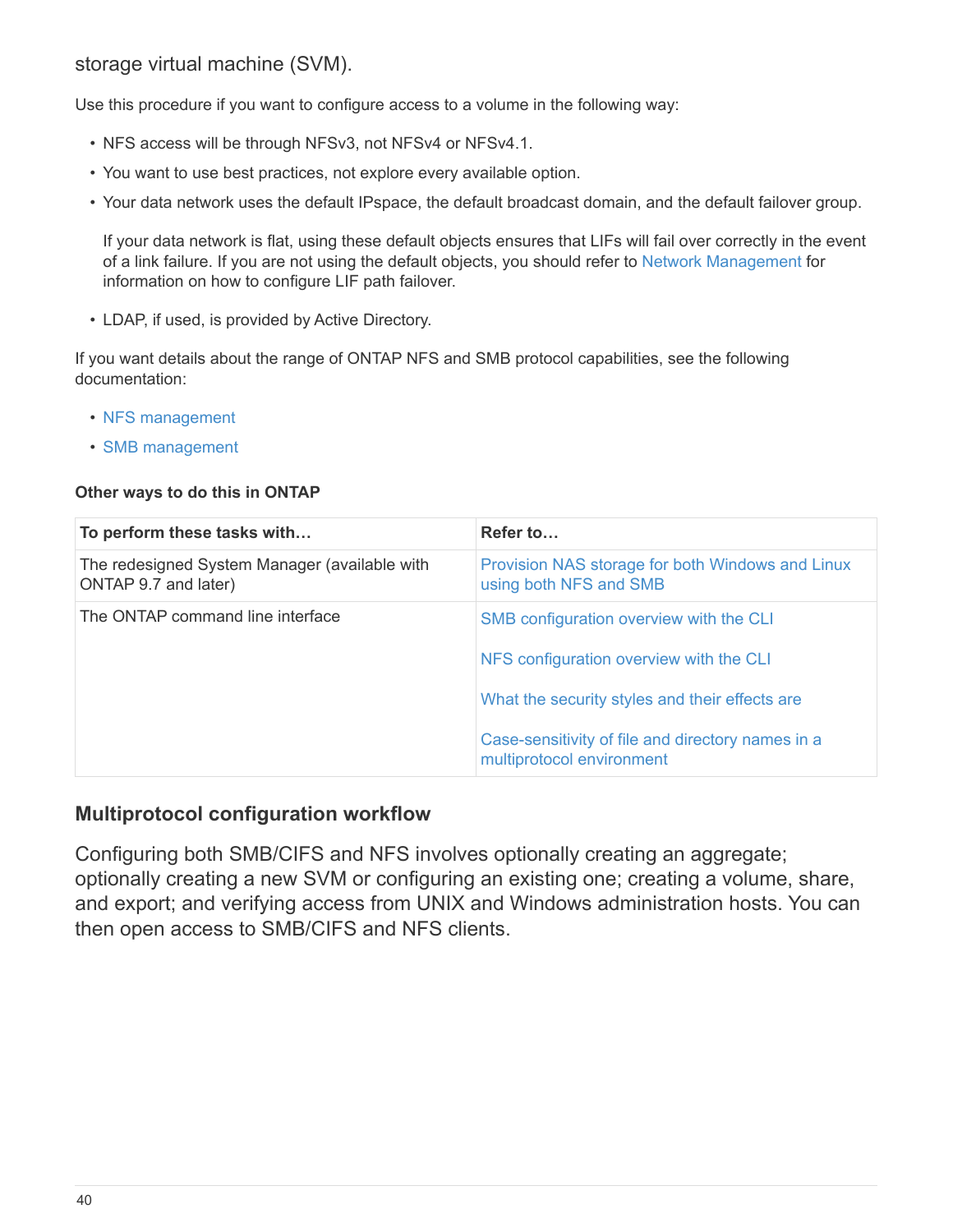storage virtual machine (SVM).

Use this procedure if you want to configure access to a volume in the following way:

- NFS access will be through NFSv3, not NFSv4 or NFSv4.1.
- You want to use best practices, not explore every available option.
- Your data network uses the default IPspace, the default broadcast domain, and the default failover group.

  If your data network is flat, using these default objects ensures that LIFs will fail over correctly in the event of a link failure. If you are not using the default objects, you should refer to Network Management for information on how to configure LIF path failover.

- LDAP, if used, is provided by Active Directory.

If you want details about the range of ONTAP NFS and SMB protocol capabilities, see the following documentation:

- NFS management
- SMB management

**Other ways to do this in ONTAP**

| To perform these tasks with… | Refer to… |
| --- | --- |
| The redesigned System Manager (available with ONTAP 9.7 and later) | Provision NAS storage for both Windows and Linux using both NFS and SMB |
| The ONTAP command line interface | SMB configuration overview with the CLI<br><br>NFS configuration overview with the CLI<br><br>What the security styles and their effects are<br><br>Case-sensitivity of file and directory names in a multiprotocol environment |

## Multiprotocol configuration workflow

Configuring both SMB/CIFS and NFS involves optionally creating an aggregate; optionally creating a new SVM or configuring an existing one; creating a volume, share, and export; and verifying access from UNIX and Windows administration hosts. You can then open access to SMB/CIFS and NFS clients.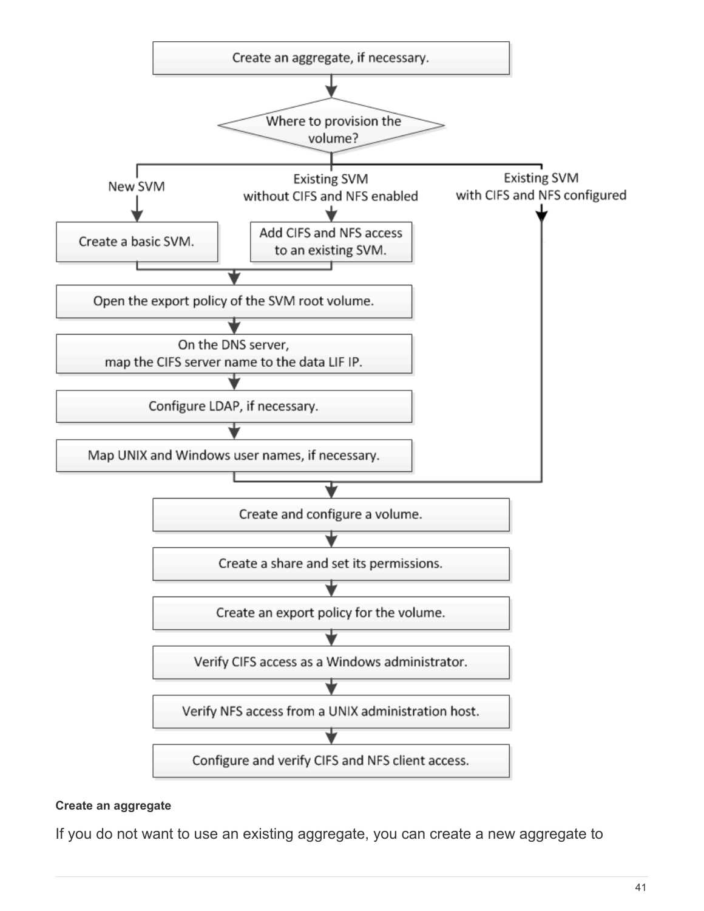- Create an aggregate, if necessary.
- Where to provision the volume?
  - New SVM → Create a basic SVM.
  - Existing SVM without CIFS and NFS enabled → Add CIFS and NFS access to an existing SVM.
  - Existing SVM with CIFS and NFS configured
- Open the export policy of the SVM root volume.
- On the DNS server, map the CIFS server name to the data LIF IP.
- Configure LDAP, if necessary.
- Map UNIX and Windows user names, if necessary.
- Create and configure a volume.
- Create a share and set its permissions.
- Create an export policy for the volume.
- Verify CIFS access as a Windows administrator.
- Verify NFS access from a UNIX administration host.
- Configure and verify CIFS and NFS client access.

#### Create an aggregate

If you do not want to use an existing aggregate, you can create a new aggregate to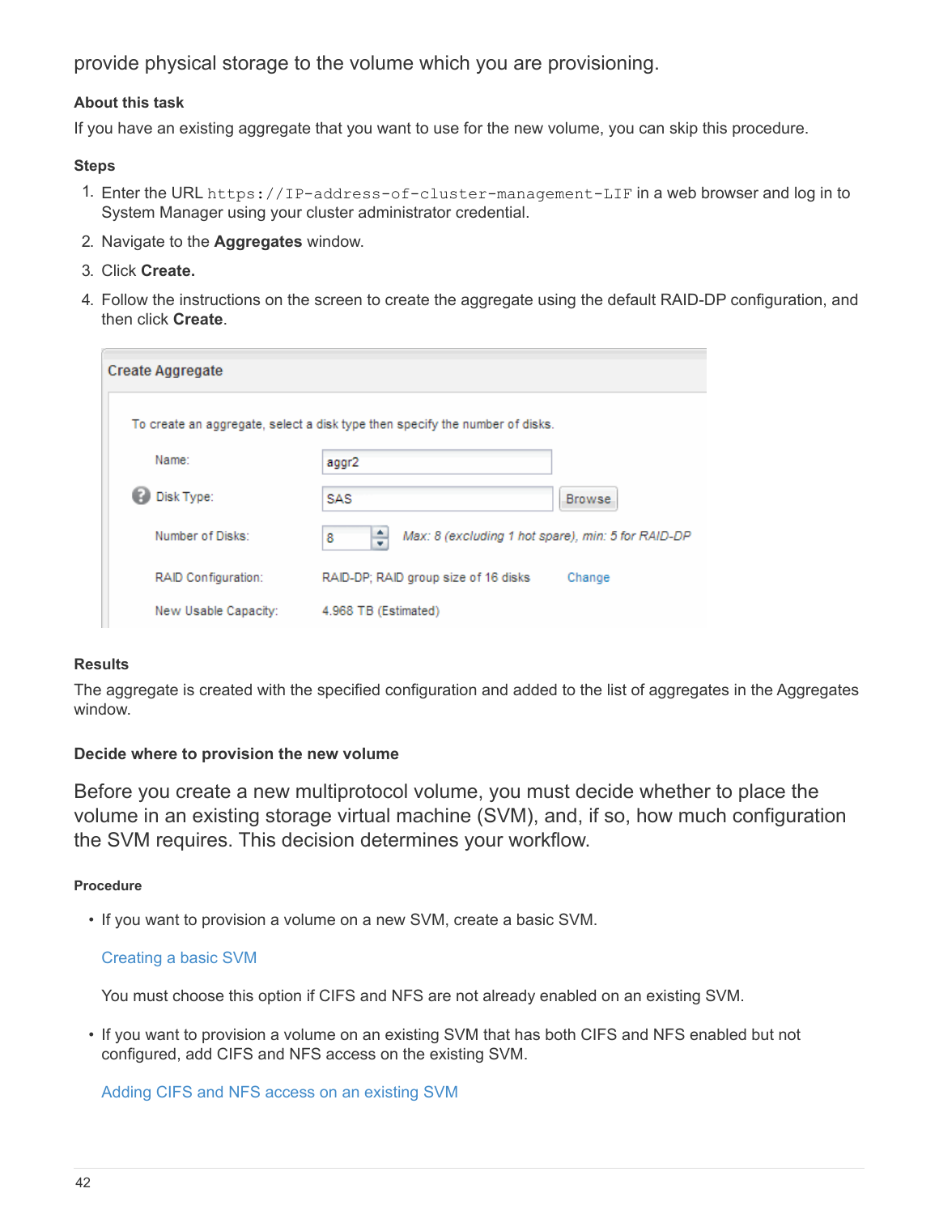provide physical storage to the volume which you are provisioning.

#### About this task

If you have an existing aggregate that you want to use for the new volume, you can skip this procedure.

#### Steps

1. Enter the URL `https://IP-address-of-cluster-management-LIF` in a web browser and log in to System Manager using your cluster administrator credential.
2. Navigate to the **Aggregates** window.
3. Click **Create.**
4. Follow the instructions on the screen to create the aggregate using the default RAID-DP configuration, and then click **Create**.

#### Results

The aggregate is created with the specified configuration and added to the list of aggregates in the Aggregates window.

### Decide where to provision the new volume

Before you create a new multiprotocol volume, you must decide whether to place the volume in an existing storage virtual machine (SVM), and, if so, how much configuration the SVM requires. This decision determines your workflow.

#### Procedure

- If you want to provision a volume on a new SVM, create a basic SVM.

  Creating a basic SVM

  You must choose this option if CIFS and NFS are not already enabled on an existing SVM.

- If you want to provision a volume on an existing SVM that has both CIFS and NFS enabled but not configured, add CIFS and NFS access on the existing SVM.

  Adding CIFS and NFS access on an existing SVM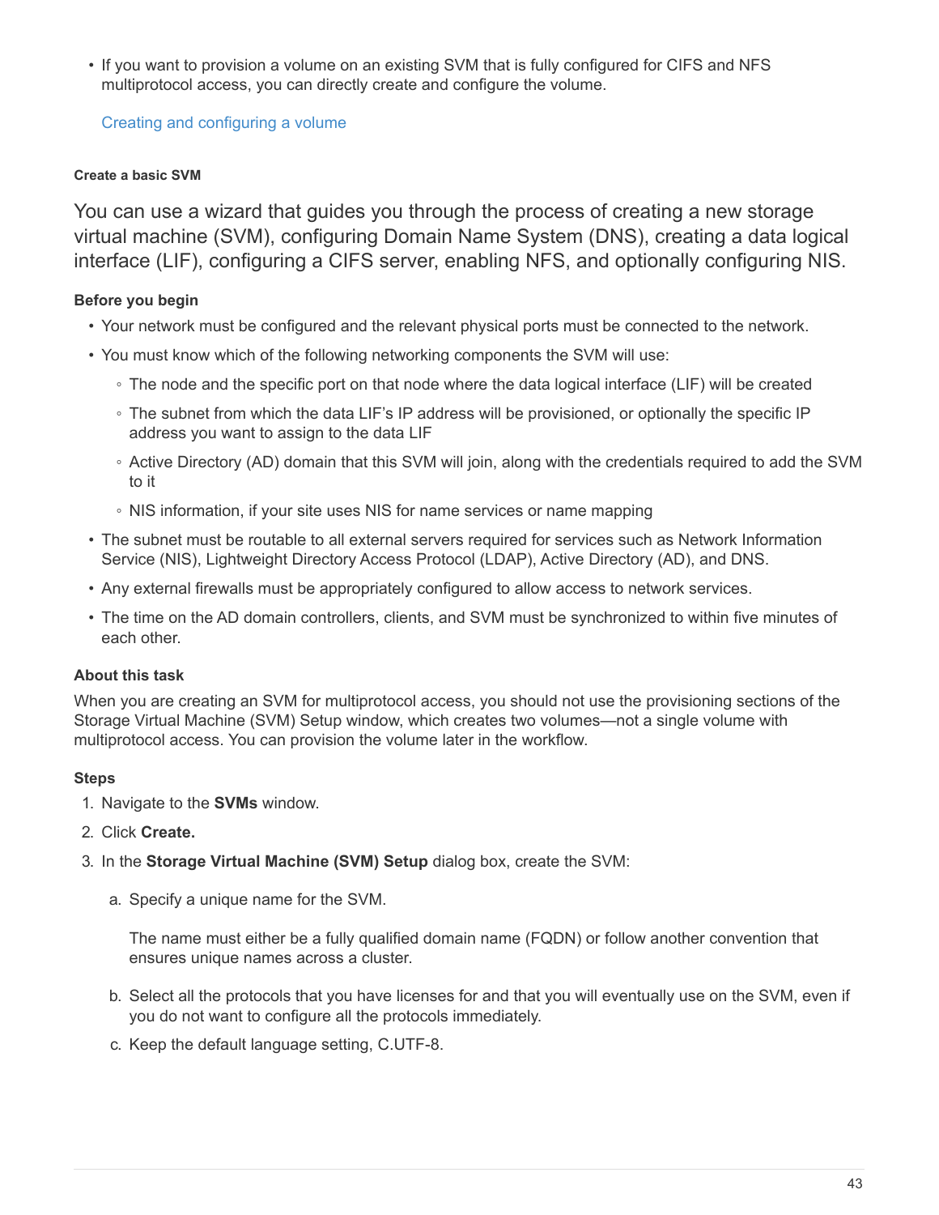- If you want to provision a volume on an existing SVM that is fully configured for CIFS and NFS multiprotocol access, you can directly create and configure the volume.

  Creating and configuring a volume

#### Create a basic SVM

You can use a wizard that guides you through the process of creating a new storage virtual machine (SVM), configuring Domain Name System (DNS), creating a data logical interface (LIF), configuring a CIFS server, enabling NFS, and optionally configuring NIS.

**Before you begin**

- Your network must be configured and the relevant physical ports must be connected to the network.
- You must know which of the following networking components the SVM will use:
  - The node and the specific port on that node where the data logical interface (LIF) will be created
  - The subnet from which the data LIF's IP address will be provisioned, or optionally the specific IP address you want to assign to the data LIF
  - Active Directory (AD) domain that this SVM will join, along with the credentials required to add the SVM to it
  - NIS information, if your site uses NIS for name services or name mapping
- The subnet must be routable to all external servers required for services such as Network Information Service (NIS), Lightweight Directory Access Protocol (LDAP), Active Directory (AD), and DNS.
- Any external firewalls must be appropriately configured to allow access to network services.
- The time on the AD domain controllers, clients, and SVM must be synchronized to within five minutes of each other.

**About this task**

When you are creating an SVM for multiprotocol access, you should not use the provisioning sections of the Storage Virtual Machine (SVM) Setup window, which creates two volumes—not a single volume with multiprotocol access. You can provision the volume later in the workflow.

**Steps**

1. Navigate to the **SVMs** window.
2. Click **Create.**
3. In the **Storage Virtual Machine (SVM) Setup** dialog box, create the SVM:
   a. Specify a unique name for the SVM.

      The name must either be a fully qualified domain name (FQDN) or follow another convention that ensures unique names across a cluster.

   b. Select all the protocols that you have licenses for and that you will eventually use on the SVM, even if you do not want to configure all the protocols immediately.
   c. Keep the default language setting, C.UTF-8.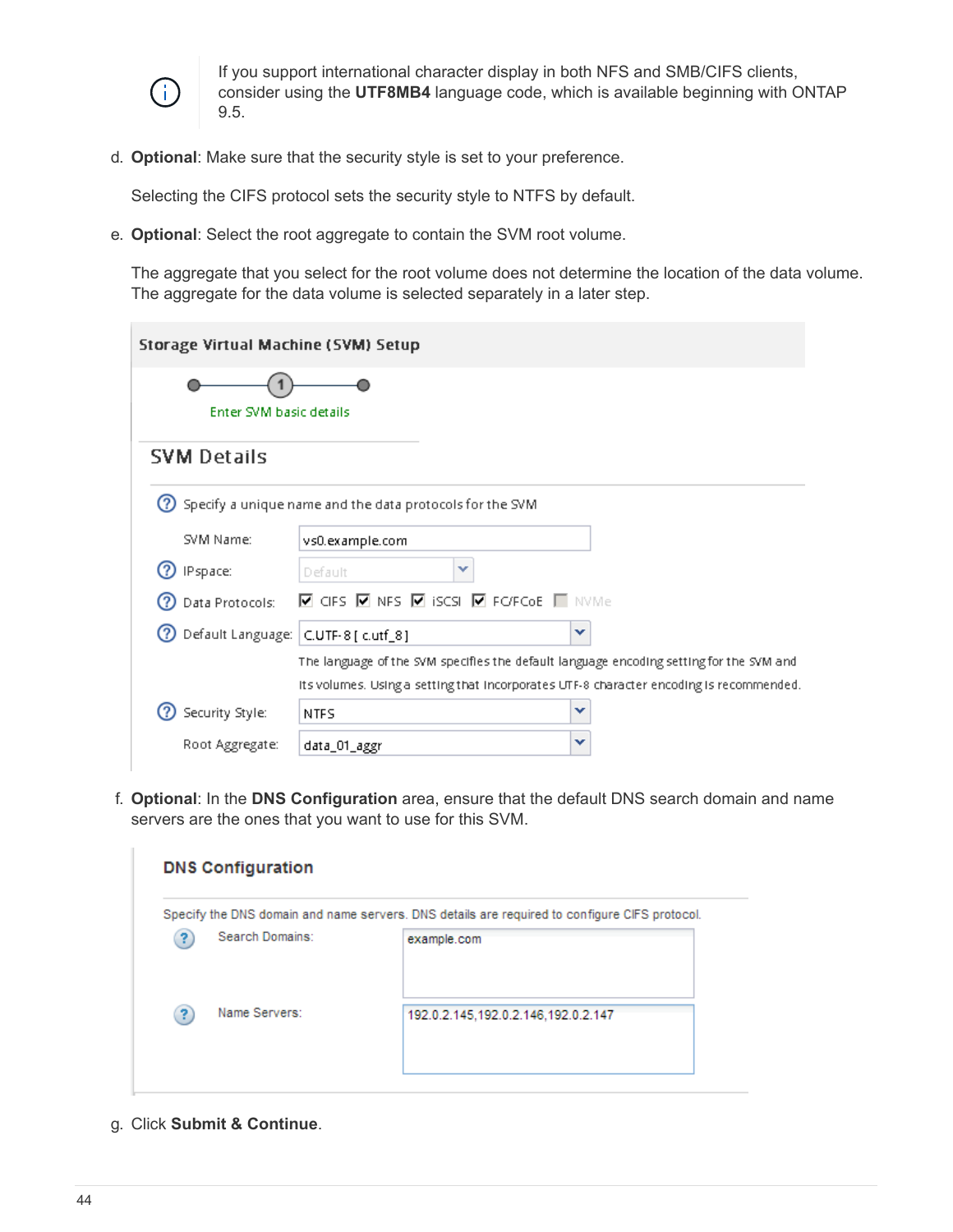> If you support international character display in both NFS and SMB/CIFS clients, consider using the **UTF8MB4** language code, which is available beginning with ONTAP 9.5.

d. **Optional**: Make sure that the security style is set to your preference.

   Selecting the CIFS protocol sets the security style to NTFS by default.

e. **Optional**: Select the root aggregate to contain the SVM root volume.

   The aggregate that you select for the root volume does not determine the location of the data volume. The aggregate for the data volume is selected separately in a later step.

**Storage Virtual Machine (SVM) Setup**

Enter SVM basic details

**SVM Details**

Specify a unique name and the data protocols for the SVM

| Field | Value |
| --- | --- |
| SVM Name: | vs0.example.com |
| IPspace: | Default |
| Data Protocols: | ☑ CIFS ☑ NFS ☑ iSCSI ☑ FC/FCoE ☐ NVMe |
| Default Language: | C.UTF-8 [ c.utf_8 ] |
| Security Style: | NTFS |
| Root Aggregate: | data_01_aggr |

The language of the SVM specifies the default language encoding setting for the SVM and its volumes. Using a setting that incorporates UTF-8 character encoding is recommended.

f. **Optional**: In the **DNS Configuration** area, ensure that the default DNS search domain and name servers are the ones that you want to use for this SVM.

**DNS Configuration**

Specify the DNS domain and name servers. DNS details are required to configure CIFS protocol.

| Field | Value |
| --- | --- |
| Search Domains: | example.com |
| Name Servers: | 192.0.2.145,192.0.2.146,192.0.2.147 |

g. Click **Submit & Continue**.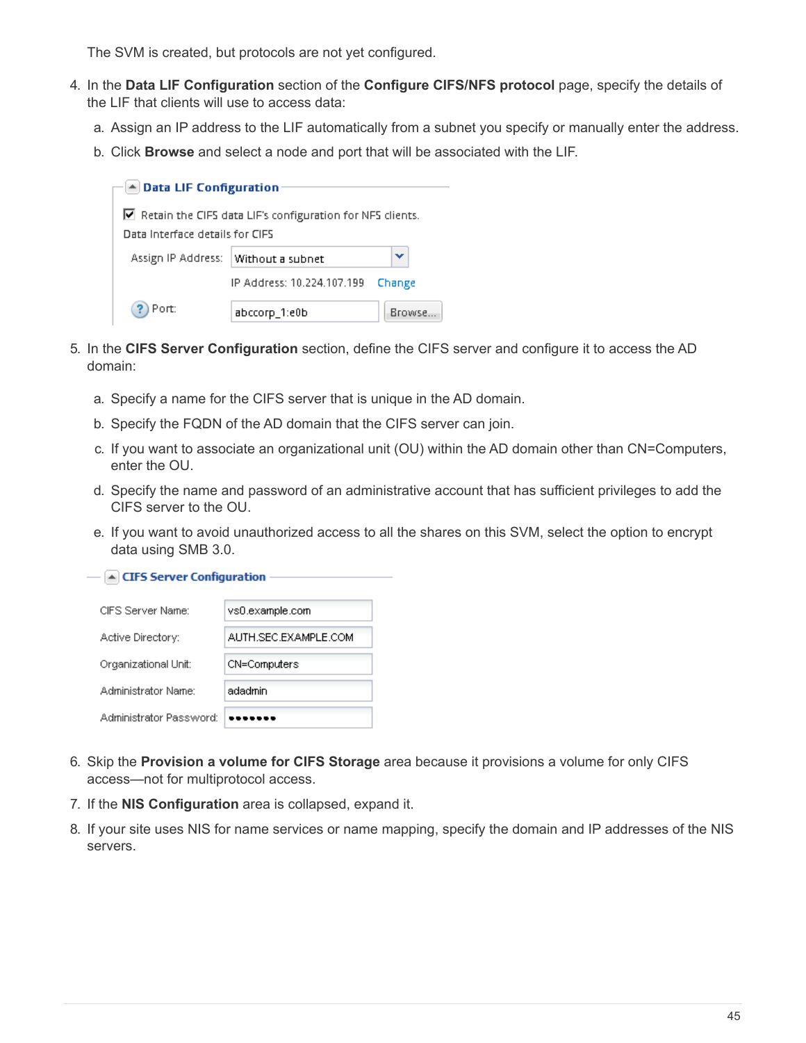The SVM is created, but protocols are not yet configured.

4. In the **Data LIF Configuration** section of the **Configure CIFS/NFS protocol** page, specify the details of the LIF that clients will use to access data:
   a. Assign an IP address to the LIF automatically from a subnet you specify or manually enter the address.
   b. Click **Browse** and select a node and port that will be associated with the LIF.

5. In the **CIFS Server Configuration** section, define the CIFS server and configure it to access the AD domain:
   a. Specify a name for the CIFS server that is unique in the AD domain.
   b. Specify the FQDN of the AD domain that the CIFS server can join.
   c. If you want to associate an organizational unit (OU) within the AD domain other than CN=Computers, enter the OU.
   d. Specify the name and password of an administrative account that has sufficient privileges to add the CIFS server to the OU.
   e. If you want to avoid unauthorized access to all the shares on this SVM, select the option to encrypt data using SMB 3.0.

6. Skip the **Provision a volume for CIFS Storage** area because it provisions a volume for only CIFS access—not for multiprotocol access.
7. If the **NIS Configuration** area is collapsed, expand it.
8. If your site uses NIS for name services or name mapping, specify the domain and IP addresses of the NIS servers.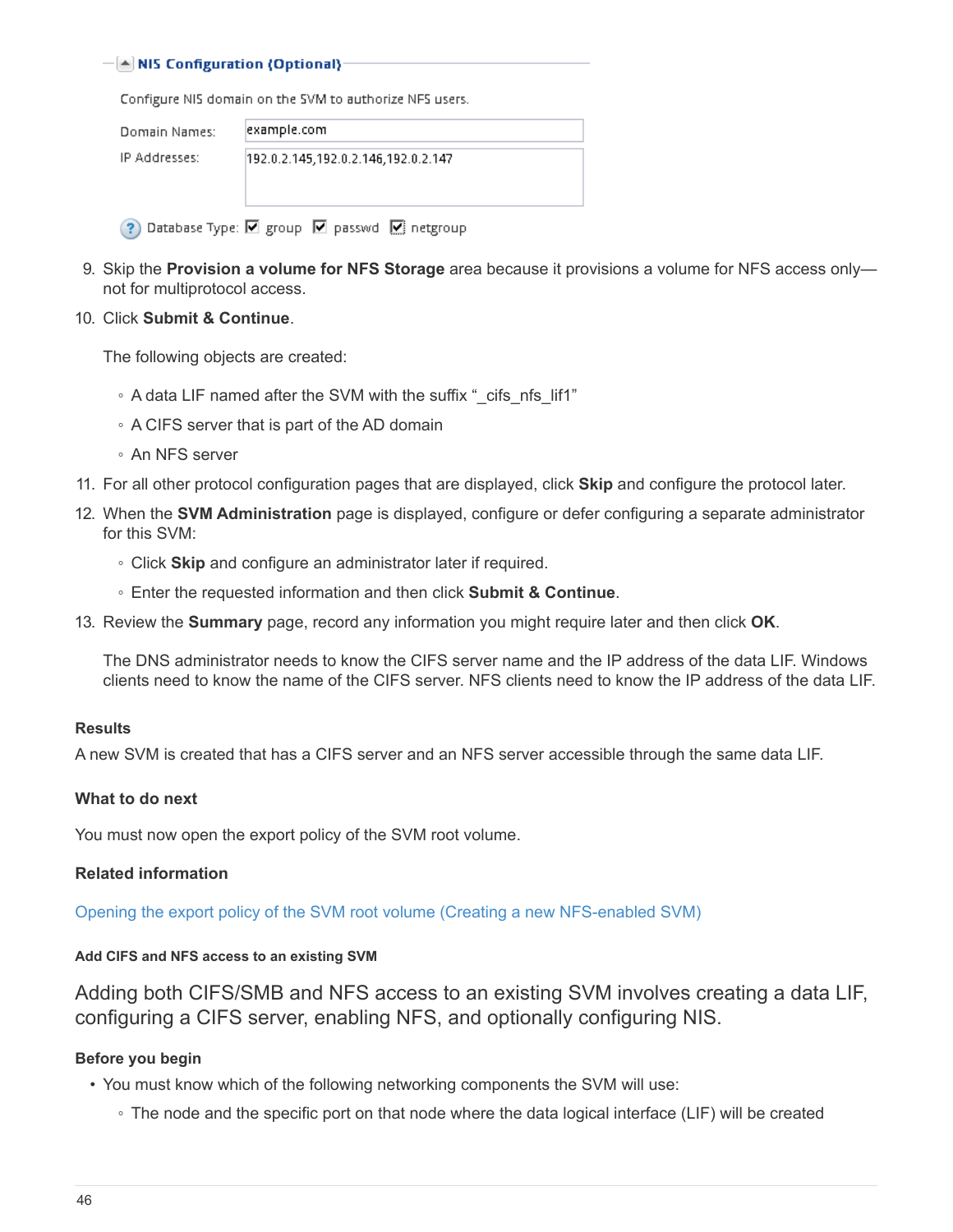**NIS Configuration (Optional)**

Configure NIS domain on the SVM to authorize NFS users.

Domain Names: example.com

IP Addresses: 192.0.2.145,192.0.2.146,192.0.2.147

Database Type: ☑ group ☑ passwd ☑ netgroup

9. Skip the **Provision a volume for NFS Storage** area because it provisions a volume for NFS access only—not for multiprotocol access.
10. Click **Submit & Continue**.

    The following objects are created:

    ◦ A data LIF named after the SVM with the suffix "_cifs_nfs_lif1"

    ◦ A CIFS server that is part of the AD domain

    ◦ An NFS server
11. For all other protocol configuration pages that are displayed, click **Skip** and configure the protocol later.
12. When the **SVM Administration** page is displayed, configure or defer configuring a separate administrator for this SVM:

    ◦ Click **Skip** and configure an administrator later if required.

    ◦ Enter the requested information and then click **Submit & Continue**.
13. Review the **Summary** page, record any information you might require later and then click **OK**.

    The DNS administrator needs to know the CIFS server name and the IP address of the data LIF. Windows clients need to know the name of the CIFS server. NFS clients need to know the IP address of the data LIF.

#### Results

A new SVM is created that has a CIFS server and an NFS server accessible through the same data LIF.

#### What to do next

You must now open the export policy of the SVM root volume.

#### Related information

Opening the export policy of the SVM root volume (Creating a new NFS-enabled SVM)

### Add CIFS and NFS access to an existing SVM

Adding both CIFS/SMB and NFS access to an existing SVM involves creating a data LIF, configuring a CIFS server, enabling NFS, and optionally configuring NIS.

#### Before you begin

- You must know which of the following networking components the SVM will use:
    ◦ The node and the specific port on that node where the data logical interface (LIF) will be created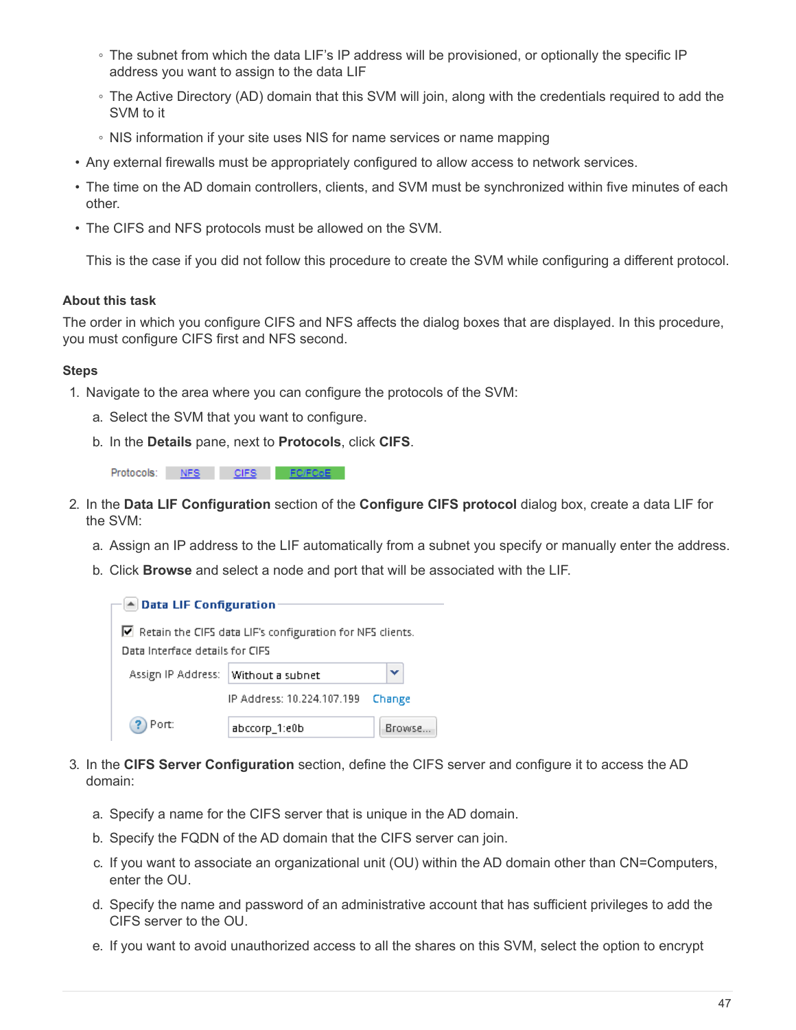- The subnet from which the data LIF's IP address will be provisioned, or optionally the specific IP address you want to assign to the data LIF
  - The Active Directory (AD) domain that this SVM will join, along with the credentials required to add the SVM to it
  - NIS information if your site uses NIS for name services or name mapping
- Any external firewalls must be appropriately configured to allow access to network services.
- The time on the AD domain controllers, clients, and SVM must be synchronized within five minutes of each other.
- The CIFS and NFS protocols must be allowed on the SVM.

  This is the case if you did not follow this procedure to create the SVM while configuring a different protocol.

#### About this task

The order in which you configure CIFS and NFS affects the dialog boxes that are displayed. In this procedure, you must configure CIFS first and NFS second.

#### Steps

1. Navigate to the area where you can configure the protocols of the SVM:
   a. Select the SVM that you want to configure.
   b. In the **Details** pane, next to **Protocols**, click **CIFS**.

   Protocols: NFS CIFS FC/FCoE

2. In the **Data LIF Configuration** section of the **Configure CIFS protocol** dialog box, create a data LIF for the SVM:
   a. Assign an IP address to the LIF automatically from a subnet you specify or manually enter the address.
   b. Click **Browse** and select a node and port that will be associated with the LIF.

   **Data LIF Configuration**

   ☑ Retain the CIFS data LIF's configuration for NFS clients.

   Data Interface details for CIFS

   Assign IP Address: Without a subnet

   IP Address: 10.224.107.199 Change

   Port: abccorp_1:e0b Browse...

3. In the **CIFS Server Configuration** section, define the CIFS server and configure it to access the AD domain:
   a. Specify a name for the CIFS server that is unique in the AD domain.
   b. Specify the FQDN of the AD domain that the CIFS server can join.
   c. If you want to associate an organizational unit (OU) within the AD domain other than CN=Computers, enter the OU.
   d. Specify the name and password of an administrative account that has sufficient privileges to add the CIFS server to the OU.
   e. If you want to avoid unauthorized access to all the shares on this SVM, select the option to encrypt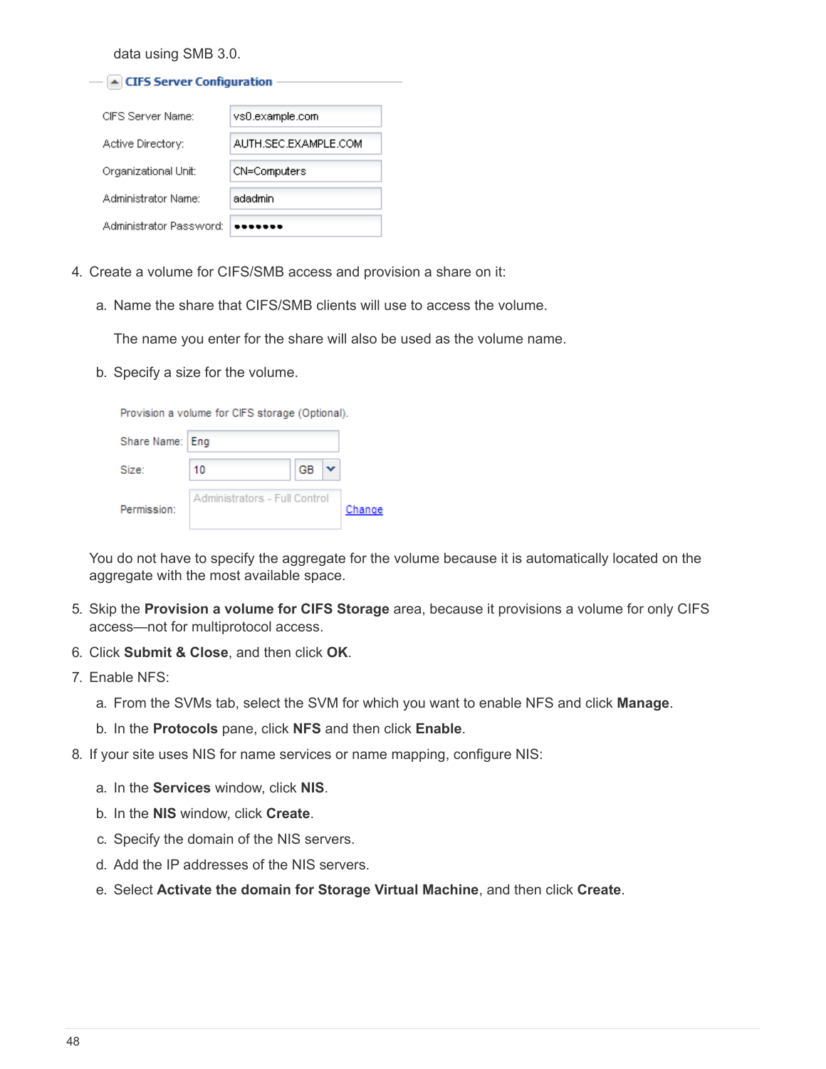data using SMB 3.0.

**CIFS Server Configuration**

| | |
|---|---|
| CIFS Server Name: | vs0.example.com |
| Active Directory: | AUTH.SEC.EXAMPLE.COM |
| Organizational Unit: | CN=Computers |
| Administrator Name: | adadmin |
| Administrator Password: | ••••••• |

4. Create a volume for CIFS/SMB access and provision a share on it:

   a. Name the share that CIFS/SMB clients will use to access the volume.

      The name you enter for the share will also be used as the volume name.

   b. Specify a size for the volume.

      Provision a volume for CIFS storage (Optional).

      | | |
      |---|---|
      | Share Name: | Eng |
      | Size: | 10 GB |
      | Permission: | Administrators - Full Control (Change) |

   You do not have to specify the aggregate for the volume because it is automatically located on the aggregate with the most available space.

5. Skip the **Provision a volume for CIFS Storage** area, because it provisions a volume for only CIFS access—not for multiprotocol access.

6. Click **Submit & Close**, and then click **OK**.

7. Enable NFS:

   a. From the SVMs tab, select the SVM for which you want to enable NFS and click **Manage**.

   b. In the **Protocols** pane, click **NFS** and then click **Enable**.

8. If your site uses NIS for name services or name mapping, configure NIS:

   a. In the **Services** window, click **NIS**.

   b. In the **NIS** window, click **Create**.

   c. Specify the domain of the NIS servers.

   d. Add the IP addresses of the NIS servers.

   e. Select **Activate the domain for Storage Virtual Machine**, and then click **Create**.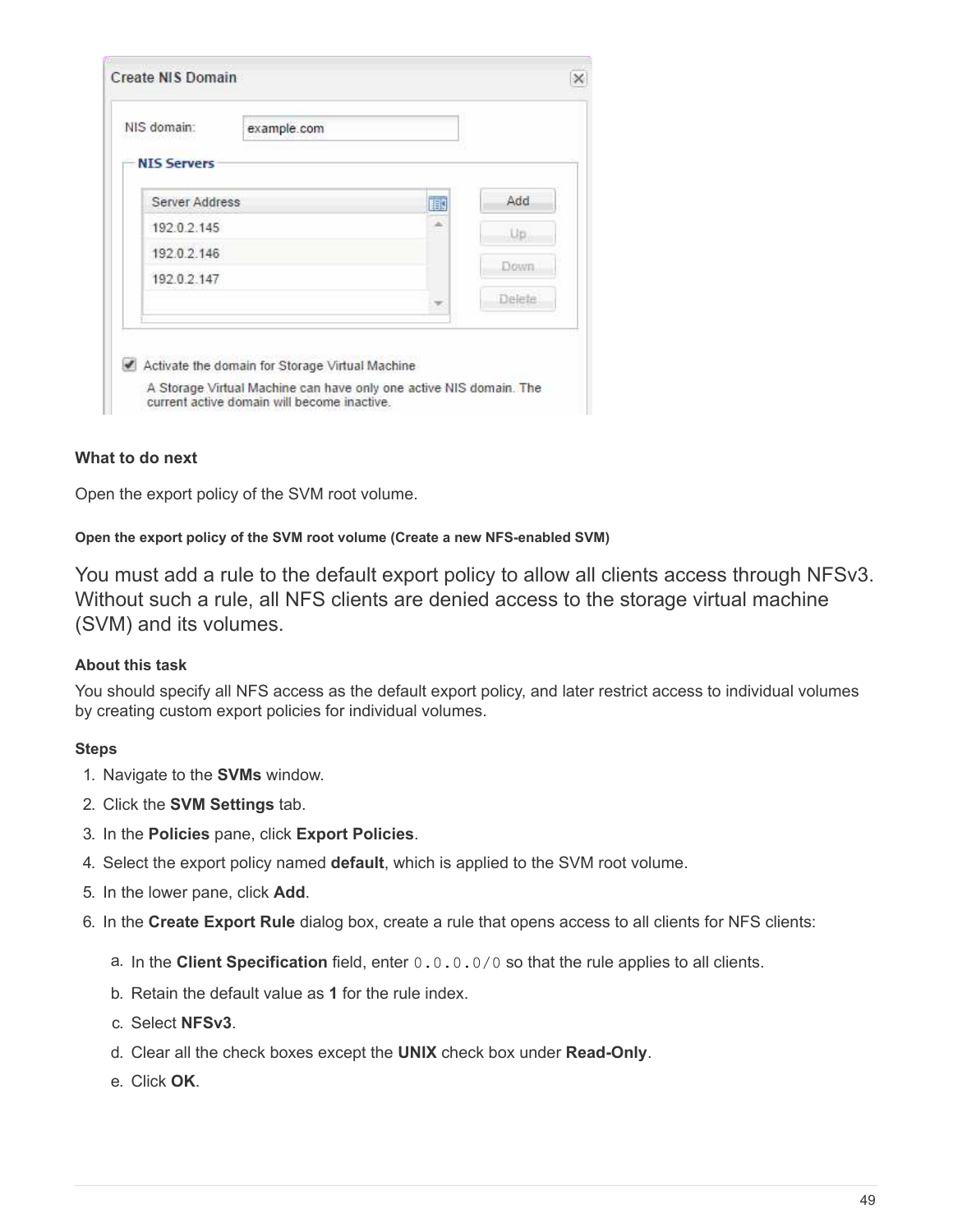**What to do next**

Open the export policy of the SVM root volume.

#### Open the export policy of the SVM root volume (Create a new NFS-enabled SVM)

You must add a rule to the default export policy to allow all clients access through NFSv3. Without such a rule, all NFS clients are denied access to the storage virtual machine (SVM) and its volumes.

**About this task**

You should specify all NFS access as the default export policy, and later restrict access to individual volumes by creating custom export policies for individual volumes.

**Steps**

1. Navigate to the **SVMs** window.
2. Click the **SVM Settings** tab.
3. In the **Policies** pane, click **Export Policies**.
4. Select the export policy named **default**, which is applied to the SVM root volume.
5. In the lower pane, click **Add**.
6. In the **Create Export Rule** dialog box, create a rule that opens access to all clients for NFS clients:
   a. In the **Client Specification** field, enter `0.0.0.0/0` so that the rule applies to all clients.
   b. Retain the default value as **1** for the rule index.
   c. Select **NFSv3**.
   d. Clear all the check boxes except the **UNIX** check box under **Read-Only**.
   e. Click **OK**.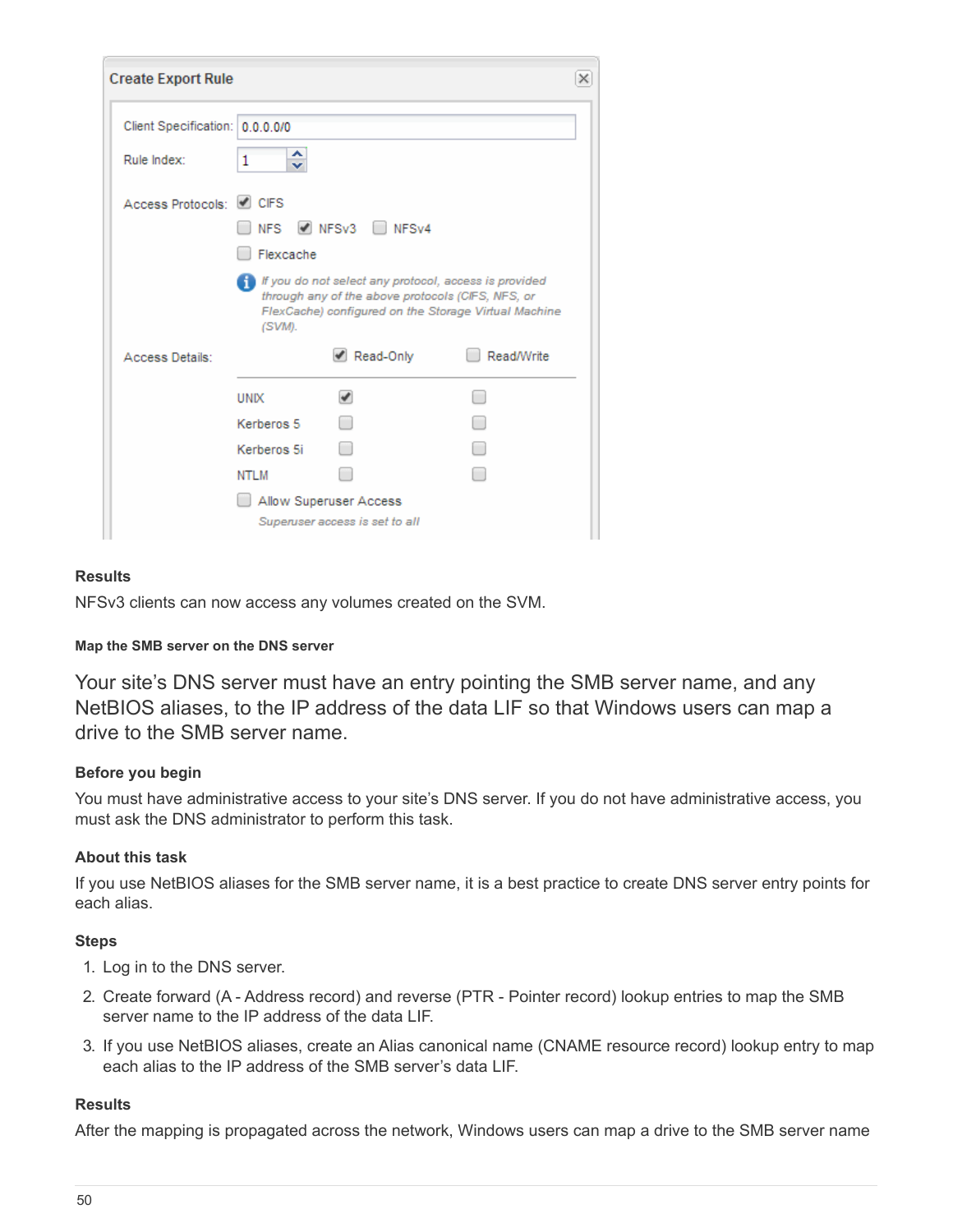#### Results

NFSv3 clients can now access any volumes created on the SVM.

### Map the SMB server on the DNS server

Your site's DNS server must have an entry pointing the SMB server name, and any NetBIOS aliases, to the IP address of the data LIF so that Windows users can map a drive to the SMB server name.

#### Before you begin

You must have administrative access to your site's DNS server. If you do not have administrative access, you must ask the DNS administrator to perform this task.

#### About this task

If you use NetBIOS aliases for the SMB server name, it is a best practice to create DNS server entry points for each alias.

#### Steps

1. Log in to the DNS server.
2. Create forward (A - Address record) and reverse (PTR - Pointer record) lookup entries to map the SMB server name to the IP address of the data LIF.
3. If you use NetBIOS aliases, create an Alias canonical name (CNAME resource record) lookup entry to map each alias to the IP address of the SMB server's data LIF.

#### Results

After the mapping is propagated across the network, Windows users can map a drive to the SMB server name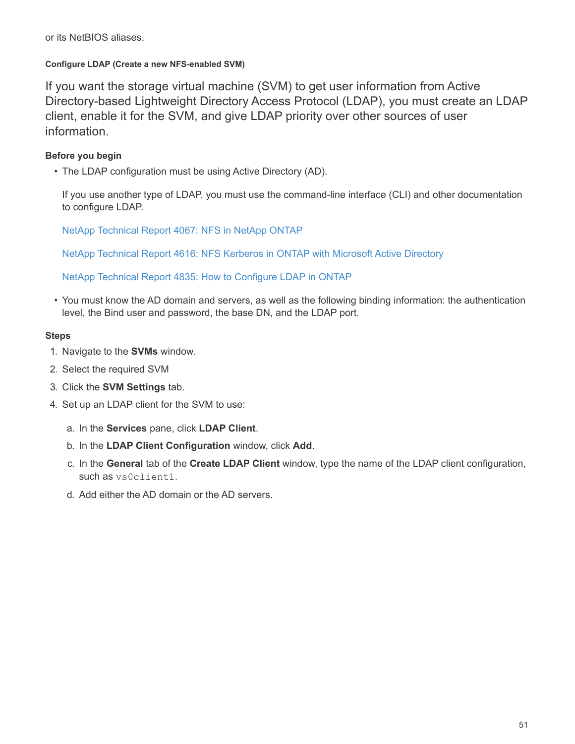or its NetBIOS aliases.

#### Configure LDAP (Create a new NFS-enabled SVM)

If you want the storage virtual machine (SVM) to get user information from Active Directory-based Lightweight Directory Access Protocol (LDAP), you must create an LDAP client, enable it for the SVM, and give LDAP priority over other sources of user information.

##### Before you begin

- The LDAP configuration must be using Active Directory (AD).

  If you use another type of LDAP, you must use the command-line interface (CLI) and other documentation to configure LDAP.

  NetApp Technical Report 4067: NFS in NetApp ONTAP

  NetApp Technical Report 4616: NFS Kerberos in ONTAP with Microsoft Active Directory

  NetApp Technical Report 4835: How to Configure LDAP in ONTAP

- You must know the AD domain and servers, as well as the following binding information: the authentication level, the Bind user and password, the base DN, and the LDAP port.

##### Steps

1. Navigate to the **SVMs** window.
2. Select the required SVM
3. Click the **SVM Settings** tab.
4. Set up an LDAP client for the SVM to use:

   a. In the **Services** pane, click **LDAP Client**.

   b. In the **LDAP Client Configuration** window, click **Add**.

   c. In the **General** tab of the **Create LDAP Client** window, type the name of the LDAP client configuration, such as `vs0client1`.

   d. Add either the AD domain or the AD servers.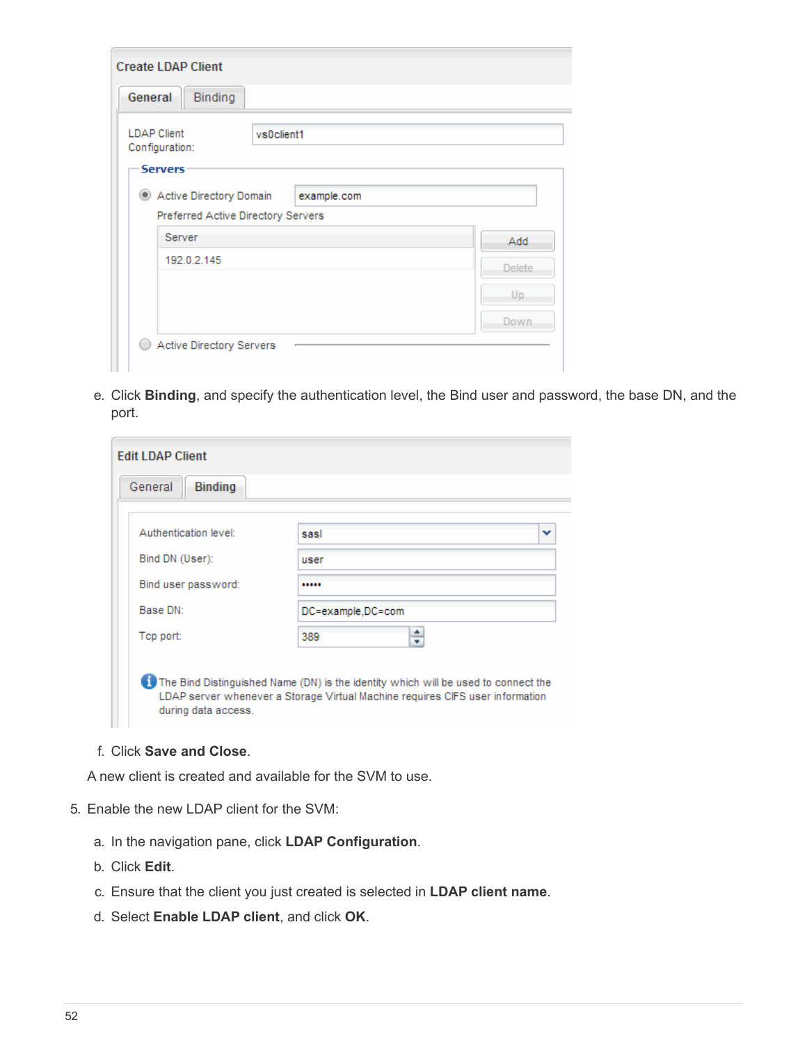e. Click **Binding**, and specify the authentication level, the Bind user and password, the base DN, and the port.

f. Click **Save and Close**.

A new client is created and available for the SVM to use.

5. Enable the new LDAP client for the SVM:

   a. In the navigation pane, click **LDAP Configuration**.

   b. Click **Edit**.

   c. Ensure that the client you just created is selected in **LDAP client name**.

   d. Select **Enable LDAP client**, and click **OK**.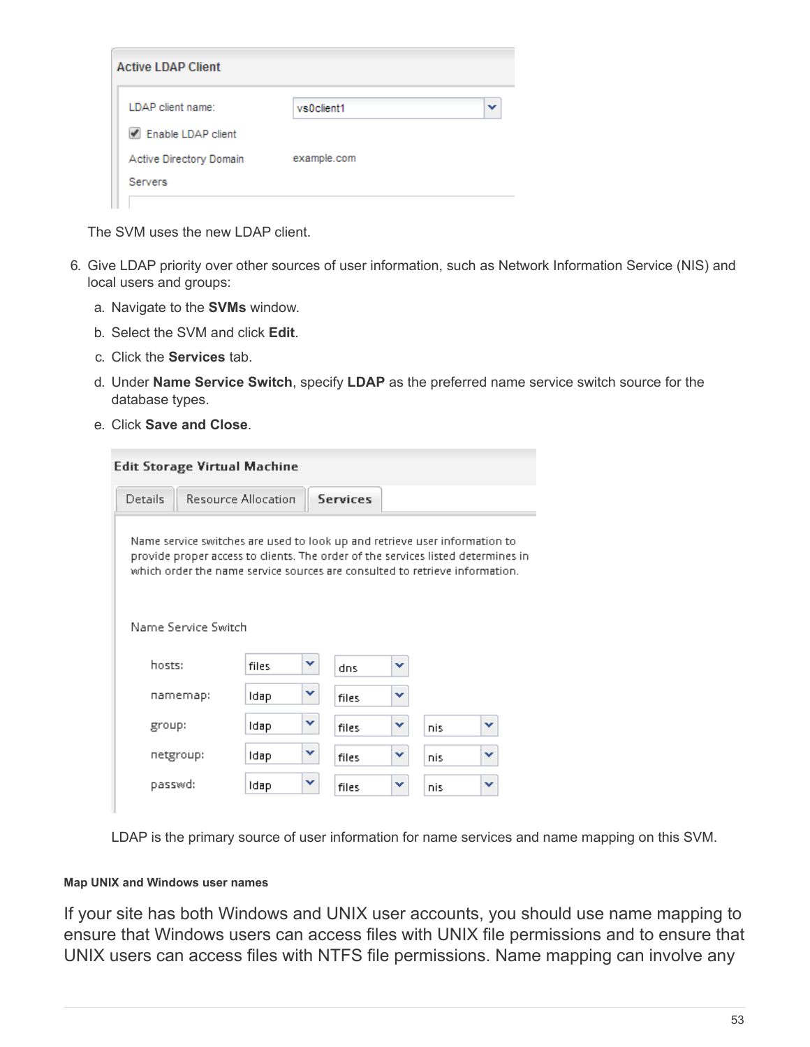Active LDAP Client

LDAP client name: vs0client1

Enable LDAP client

Active Directory Domain: example.com

Servers

The SVM uses the new LDAP client.

6. Give LDAP priority over other sources of user information, such as Network Information Service (NIS) and local users and groups:
   a. Navigate to the **SVMs** window.
   b. Select the SVM and click **Edit**.
   c. Click the **Services** tab.
   d. Under **Name Service Switch**, specify **LDAP** as the preferred name service switch source for the database types.
   e. Click **Save and Close**.

Edit Storage Virtual Machine

Details | Resource Allocation | Services

Name service switches are used to look up and retrieve user information to provide proper access to clients. The order of the services listed determines in which order the name service sources are consulted to retrieve information.

Name Service Switch

| | | | |
|---|---|---|---|
| hosts: | files | dns | |
| namemap: | ldap | files | |
| group: | ldap | files | nis |
| netgroup: | ldap | files | nis |
| passwd: | ldap | files | nis |

LDAP is the primary source of user information for name services and name mapping on this SVM.

#### Map UNIX and Windows user names

If your site has both Windows and UNIX user accounts, you should use name mapping to ensure that Windows users can access files with UNIX file permissions and to ensure that UNIX users can access files with NTFS file permissions. Name mapping can involve any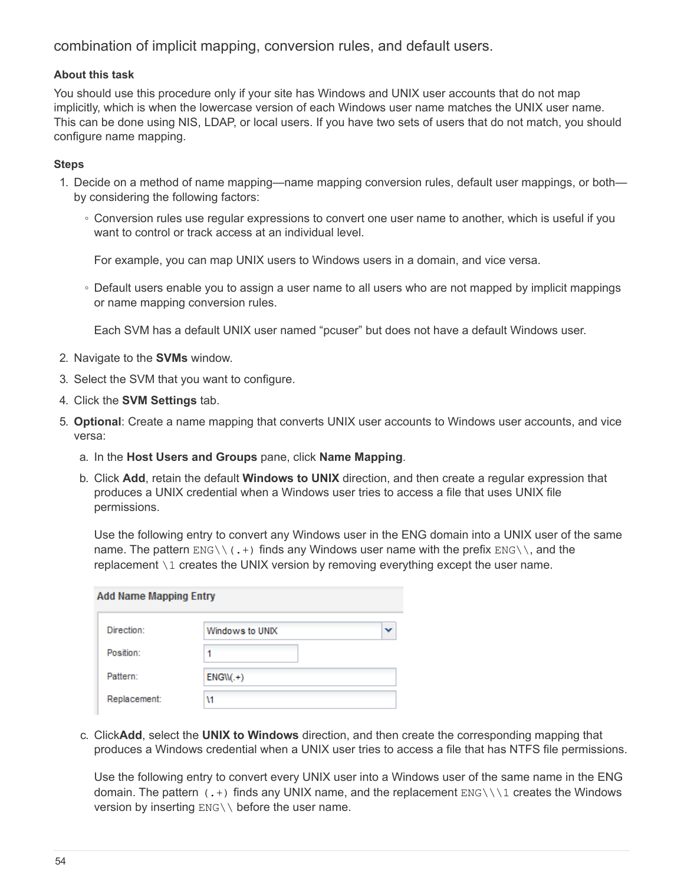combination of implicit mapping, conversion rules, and default users.

#### About this task

You should use this procedure only if your site has Windows and UNIX user accounts that do not map implicitly, which is when the lowercase version of each Windows user name matches the UNIX user name. This can be done using NIS, LDAP, or local users. If you have two sets of users that do not match, you should configure name mapping.

#### Steps

1. Decide on a method of name mapping—name mapping conversion rules, default user mappings, or both—by considering the following factors:
   - Conversion rules use regular expressions to convert one user name to another, which is useful if you want to control or track access at an individual level.

     For example, you can map UNIX users to Windows users in a domain, and vice versa.

   - Default users enable you to assign a user name to all users who are not mapped by implicit mappings or name mapping conversion rules.

     Each SVM has a default UNIX user named "pcuser" but does not have a default Windows user.

2. Navigate to the **SVMs** window.
3. Select the SVM that you want to configure.
4. Click the **SVM Settings** tab.
5. **Optional**: Create a name mapping that converts UNIX user accounts to Windows user accounts, and vice versa:
   a. In the **Host Users and Groups** pane, click **Name Mapping**.

   b. Click **Add**, retain the default **Windows to UNIX** direction, and then create a regular expression that produces a UNIX credential when a Windows user tries to access a file that uses UNIX file permissions.

      Use the following entry to convert any Windows user in the ENG domain into a UNIX user of the same name. The pattern `ENG\\(.+)` finds any Windows user name with the prefix `ENG\\`, and the replacement `\1` creates the UNIX version by removing everything except the user name.

      **Add Name Mapping Entry**

      | | |
      |---|---|
      | Direction: | Windows to UNIX |
      | Position: | 1 |
      | Pattern: | ENG\\(.+) |
      | Replacement: | \1 |

   c. ClickAdd, select the **UNIX to Windows** direction, and then create the corresponding mapping that produces a Windows credential when a UNIX user tries to access a file that has NTFS file permissions.

      Use the following entry to convert every UNIX user into a Windows user of the same name in the ENG domain. The pattern `(.+)` finds any UNIX name, and the replacement `ENG\\\1` creates the Windows version by inserting `ENG\\` before the user name.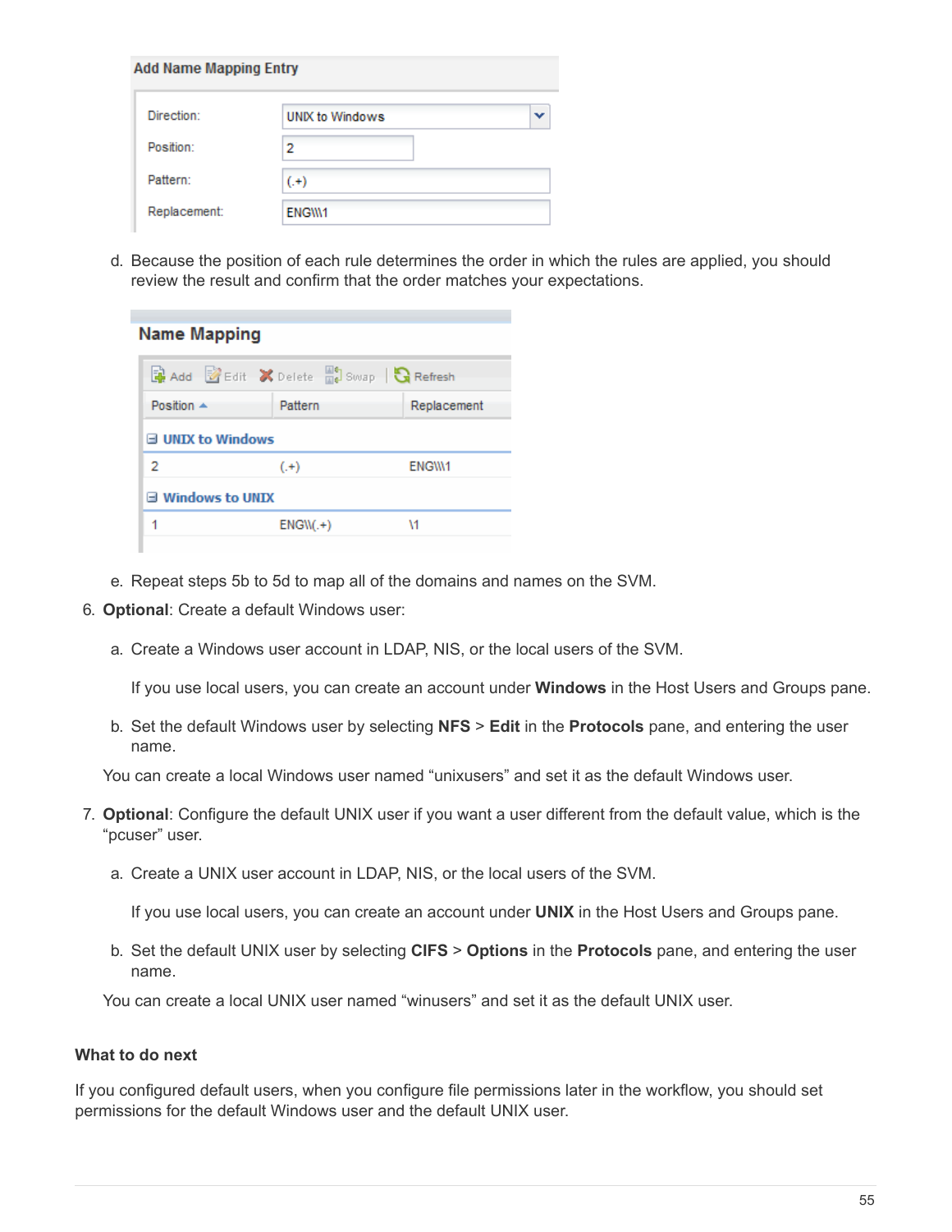**Add Name Mapping Entry**

| | |
|---|---|
| Direction: | UNIX to Windows |
| Position: | 2 |
| Pattern: | (.+) |
| Replacement: | ENG\\\1 |

d. Because the position of each rule determines the order in which the rules are applied, you should review the result and confirm that the order matches your expectations.

**Name Mapping**

| Position | Pattern | Replacement |
|---|---|---|
| **UNIX to Windows** | | |
| 2 | (.+) | ENG\\\1 |
| **Windows to UNIX** | | |
| 1 | ENG\\(.+) | \1 |

e. Repeat steps 5b to 5d to map all of the domains and names on the SVM.

6. **Optional**: Create a default Windows user:

   a. Create a Windows user account in LDAP, NIS, or the local users of the SVM.

      If you use local users, you can create an account under **Windows** in the Host Users and Groups pane.

   b. Set the default Windows user by selecting **NFS** > **Edit** in the **Protocols** pane, and entering the user name.

   You can create a local Windows user named "unixusers" and set it as the default Windows user.

7. **Optional**: Configure the default UNIX user if you want a user different from the default value, which is the "pcuser" user.

   a. Create a UNIX user account in LDAP, NIS, or the local users of the SVM.

      If you use local users, you can create an account under **UNIX** in the Host Users and Groups pane.

   b. Set the default UNIX user by selecting **CIFS** > **Options** in the **Protocols** pane, and entering the user name.

   You can create a local UNIX user named "winusers" and set it as the default UNIX user.

#### What to do next

If you configured default users, when you configure file permissions later in the workflow, you should set permissions for the default Windows user and the default UNIX user.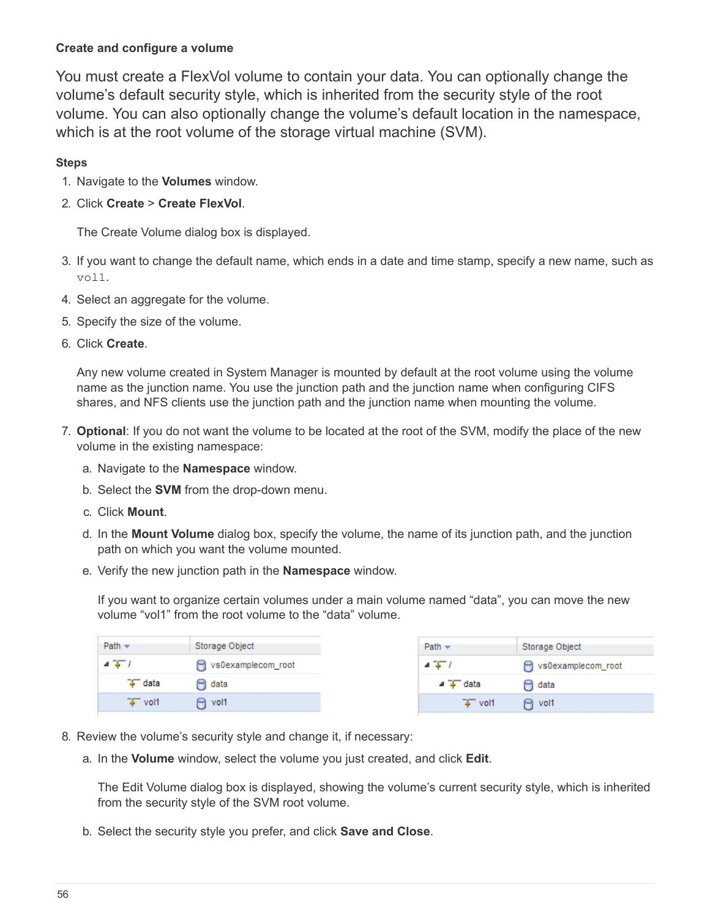### Create and configure a volume

You must create a FlexVol volume to contain your data. You can optionally change the volume's default security style, which is inherited from the security style of the root volume. You can also optionally change the volume's default location in the namespace, which is at the root volume of the storage virtual machine (SVM).

**Steps**

1. Navigate to the **Volumes** window.
2. Click **Create** > **Create FlexVol**.

   The Create Volume dialog box is displayed.

3. If you want to change the default name, which ends in a date and time stamp, specify a new name, such as `vol1`.
4. Select an aggregate for the volume.
5. Specify the size of the volume.
6. Click **Create**.

   Any new volume created in System Manager is mounted by default at the root volume using the volume name as the junction name. You use the junction path and the junction name when configuring CIFS shares, and NFS clients use the junction path and the junction name when mounting the volume.

7. **Optional**: If you do not want the volume to be located at the root of the SVM, modify the place of the new volume in the existing namespace:
   a. Navigate to the **Namespace** window.
   b. Select the **SVM** from the drop-down menu.
   c. Click **Mount**.
   d. In the **Mount Volume** dialog box, specify the volume, the name of its junction path, and the junction path on which you want the volume mounted.
   e. Verify the new junction path in the **Namespace** window.

      If you want to organize certain volumes under a main volume named "data", you can move the new volume "vol1" from the root volume to the "data" volume.

      | Path | Storage Object |
      |---|---|
      | / | vs0examplecom_root |
      | data | data |
      | vol1 | vol1 |

      | Path | Storage Object |
      |---|---|
      | / | vs0examplecom_root |
      | data | data |
      | vol1 | vol1 |

8. Review the volume's security style and change it, if necessary:
   a. In the **Volume** window, select the volume you just created, and click **Edit**.

      The Edit Volume dialog box is displayed, showing the volume's current security style, which is inherited from the security style of the SVM root volume.

   b. Select the security style you prefer, and click **Save and Close**.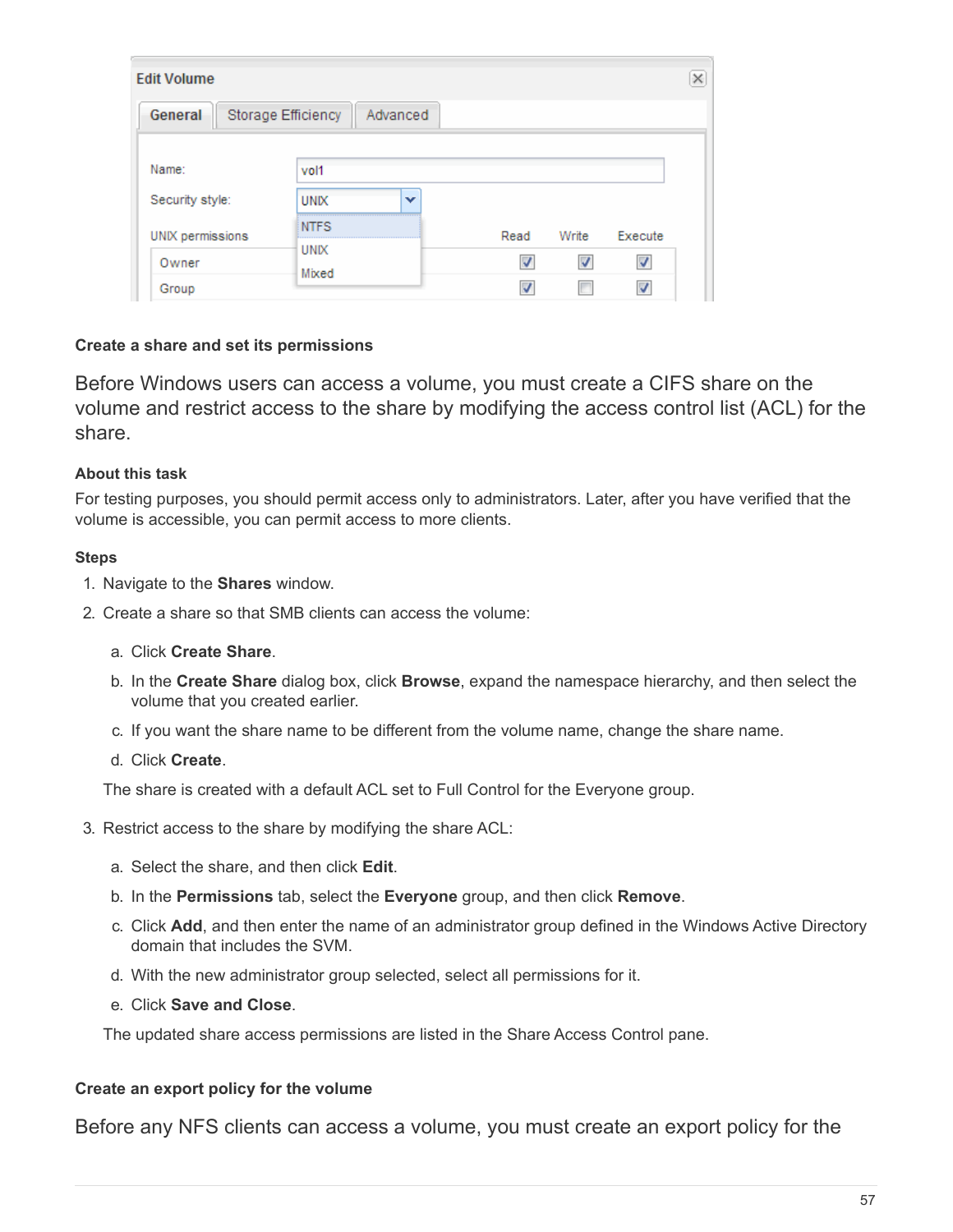### Create a share and set its permissions

Before Windows users can access a volume, you must create a CIFS share on the volume and restrict access to the share by modifying the access control list (ACL) for the share.

#### About this task

For testing purposes, you should permit access only to administrators. Later, after you have verified that the volume is accessible, you can permit access to more clients.

#### Steps

1. Navigate to the **Shares** window.
2. Create a share so that SMB clients can access the volume:
    a. Click **Create Share**.
    b. In the **Create Share** dialog box, click **Browse**, expand the namespace hierarchy, and then select the volume that you created earlier.
    c. If you want the share name to be different from the volume name, change the share name.
    d. Click **Create**.

    The share is created with a default ACL set to Full Control for the Everyone group.

3. Restrict access to the share by modifying the share ACL:
    a. Select the share, and then click **Edit**.
    b. In the **Permissions** tab, select the **Everyone** group, and then click **Remove**.
    c. Click **Add**, and then enter the name of an administrator group defined in the Windows Active Directory domain that includes the SVM.
    d. With the new administrator group selected, select all permissions for it.
    e. Click **Save and Close**.

    The updated share access permissions are listed in the Share Access Control pane.

### Create an export policy for the volume

Before any NFS clients can access a volume, you must create an export policy for the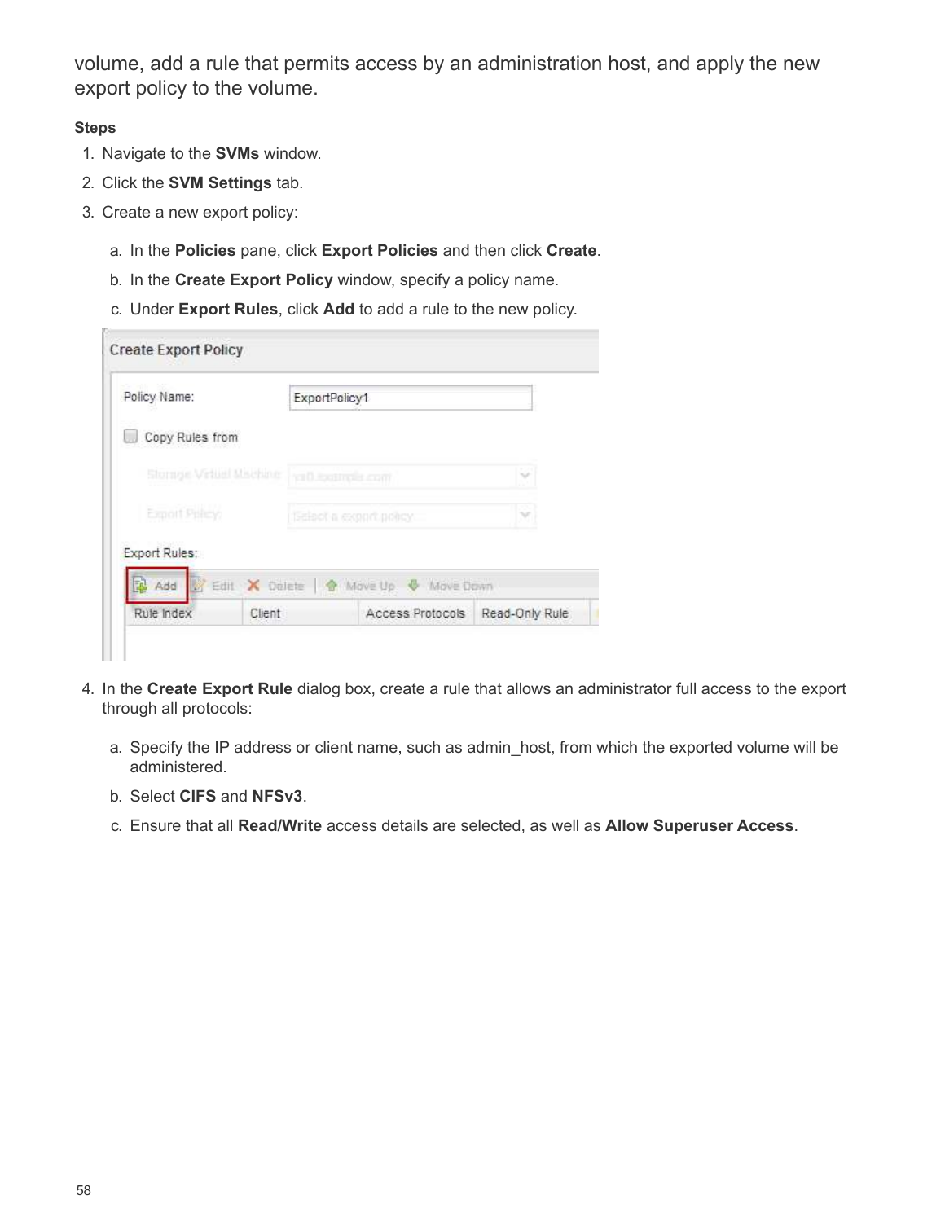volume, add a rule that permits access by an administration host, and apply the new export policy to the volume.

**Steps**

1. Navigate to the **SVMs** window.
2. Click the **SVM Settings** tab.
3. Create a new export policy:
   a. In the **Policies** pane, click **Export Policies** and then click **Create**.
   b. In the **Create Export Policy** window, specify a policy name.
   c. Under **Export Rules**, click **Add** to add a rule to the new policy.
4. In the **Create Export Rule** dialog box, create a rule that allows an administrator full access to the export through all protocols:
   a. Specify the IP address or client name, such as admin_host, from which the exported volume will be administered.
   b. Select **CIFS** and **NFSv3**.
   c. Ensure that all **Read/Write** access details are selected, as well as **Allow Superuser Access**.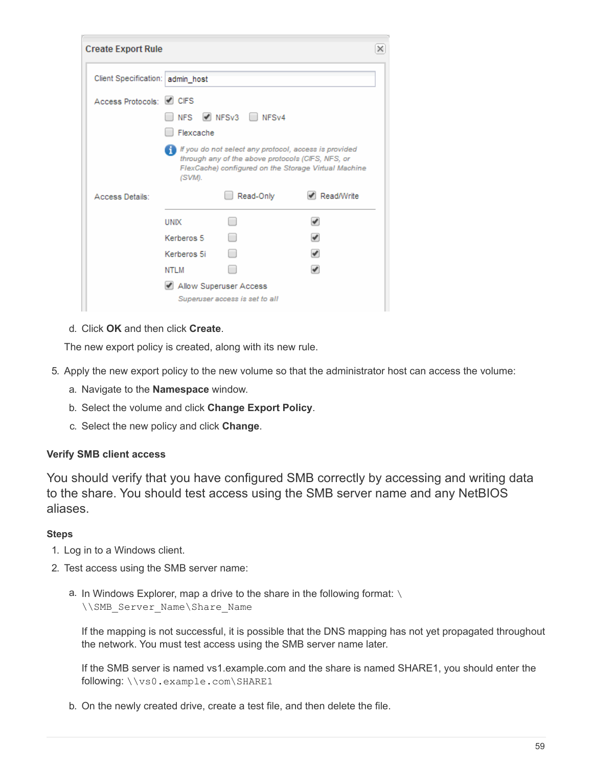d. Click **OK** and then click **Create**.

The new export policy is created, along with its new rule.

5. Apply the new export policy to the new volume so that the administrator host can access the volume:
   a. Navigate to the **Namespace** window.
   b. Select the volume and click **Change Export Policy**.
   c. Select the new policy and click **Change**.

#### Verify SMB client access

You should verify that you have configured SMB correctly by accessing and writing data to the share. You should test access using the SMB server name and any NetBIOS aliases.

#### Steps

1. Log in to a Windows client.
2. Test access using the SMB server name:
   a. In Windows Explorer, map a drive to the share in the following format: \ `\\SMB_Server_Name\Share_Name`

      If the mapping is not successful, it is possible that the DNS mapping has not yet propagated throughout the network. You must test access using the SMB server name later.

      If the SMB server is named vs1.example.com and the share is named SHARE1, you should enter the following: `\\vs0.example.com\SHARE1`

   b. On the newly created drive, create a test file, and then delete the file.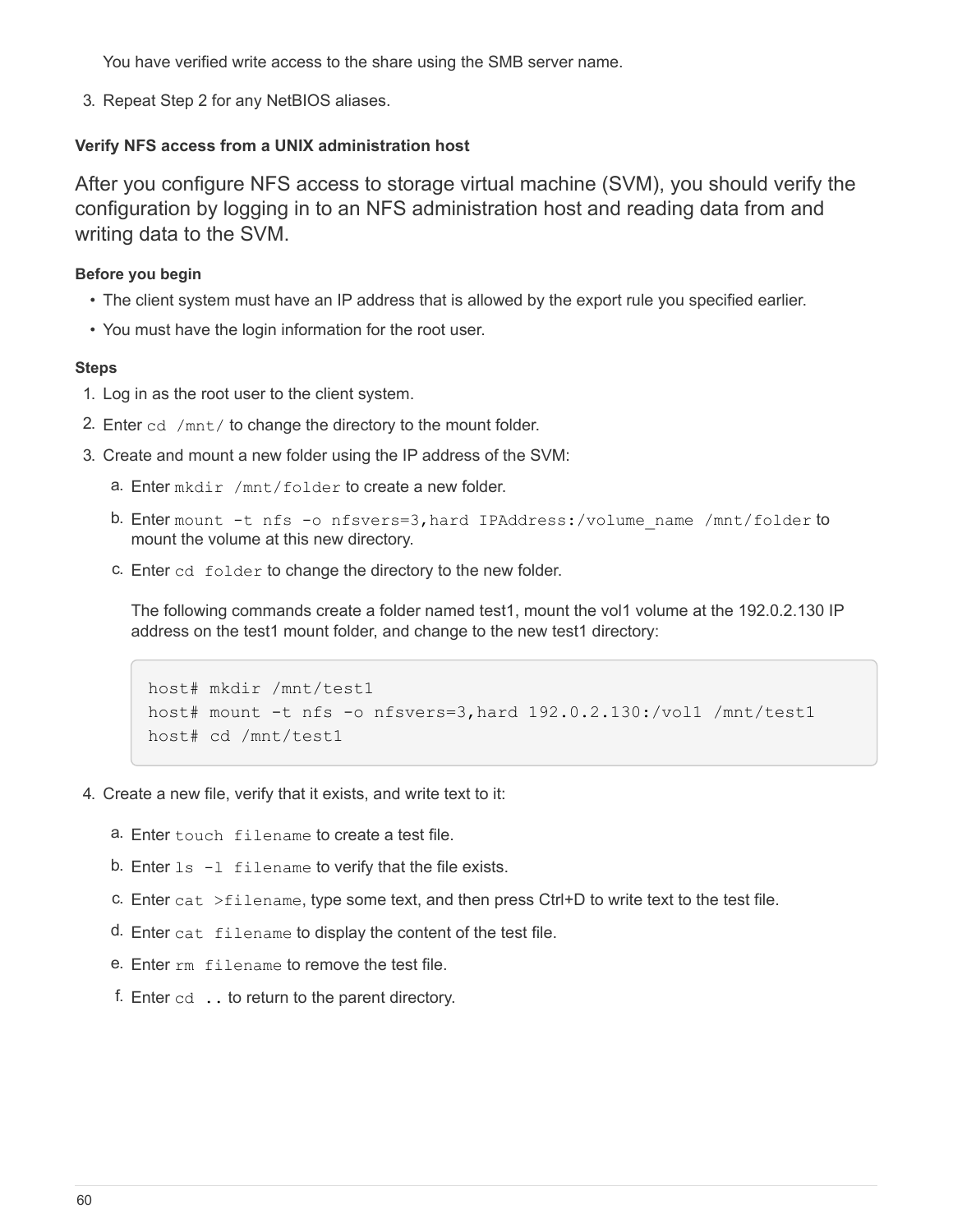You have verified write access to the share using the SMB server name.

3. Repeat Step 2 for any NetBIOS aliases.

### Verify NFS access from a UNIX administration host

After you configure NFS access to storage virtual machine (SVM), you should verify the configuration by logging in to an NFS administration host and reading data from and writing data to the SVM.

#### Before you begin

- The client system must have an IP address that is allowed by the export rule you specified earlier.
- You must have the login information for the root user.

#### Steps

1. Log in as the root user to the client system.
2. Enter `cd /mnt/` to change the directory to the mount folder.
3. Create and mount a new folder using the IP address of the SVM:
   a. Enter `mkdir /mnt/folder` to create a new folder.
   b. Enter `mount -t nfs -o nfsvers=3,hard IPAddress:/volume_name /mnt/folder` to mount the volume at this new directory.
   c. Enter `cd folder` to change the directory to the new folder.

   The following commands create a folder named test1, mount the vol1 volume at the 192.0.2.130 IP address on the test1 mount folder, and change to the new test1 directory:

   ```
   host# mkdir /mnt/test1
   host# mount -t nfs -o nfsvers=3,hard 192.0.2.130:/vol1 /mnt/test1
   host# cd /mnt/test1
   ```

4. Create a new file, verify that it exists, and write text to it:
   a. Enter `touch filename` to create a test file.
   b. Enter `ls -l filename` to verify that the file exists.
   c. Enter `cat >filename`, type some text, and then press Ctrl+D to write text to the test file.
   d. Enter `cat filename` to display the content of the test file.
   e. Enter `rm filename` to remove the test file.
   f. Enter `cd ..` to return to the parent directory.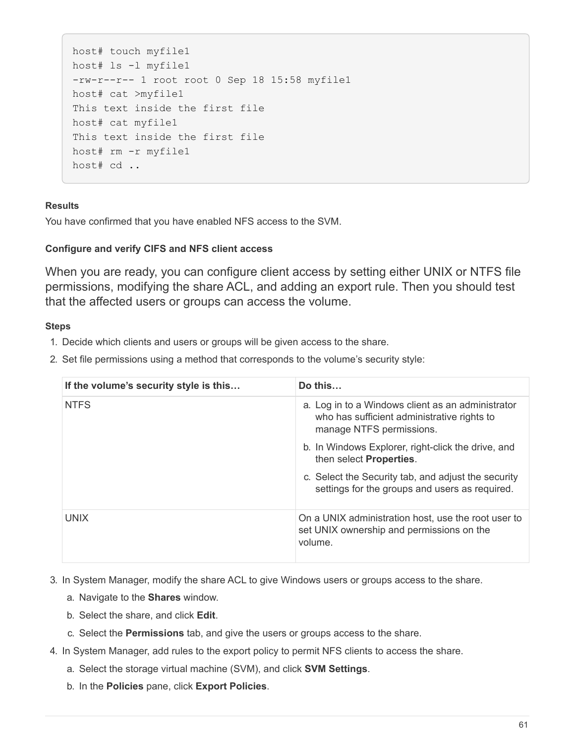```
host# touch myfile1
host# ls -l myfile1
-rw-r--r-- 1 root root 0 Sep 18 15:58 myfile1
host# cat >myfile1
This text inside the first file
host# cat myfile1
This text inside the first file
host# rm -r myfile1
host# cd ..
```

**Results**

You have confirmed that you have enabled NFS access to the SVM.

#### Configure and verify CIFS and NFS client access

When you are ready, you can configure client access by setting either UNIX or NTFS file permissions, modifying the share ACL, and adding an export rule. Then you should test that the affected users or groups can access the volume.

**Steps**

1. Decide which clients and users or groups will be given access to the share.
2. Set file permissions using a method that corresponds to the volume's security style:

| If the volume's security style is this… | Do this… |
| --- | --- |
| NTFS | a. Log in to a Windows client as an administrator who has sufficient administrative rights to manage NTFS permissions.<br>b. In Windows Explorer, right-click the drive, and then select **Properties**.<br>c. Select the Security tab, and adjust the security settings for the groups and users as required. |
| UNIX | On a UNIX administration host, use the root user to set UNIX ownership and permissions on the volume. |

3. In System Manager, modify the share ACL to give Windows users or groups access to the share.
   a. Navigate to the **Shares** window.
   b. Select the share, and click **Edit**.
   c. Select the **Permissions** tab, and give the users or groups access to the share.
4. In System Manager, add rules to the export policy to permit NFS clients to access the share.
   a. Select the storage virtual machine (SVM), and click **SVM Settings**.
   b. In the **Policies** pane, click **Export Policies**.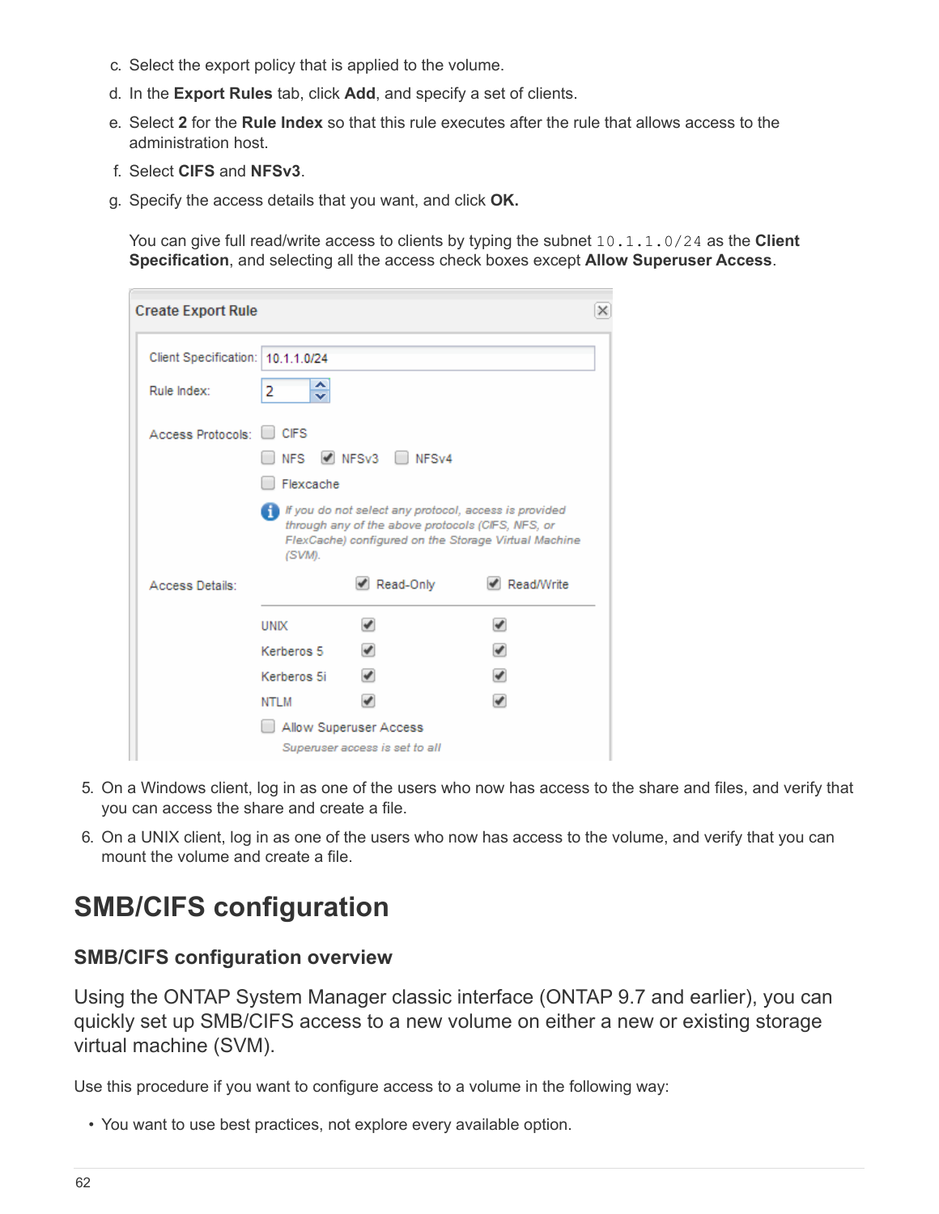c. Select the export policy that is applied to the volume.

d. In the **Export Rules** tab, click **Add**, and specify a set of clients.

e. Select **2** for the **Rule Index** so that this rule executes after the rule that allows access to the administration host.

f. Select **CIFS** and **NFSv3**.

g. Specify the access details that you want, and click **OK.**

   You can give full read/write access to clients by typing the subnet `10.1.1.0/24` as the **Client Specification**, and selecting all the access check boxes except **Allow Superuser Access**.

5. On a Windows client, log in as one of the users who now has access to the share and files, and verify that you can access the share and create a file.
6. On a UNIX client, log in as one of the users who now has access to the volume, and verify that you can mount the volume and create a file.

# SMB/CIFS configuration

## SMB/CIFS configuration overview

Using the ONTAP System Manager classic interface (ONTAP 9.7 and earlier), you can quickly set up SMB/CIFS access to a new volume on either a new or existing storage virtual machine (SVM).

Use this procedure if you want to configure access to a volume in the following way:

- You want to use best practices, not explore every available option.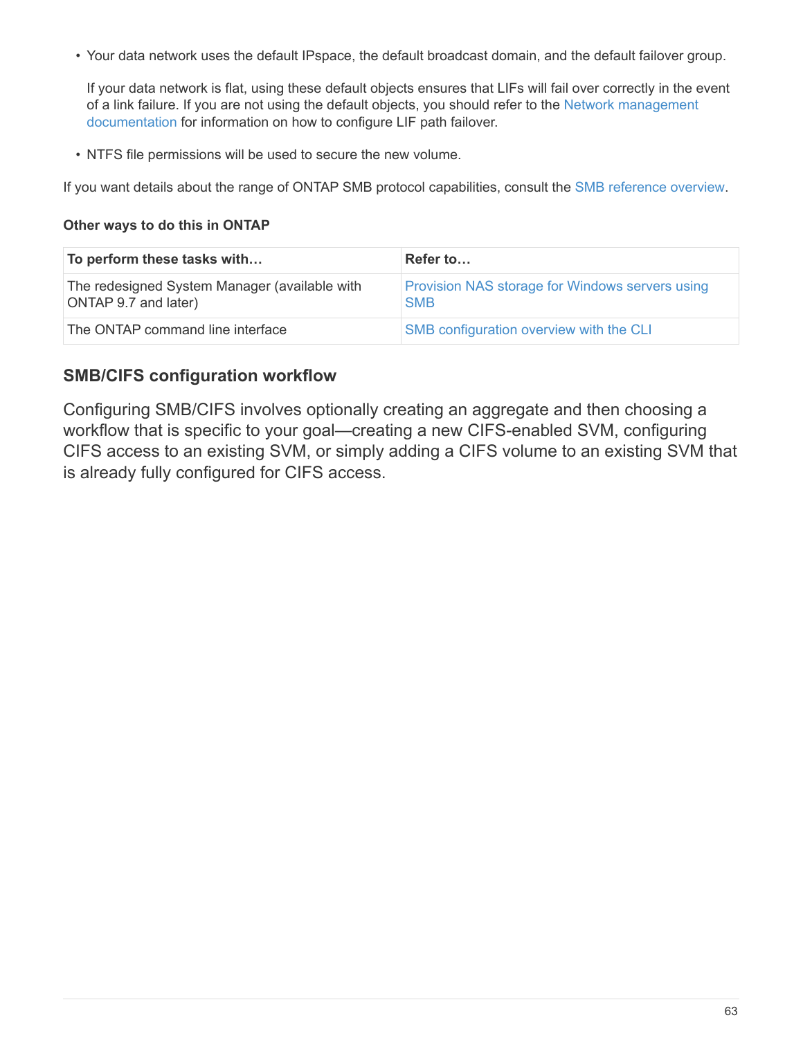- Your data network uses the default IPspace, the default broadcast domain, and the default failover group.

  If your data network is flat, using these default objects ensures that LIFs will fail over correctly in the event of a link failure. If you are not using the default objects, you should refer to the Network management documentation for information on how to configure LIF path failover.

- NTFS file permissions will be used to secure the new volume.

If you want details about the range of ONTAP SMB protocol capabilities, consult the SMB reference overview.

**Other ways to do this in ONTAP**

| To perform these tasks with… | Refer to… |
| --- | --- |
| The redesigned System Manager (available with ONTAP 9.7 and later) | Provision NAS storage for Windows servers using SMB |
| The ONTAP command line interface | SMB configuration overview with the CLI |

## SMB/CIFS configuration workflow

Configuring SMB/CIFS involves optionally creating an aggregate and then choosing a workflow that is specific to your goal—creating a new CIFS-enabled SVM, configuring CIFS access to an existing SVM, or simply adding a CIFS volume to an existing SVM that is already fully configured for CIFS access.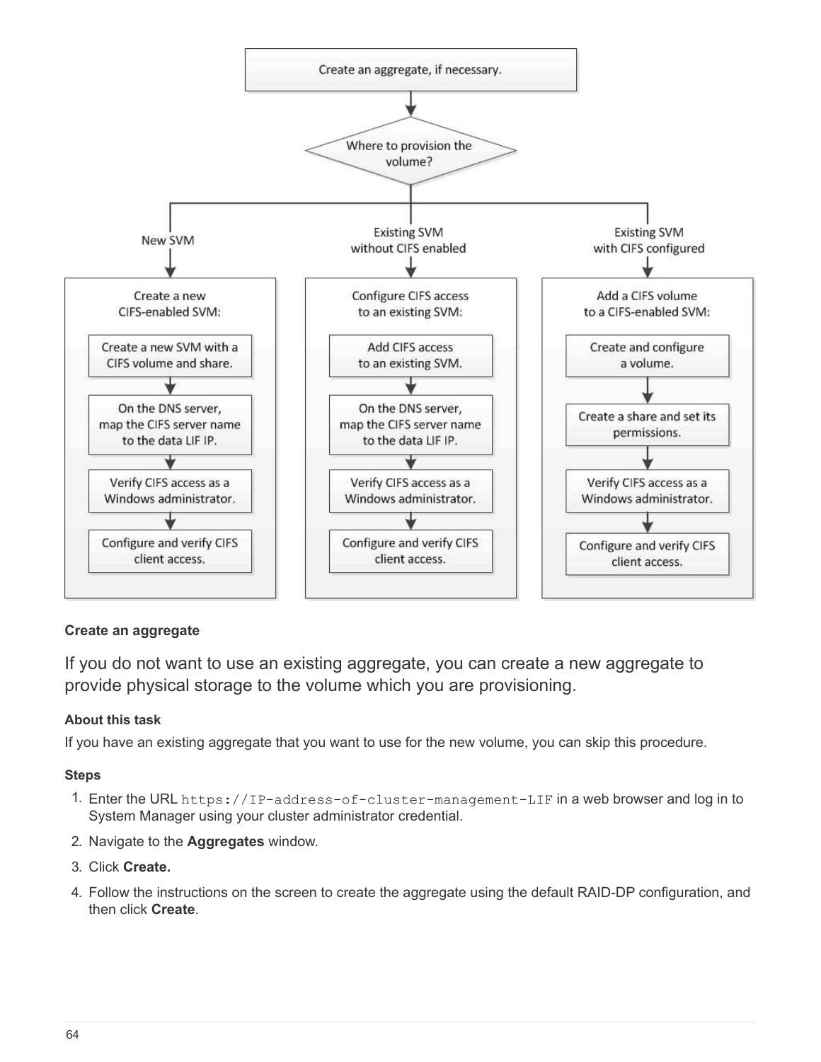Create an aggregate, if necessary.

Where to provision the volume?

- **New SVM** → Create a new CIFS-enabled SVM:
  1. Create a new SVM with a CIFS volume and share.
  2. On the DNS server, map the CIFS server name to the data LIF IP.
  3. Verify CIFS access as a Windows administrator.
  4. Configure and verify CIFS client access.
- **Existing SVM without CIFS enabled** → Configure CIFS access to an existing SVM:
  1. Add CIFS access to an existing SVM.
  2. On the DNS server, map the CIFS server name to the data LIF IP.
  3. Verify CIFS access as a Windows administrator.
  4. Configure and verify CIFS client access.
- **Existing SVM with CIFS configured** → Add a CIFS volume to a CIFS-enabled SVM:
  1. Create and configure a volume.
  2. Create a share and set its permissions.
  3. Verify CIFS access as a Windows administrator.
  4. Configure and verify CIFS client access.

### Create an aggregate

If you do not want to use an existing aggregate, you can create a new aggregate to provide physical storage to the volume which you are provisioning.

#### About this task

If you have an existing aggregate that you want to use for the new volume, you can skip this procedure.

#### Steps

1. Enter the URL `https://IP-address-of-cluster-management-LIF` in a web browser and log in to System Manager using your cluster administrator credential.
2. Navigate to the **Aggregates** window.
3. Click **Create.**
4. Follow the instructions on the screen to create the aggregate using the default RAID-DP configuration, and then click **Create**.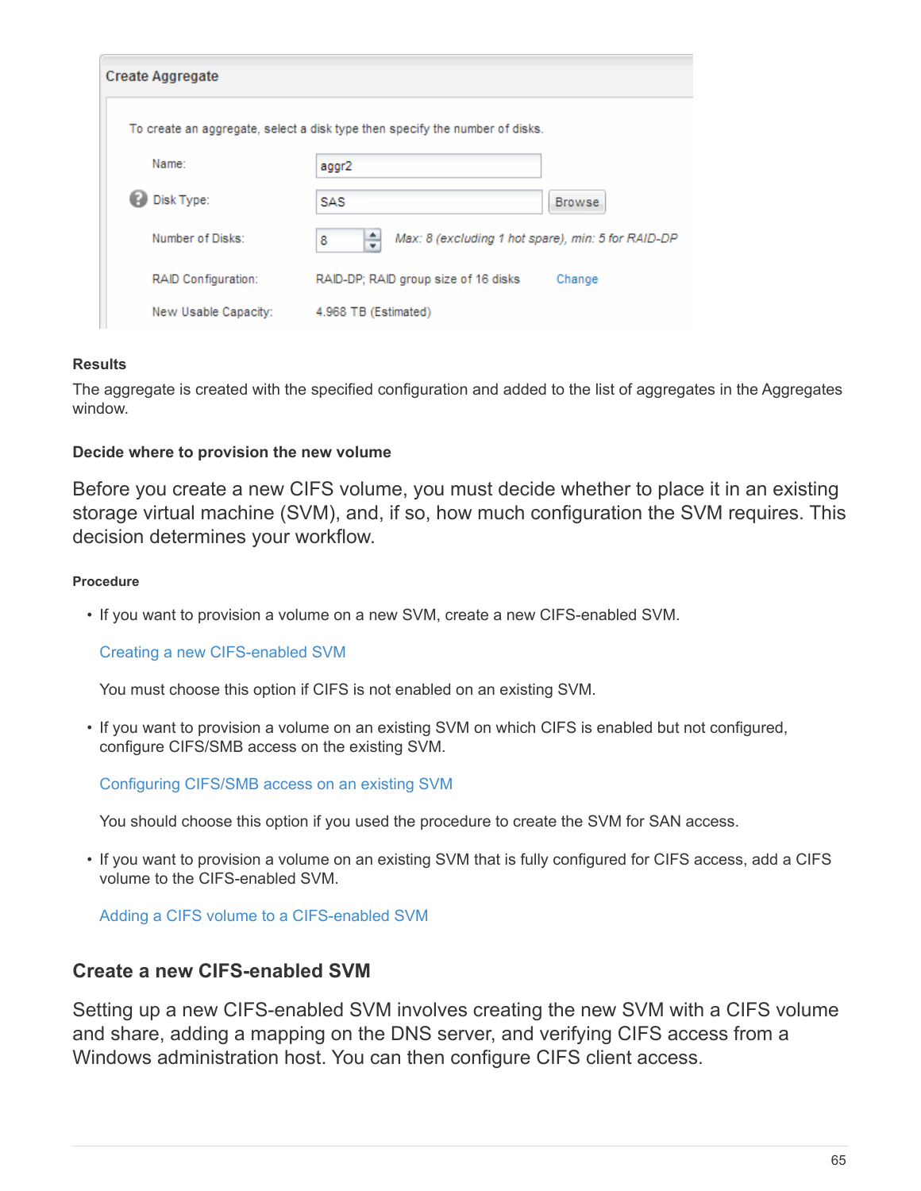**Create Aggregate**

To create an aggregate, select a disk type then specify the number of disks.

| | |
|---|---|
| Name: | aggr2 |
| Disk Type: | SAS |
| Number of Disks: | 8 — *Max: 8 (excluding 1 hot spare), min: 5 for RAID-DP* |
| RAID Configuration: | RAID-DP; RAID group size of 16 disks — Change |
| New Usable Capacity: | 4.968 TB (Estimated) |

#### Results

The aggregate is created with the specified configuration and added to the list of aggregates in the Aggregates window.

### Decide where to provision the new volume

Before you create a new CIFS volume, you must decide whether to place it in an existing storage virtual machine (SVM), and, if so, how much configuration the SVM requires. This decision determines your workflow.

#### Procedure

- If you want to provision a volume on a new SVM, create a new CIFS-enabled SVM.

  Creating a new CIFS-enabled SVM

  You must choose this option if CIFS is not enabled on an existing SVM.

- If you want to provision a volume on an existing SVM on which CIFS is enabled but not configured, configure CIFS/SMB access on the existing SVM.

  Configuring CIFS/SMB access on an existing SVM

  You should choose this option if you used the procedure to create the SVM for SAN access.

- If you want to provision a volume on an existing SVM that is fully configured for CIFS access, add a CIFS volume to the CIFS-enabled SVM.

  Adding a CIFS volume to a CIFS-enabled SVM

## Create a new CIFS-enabled SVM

Setting up a new CIFS-enabled SVM involves creating the new SVM with a CIFS volume and share, adding a mapping on the DNS server, and verifying CIFS access from a Windows administration host. You can then configure CIFS client access.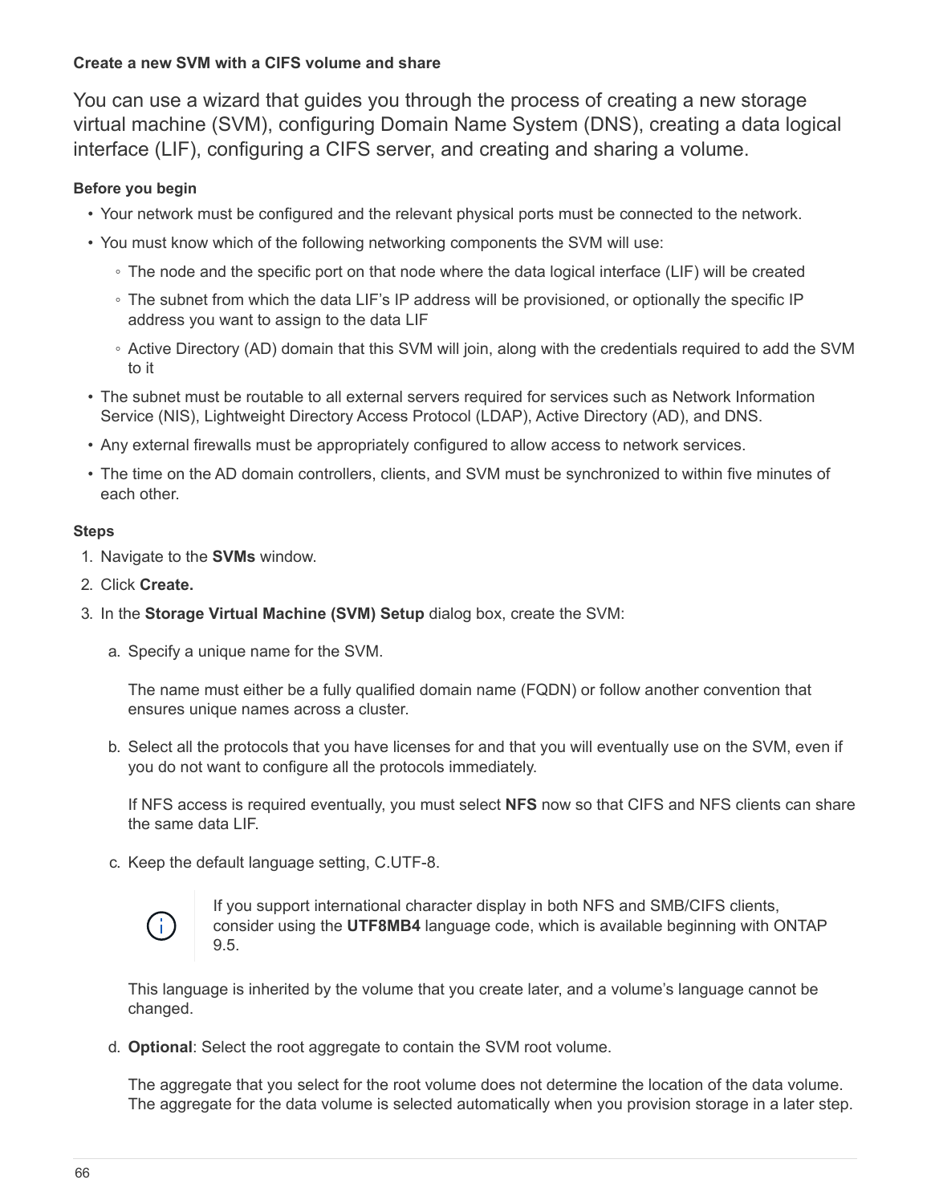### Create a new SVM with a CIFS volume and share

You can use a wizard that guides you through the process of creating a new storage virtual machine (SVM), configuring Domain Name System (DNS), creating a data logical interface (LIF), configuring a CIFS server, and creating and sharing a volume.

#### Before you begin

- Your network must be configured and the relevant physical ports must be connected to the network.
- You must know which of the following networking components the SVM will use:
  - The node and the specific port on that node where the data logical interface (LIF) will be created
  - The subnet from which the data LIF's IP address will be provisioned, or optionally the specific IP address you want to assign to the data LIF
  - Active Directory (AD) domain that this SVM will join, along with the credentials required to add the SVM to it
- The subnet must be routable to all external servers required for services such as Network Information Service (NIS), Lightweight Directory Access Protocol (LDAP), Active Directory (AD), and DNS.
- Any external firewalls must be appropriately configured to allow access to network services.
- The time on the AD domain controllers, clients, and SVM must be synchronized to within five minutes of each other.

#### Steps

1. Navigate to the **SVMs** window.
2. Click **Create.**
3. In the **Storage Virtual Machine (SVM) Setup** dialog box, create the SVM:

   a. Specify a unique name for the SVM.

      The name must either be a fully qualified domain name (FQDN) or follow another convention that ensures unique names across a cluster.

   b. Select all the protocols that you have licenses for and that you will eventually use on the SVM, even if you do not want to configure all the protocols immediately.

      If NFS access is required eventually, you must select **NFS** now so that CIFS and NFS clients can share the same data LIF.

   c. Keep the default language setting, C.UTF-8.

      > If you support international character display in both NFS and SMB/CIFS clients, consider using the **UTF8MB4** language code, which is available beginning with ONTAP 9.5.

      This language is inherited by the volume that you create later, and a volume's language cannot be changed.

   d. **Optional**: Select the root aggregate to contain the SVM root volume.

      The aggregate that you select for the root volume does not determine the location of the data volume. The aggregate for the data volume is selected automatically when you provision storage in a later step.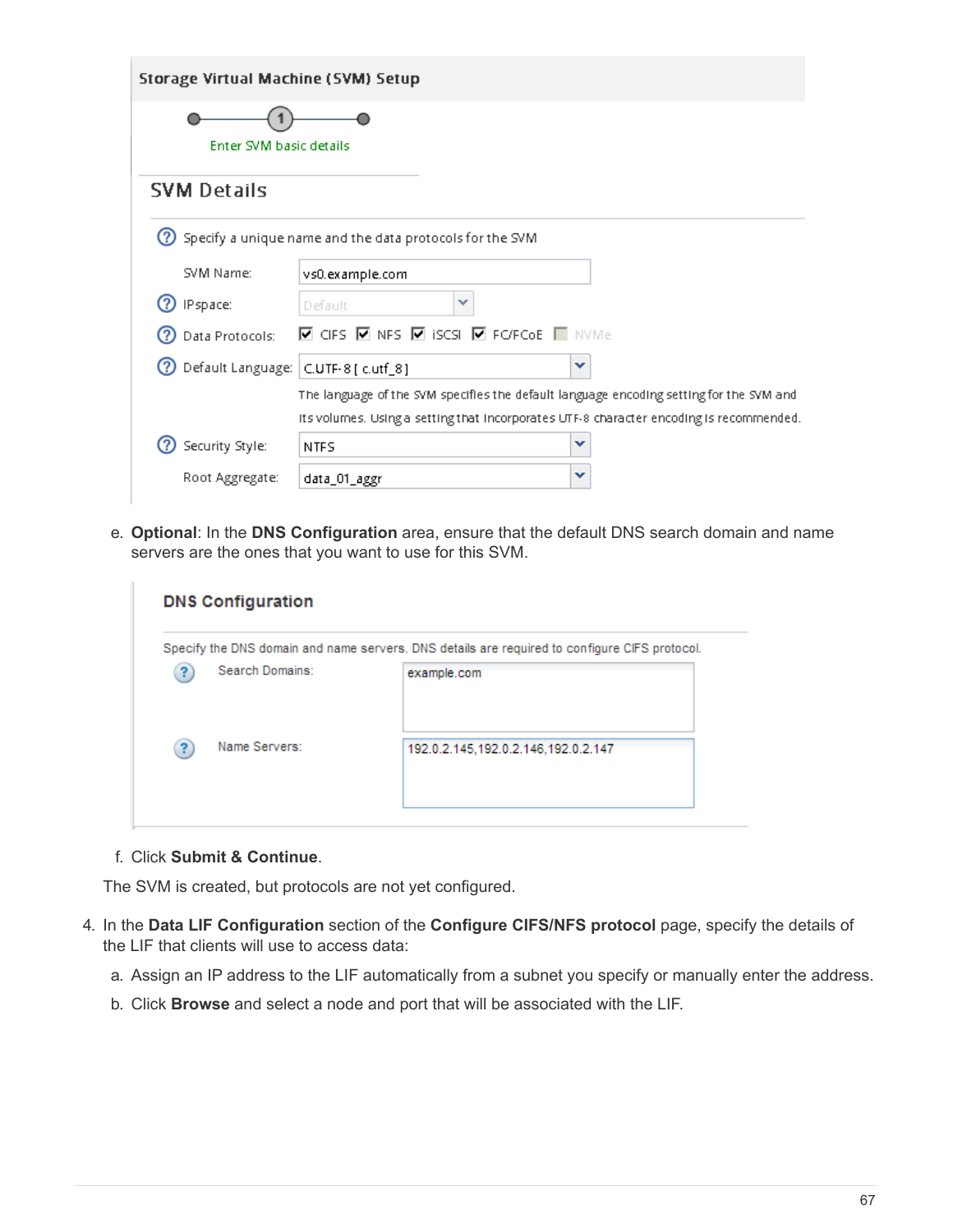Storage Virtual Machine (SVM) Setup

Enter SVM basic details

SVM Details

Specify a unique name and the data protocols for the SVM

SVM Name: vs0.example.com

IPspace: Default

Data Protocols: CIFS NFS iSCSI FC/FCoE NVMe

Default Language: C.UTF-8 [ c.utf_8 ]

The language of the SVM specifies the default language encoding setting for the SVM and its volumes. Using a setting that incorporates UTF-8 character encoding is recommended.

Security Style: NTFS

Root Aggregate: data_01_aggr

e. **Optional**: In the **DNS Configuration** area, ensure that the default DNS search domain and name servers are the ones that you want to use for this SVM.

DNS Configuration

Specify the DNS domain and name servers. DNS details are required to configure CIFS protocol.

Search Domains: example.com

Name Servers: 192.0.2.145,192.0.2.146,192.0.2.147

f. Click **Submit & Continue**.

The SVM is created, but protocols are not yet configured.

4. In the **Data LIF Configuration** section of the **Configure CIFS/NFS protocol** page, specify the details of the LIF that clients will use to access data:

   a. Assign an IP address to the LIF automatically from a subnet you specify or manually enter the address.

   b. Click **Browse** and select a node and port that will be associated with the LIF.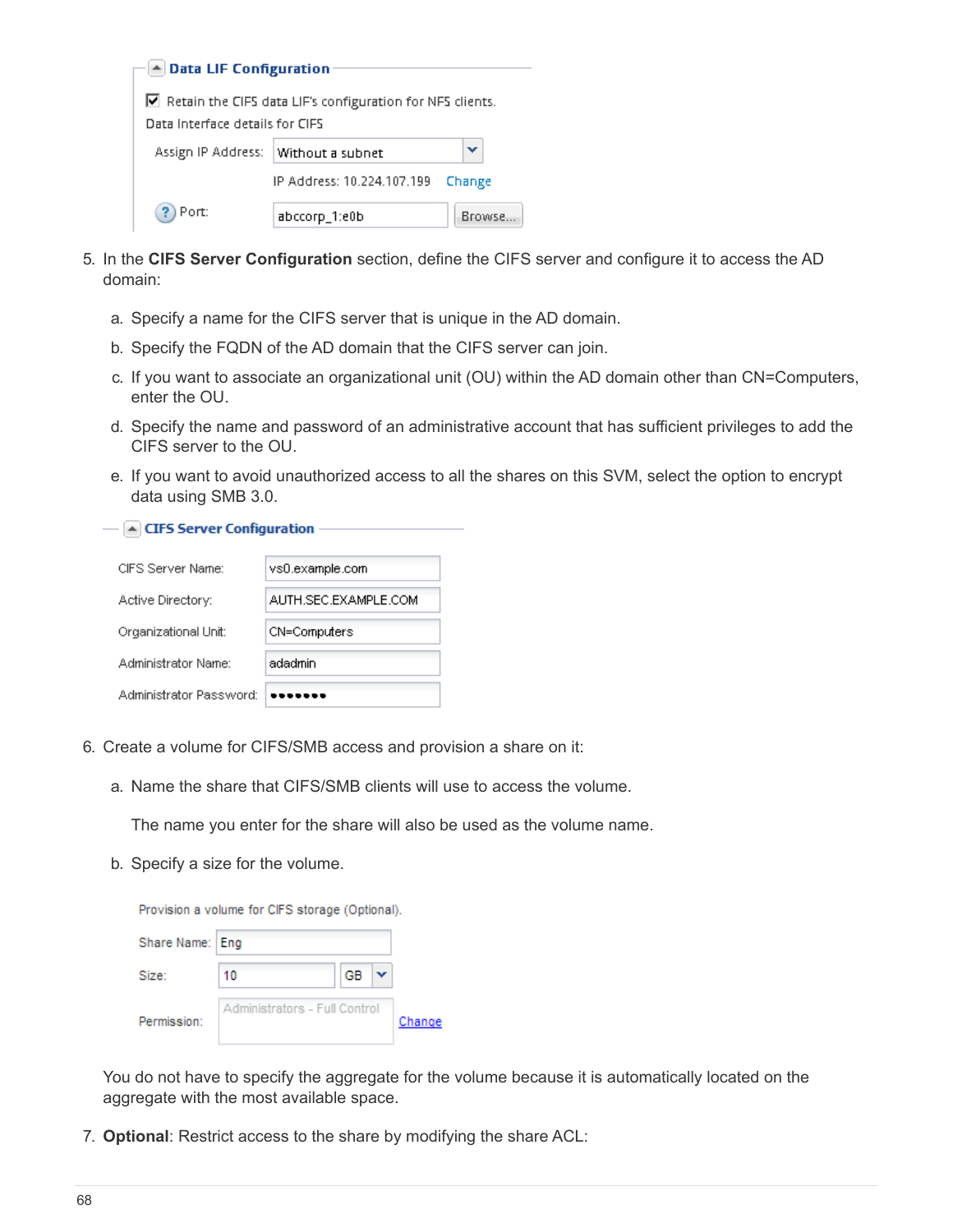**Data LIF Configuration**

☑ Retain the CIFS data LIF's configuration for NFS clients.

Data Interface details for CIFS

| | |
|---|---|
| Assign IP Address: | Without a subnet |
| | IP Address: 10.224.107.199 Change |
| Port: | abccorp_1:e0b Browse... |

5. In the **CIFS Server Configuration** section, define the CIFS server and configure it to access the AD domain:

   a. Specify a name for the CIFS server that is unique in the AD domain.

   b. Specify the FQDN of the AD domain that the CIFS server can join.

   c. If you want to associate an organizational unit (OU) within the AD domain other than CN=Computers, enter the OU.

   d. Specify the name and password of an administrative account that has sufficient privileges to add the CIFS server to the OU.

   e. If you want to avoid unauthorized access to all the shares on this SVM, select the option to encrypt data using SMB 3.0.

**CIFS Server Configuration**

| | |
|---|---|
| CIFS Server Name: | vs0.example.com |
| Active Directory: | AUTH.SEC.EXAMPLE.COM |
| Organizational Unit: | CN=Computers |
| Administrator Name: | adadmin |
| Administrator Password: | ••••••• |

6. Create a volume for CIFS/SMB access and provision a share on it:

   a. Name the share that CIFS/SMB clients will use to access the volume.

      The name you enter for the share will also be used as the volume name.

   b. Specify a size for the volume.

Provision a volume for CIFS storage (Optional).

| | |
|---|---|
| Share Name: | Eng |
| Size: | 10 GB |
| Permission: | Administrators - Full Control Change |

You do not have to specify the aggregate for the volume because it is automatically located on the aggregate with the most available space.

7. **Optional**: Restrict access to the share by modifying the share ACL: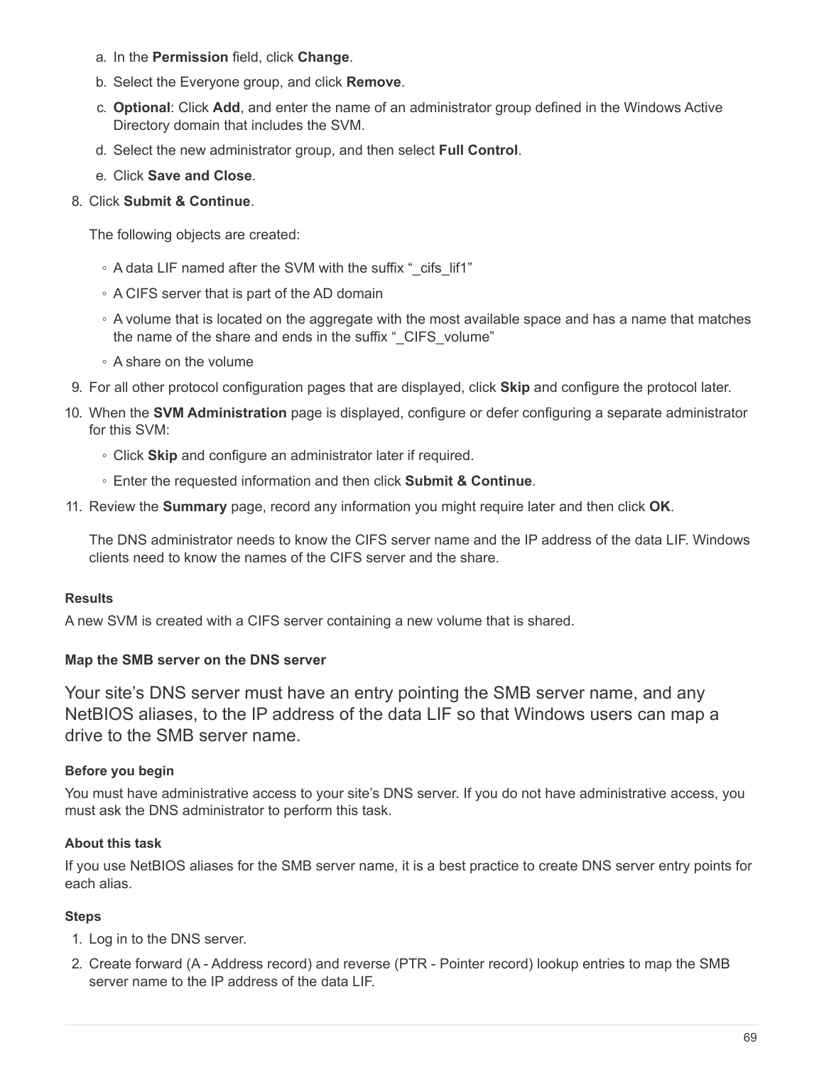a. In the **Permission** field, click **Change**.

b. Select the Everyone group, and click **Remove**.

c. **Optional**: Click **Add**, and enter the name of an administrator group defined in the Windows Active Directory domain that includes the SVM.

d. Select the new administrator group, and then select **Full Control**.

e. Click **Save and Close**.

8. Click **Submit & Continue**.

   The following objects are created:

   - A data LIF named after the SVM with the suffix "_cifs_lif1"
   - A CIFS server that is part of the AD domain
   - A volume that is located on the aggregate with the most available space and has a name that matches the name of the share and ends in the suffix "_CIFS_volume"
   - A share on the volume

9. For all other protocol configuration pages that are displayed, click **Skip** and configure the protocol later.

10. When the **SVM Administration** page is displayed, configure or defer configuring a separate administrator for this SVM:

    - Click **Skip** and configure an administrator later if required.
    - Enter the requested information and then click **Submit & Continue**.

11. Review the **Summary** page, record any information you might require later and then click **OK**.

    The DNS administrator needs to know the CIFS server name and the IP address of the data LIF. Windows clients need to know the names of the CIFS server and the share.

**Results**

A new SVM is created with a CIFS server containing a new volume that is shared.

#### Map the SMB server on the DNS server

Your site's DNS server must have an entry pointing the SMB server name, and any NetBIOS aliases, to the IP address of the data LIF so that Windows users can map a drive to the SMB server name.

**Before you begin**

You must have administrative access to your site's DNS server. If you do not have administrative access, you must ask the DNS administrator to perform this task.

**About this task**

If you use NetBIOS aliases for the SMB server name, it is a best practice to create DNS server entry points for each alias.

**Steps**

1. Log in to the DNS server.
2. Create forward (A - Address record) and reverse (PTR - Pointer record) lookup entries to map the SMB server name to the IP address of the data LIF.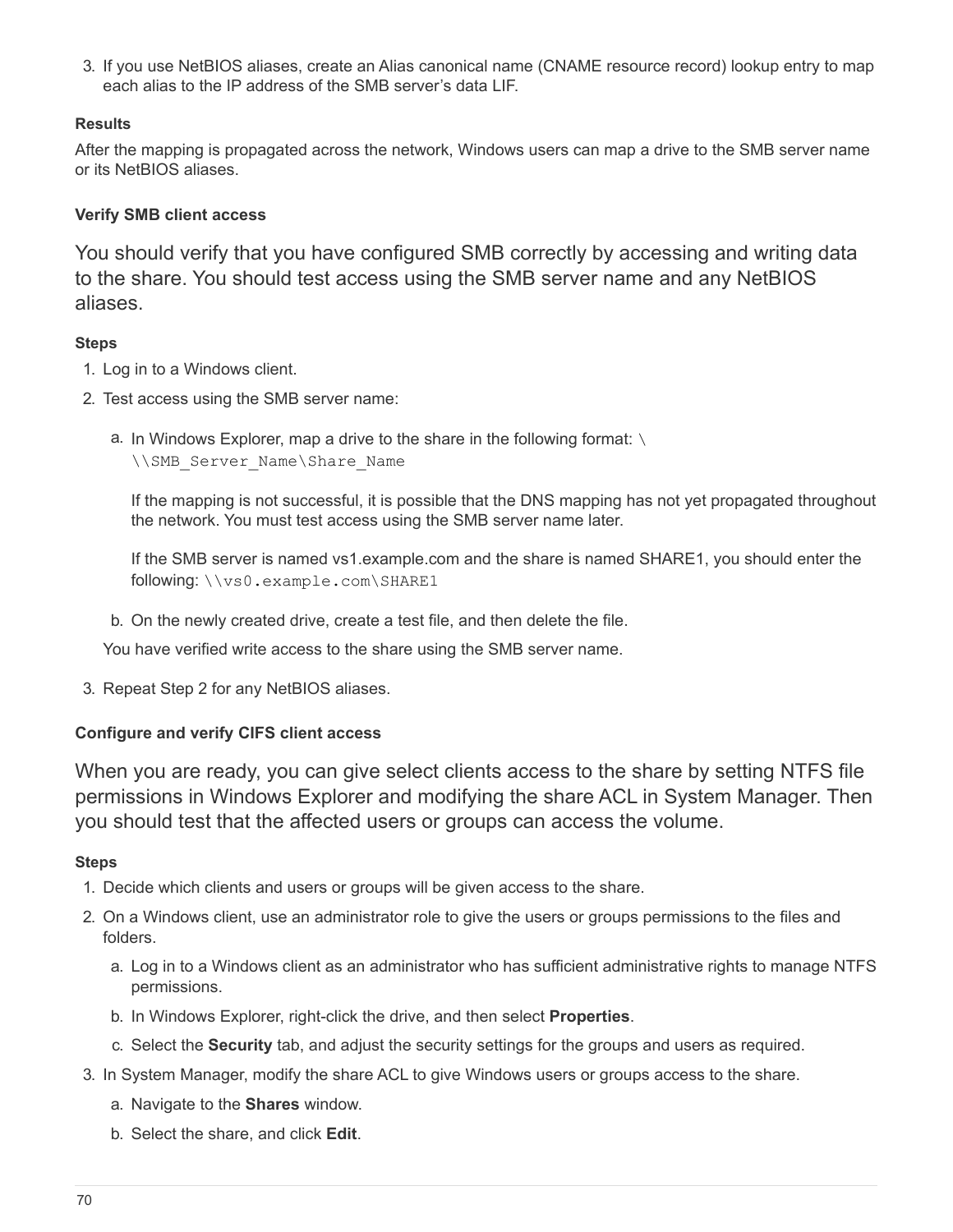3. If you use NetBIOS aliases, create an Alias canonical name (CNAME resource record) lookup entry to map each alias to the IP address of the SMB server's data LIF.

**Results**

After the mapping is propagated across the network, Windows users can map a drive to the SMB server name or its NetBIOS aliases.

### Verify SMB client access

You should verify that you have configured SMB correctly by accessing and writing data to the share. You should test access using the SMB server name and any NetBIOS aliases.

**Steps**

1. Log in to a Windows client.
2. Test access using the SMB server name:
   a. In Windows Explorer, map a drive to the share in the following format: `\\SMB_Server_Name\Share_Name`

      If the mapping is not successful, it is possible that the DNS mapping has not yet propagated throughout the network. You must test access using the SMB server name later.

      If the SMB server is named vs1.example.com and the share is named SHARE1, you should enter the following: `\\vs0.example.com\SHARE1`

   b. On the newly created drive, create a test file, and then delete the file.

   You have verified write access to the share using the SMB server name.

3. Repeat Step 2 for any NetBIOS aliases.

### Configure and verify CIFS client access

When you are ready, you can give select clients access to the share by setting NTFS file permissions in Windows Explorer and modifying the share ACL in System Manager. Then you should test that the affected users or groups can access the volume.

**Steps**

1. Decide which clients and users or groups will be given access to the share.
2. On a Windows client, use an administrator role to give the users or groups permissions to the files and folders.
   a. Log in to a Windows client as an administrator who has sufficient administrative rights to manage NTFS permissions.
   b. In Windows Explorer, right-click the drive, and then select **Properties**.
   c. Select the **Security** tab, and adjust the security settings for the groups and users as required.
3. In System Manager, modify the share ACL to give Windows users or groups access to the share.
   a. Navigate to the **Shares** window.
   b. Select the share, and click **Edit**.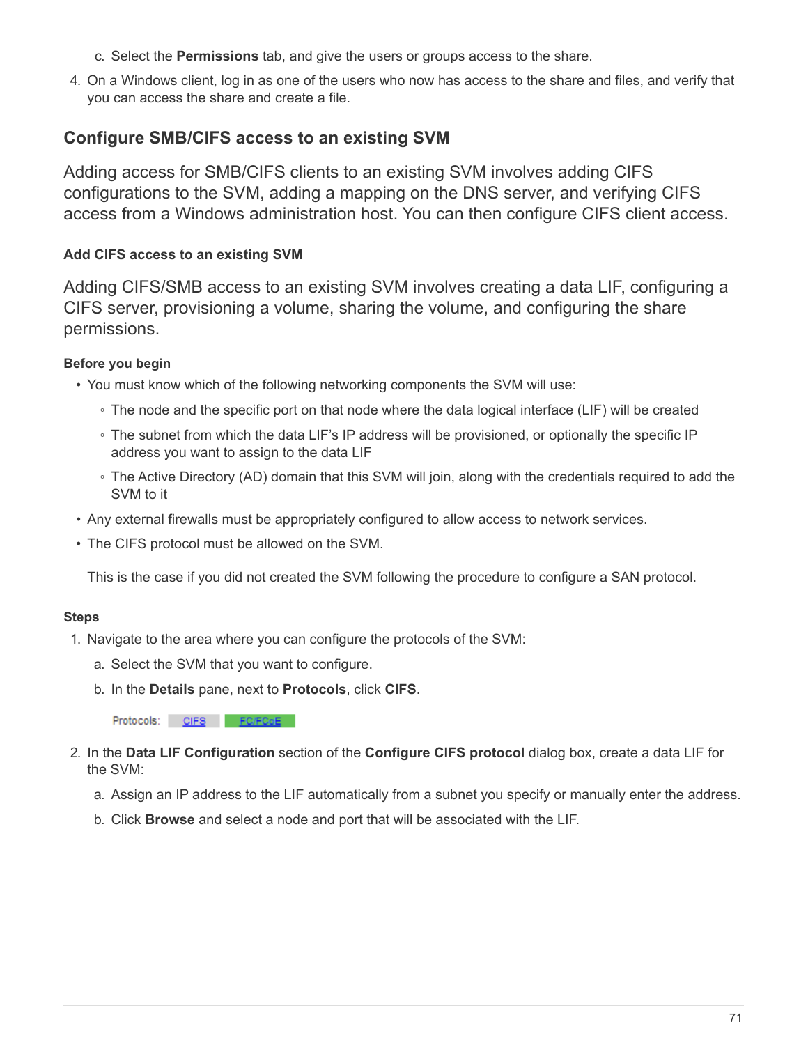c. Select the **Permissions** tab, and give the users or groups access to the share.

4. On a Windows client, log in as one of the users who now has access to the share and files, and verify that you can access the share and create a file.

## Configure SMB/CIFS access to an existing SVM

Adding access for SMB/CIFS clients to an existing SVM involves adding CIFS configurations to the SVM, adding a mapping on the DNS server, and verifying CIFS access from a Windows administration host. You can then configure CIFS client access.

### Add CIFS access to an existing SVM

Adding CIFS/SMB access to an existing SVM involves creating a data LIF, configuring a CIFS server, provisioning a volume, sharing the volume, and configuring the share permissions.

#### Before you begin

- You must know which of the following networking components the SVM will use:
  - The node and the specific port on that node where the data logical interface (LIF) will be created
  - The subnet from which the data LIF's IP address will be provisioned, or optionally the specific IP address you want to assign to the data LIF
  - The Active Directory (AD) domain that this SVM will join, along with the credentials required to add the SVM to it
- Any external firewalls must be appropriately configured to allow access to network services.
- The CIFS protocol must be allowed on the SVM.

  This is the case if you did not created the SVM following the procedure to configure a SAN protocol.

#### Steps

1. Navigate to the area where you can configure the protocols of the SVM:
   a. Select the SVM that you want to configure.
   b. In the **Details** pane, next to **Protocols**, click **CIFS**.

   Protocols: CIFS FC/FCoE

2. In the **Data LIF Configuration** section of the **Configure CIFS protocol** dialog box, create a data LIF for the SVM:
   a. Assign an IP address to the LIF automatically from a subnet you specify or manually enter the address.
   b. Click **Browse** and select a node and port that will be associated with the LIF.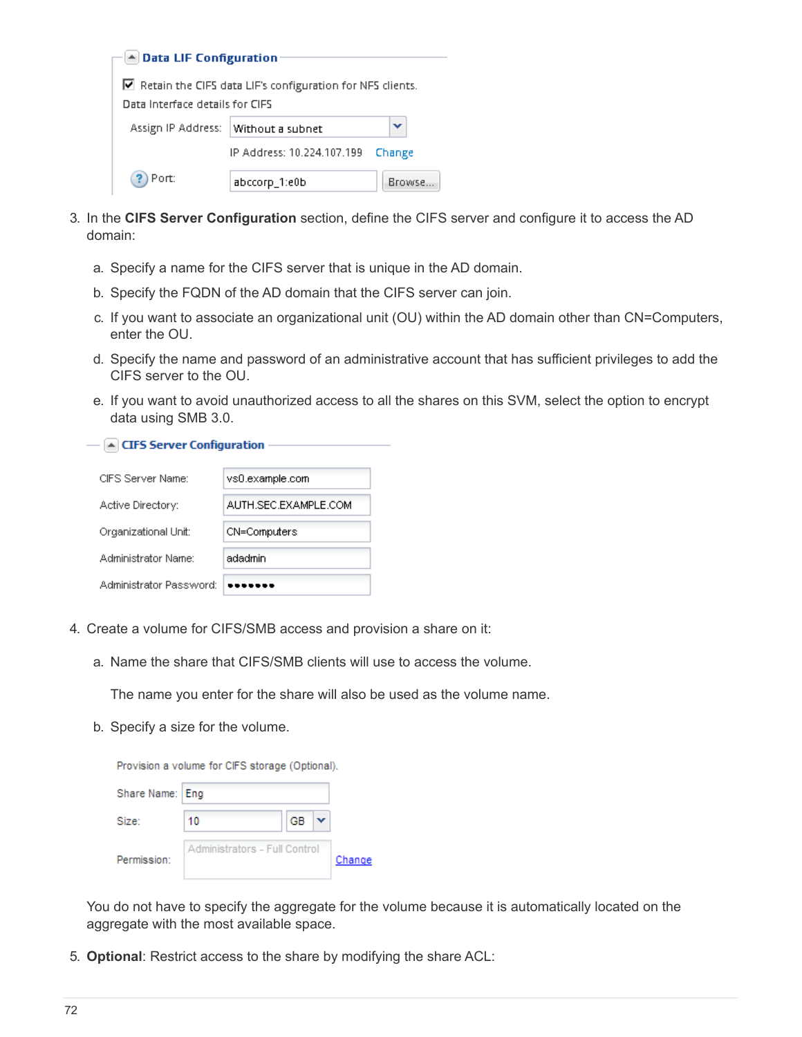**Data LIF Configuration**

☑ Retain the CIFS data LIF's configuration for NFS clients.

Data Interface details for CIFS

Assign IP Address: Without a subnet

IP Address: 10.224.107.199 Change

Port: abccorp_1:e0b Browse...

3. In the **CIFS Server Configuration** section, define the CIFS server and configure it to access the AD domain:

   a. Specify a name for the CIFS server that is unique in the AD domain.

   b. Specify the FQDN of the AD domain that the CIFS server can join.

   c. If you want to associate an organizational unit (OU) within the AD domain other than CN=Computers, enter the OU.

   d. Specify the name and password of an administrative account that has sufficient privileges to add the CIFS server to the OU.

   e. If you want to avoid unauthorized access to all the shares on this SVM, select the option to encrypt data using SMB 3.0.

**CIFS Server Configuration**

| | |
|---|---|
| CIFS Server Name: | vs0.example.com |
| Active Directory: | AUTH.SEC.EXAMPLE.COM |
| Organizational Unit: | CN=Computers |
| Administrator Name: | adadmin |
| Administrator Password: | ••••••• |

4. Create a volume for CIFS/SMB access and provision a share on it:

   a. Name the share that CIFS/SMB clients will use to access the volume.

      The name you enter for the share will also be used as the volume name.

   b. Specify a size for the volume.

   Provision a volume for CIFS storage (Optional).

   | | |
   |---|---|
   | Share Name: | Eng |
   | Size: | 10 GB |
   | Permission: | Administrators - Full Control Change |

   You do not have to specify the aggregate for the volume because it is automatically located on the aggregate with the most available space.

5. **Optional**: Restrict access to the share by modifying the share ACL: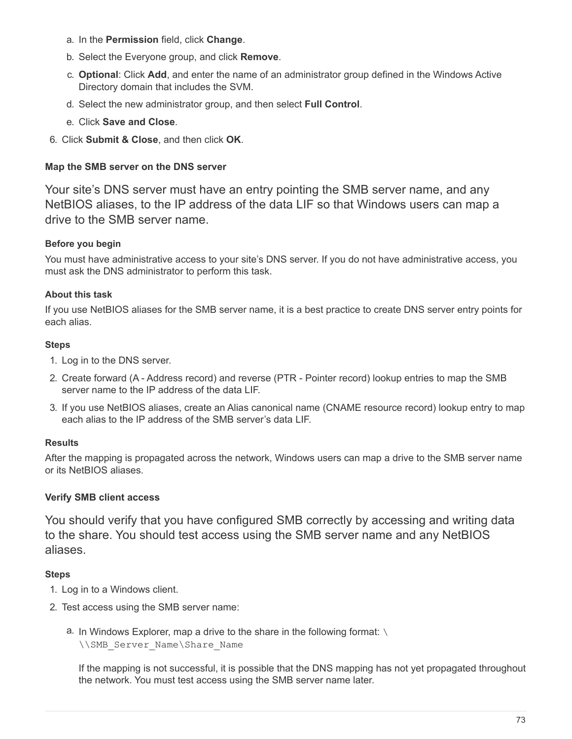a. In the **Permission** field, click **Change**.

b. Select the Everyone group, and click **Remove**.

c. **Optional**: Click **Add**, and enter the name of an administrator group defined in the Windows Active Directory domain that includes the SVM.

d. Select the new administrator group, and then select **Full Control**.

e. Click **Save and Close**.

6. Click **Submit & Close**, and then click **OK**.

#### Map the SMB server on the DNS server

Your site's DNS server must have an entry pointing the SMB server name, and any NetBIOS aliases, to the IP address of the data LIF so that Windows users can map a drive to the SMB server name.

##### Before you begin

You must have administrative access to your site's DNS server. If you do not have administrative access, you must ask the DNS administrator to perform this task.

##### About this task

If you use NetBIOS aliases for the SMB server name, it is a best practice to create DNS server entry points for each alias.

##### Steps

1. Log in to the DNS server.
2. Create forward (A - Address record) and reverse (PTR - Pointer record) lookup entries to map the SMB server name to the IP address of the data LIF.
3. If you use NetBIOS aliases, create an Alias canonical name (CNAME resource record) lookup entry to map each alias to the IP address of the SMB server's data LIF.

##### Results

After the mapping is propagated across the network, Windows users can map a drive to the SMB server name or its NetBIOS aliases.

#### Verify SMB client access

You should verify that you have configured SMB correctly by accessing and writing data to the share. You should test access using the SMB server name and any NetBIOS aliases.

##### Steps

1. Log in to a Windows client.
2. Test access using the SMB server name:

   a. In Windows Explorer, map a drive to the share in the following format: `\\SMB_Server_Name\Share_Name`

      If the mapping is not successful, it is possible that the DNS mapping has not yet propagated throughout the network. You must test access using the SMB server name later.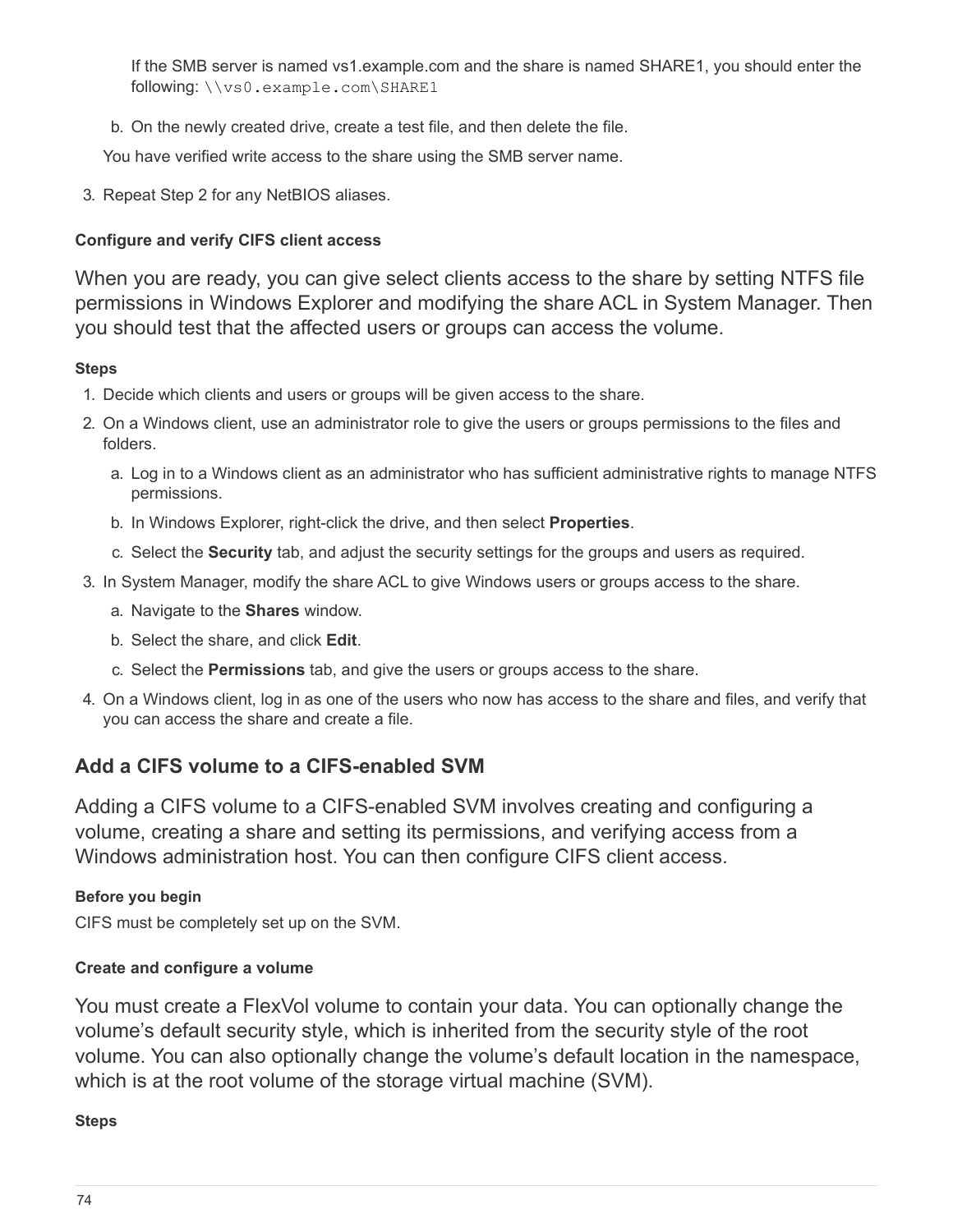If the SMB server is named vs1.example.com and the share is named SHARE1, you should enter the following: `\\vs0.example.com\SHARE1`

b. On the newly created drive, create a test file, and then delete the file.

You have verified write access to the share using the SMB server name.

3. Repeat Step 2 for any NetBIOS aliases.

#### Configure and verify CIFS client access

When you are ready, you can give select clients access to the share by setting NTFS file permissions in Windows Explorer and modifying the share ACL in System Manager. Then you should test that the affected users or groups can access the volume.

##### Steps

1. Decide which clients and users or groups will be given access to the share.
2. On a Windows client, use an administrator role to give the users or groups permissions to the files and folders.
   a. Log in to a Windows client as an administrator who has sufficient administrative rights to manage NTFS permissions.
   b. In Windows Explorer, right-click the drive, and then select **Properties**.
   c. Select the **Security** tab, and adjust the security settings for the groups and users as required.
3. In System Manager, modify the share ACL to give Windows users or groups access to the share.
   a. Navigate to the **Shares** window.
   b. Select the share, and click **Edit**.
   c. Select the **Permissions** tab, and give the users or groups access to the share.
4. On a Windows client, log in as one of the users who now has access to the share and files, and verify that you can access the share and create a file.

### Add a CIFS volume to a CIFS-enabled SVM

Adding a CIFS volume to a CIFS-enabled SVM involves creating and configuring a volume, creating a share and setting its permissions, and verifying access from a Windows administration host. You can then configure CIFS client access.

##### Before you begin

CIFS must be completely set up on the SVM.

#### Create and configure a volume

You must create a FlexVol volume to contain your data. You can optionally change the volume's default security style, which is inherited from the security style of the root volume. You can also optionally change the volume's default location in the namespace, which is at the root volume of the storage virtual machine (SVM).

##### Steps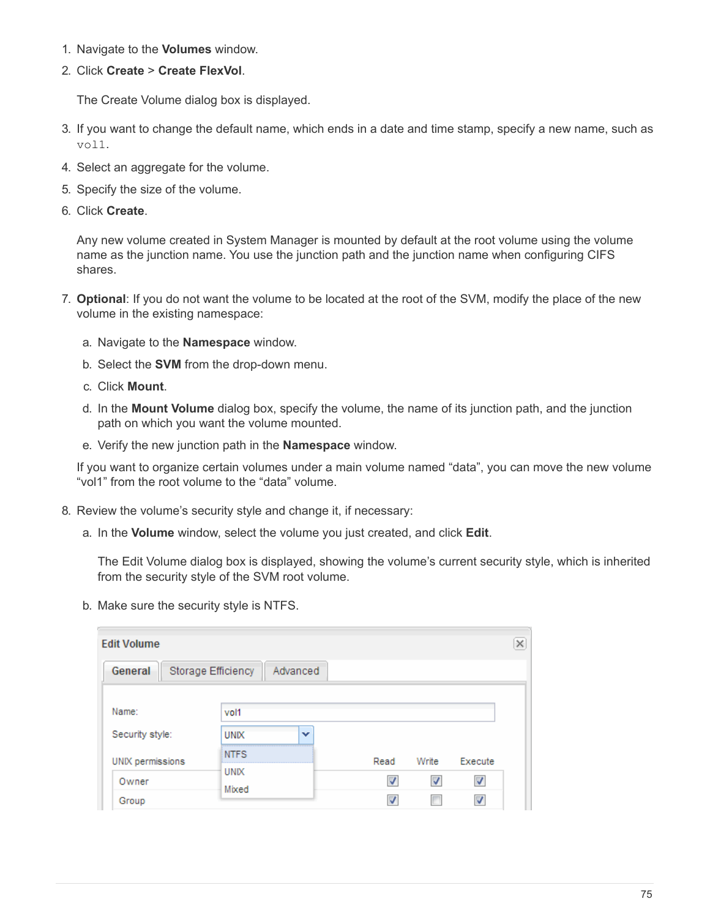1. Navigate to the **Volumes** window.
2. Click **Create** > **Create FlexVol**.

   The Create Volume dialog box is displayed.

3. If you want to change the default name, which ends in a date and time stamp, specify a new name, such as `vol1`.
4. Select an aggregate for the volume.
5. Specify the size of the volume.
6. Click **Create**.

   Any new volume created in System Manager is mounted by default at the root volume using the volume name as the junction name. You use the junction path and the junction name when configuring CIFS shares.

7. **Optional**: If you do not want the volume to be located at the root of the SVM, modify the place of the new volume in the existing namespace:

   a. Navigate to the **Namespace** window.

   b. Select the **SVM** from the drop-down menu.

   c. Click **Mount**.

   d. In the **Mount Volume** dialog box, specify the volume, the name of its junction path, and the junction path on which you want the volume mounted.

   e. Verify the new junction path in the **Namespace** window.

   If you want to organize certain volumes under a main volume named “data”, you can move the new volume “vol1” from the root volume to the “data” volume.

8. Review the volume’s security style and change it, if necessary:

   a. In the **Volume** window, select the volume you just created, and click **Edit**.

   The Edit Volume dialog box is displayed, showing the volume’s current security style, which is inherited from the security style of the SVM root volume.

   b. Make sure the security style is NTFS.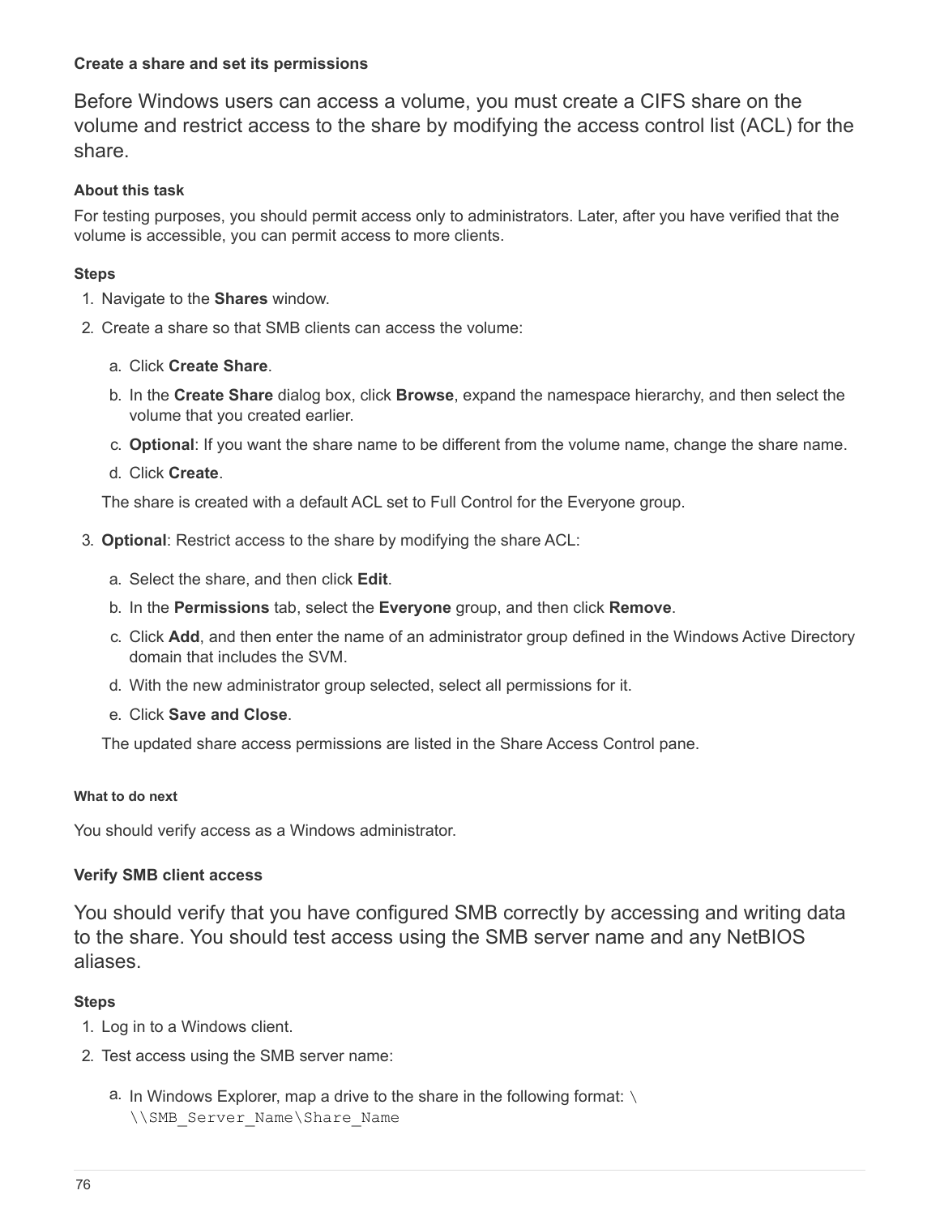### Create a share and set its permissions

Before Windows users can access a volume, you must create a CIFS share on the volume and restrict access to the share by modifying the access control list (ACL) for the share.

#### About this task

For testing purposes, you should permit access only to administrators. Later, after you have verified that the volume is accessible, you can permit access to more clients.

#### Steps

1. Navigate to the **Shares** window.
2. Create a share so that SMB clients can access the volume:
   a. Click **Create Share**.
   b. In the **Create Share** dialog box, click **Browse**, expand the namespace hierarchy, and then select the volume that you created earlier.
   c. **Optional**: If you want the share name to be different from the volume name, change the share name.
   d. Click **Create**.

   The share is created with a default ACL set to Full Control for the Everyone group.

3. **Optional**: Restrict access to the share by modifying the share ACL:
   a. Select the share, and then click **Edit**.
   b. In the **Permissions** tab, select the **Everyone** group, and then click **Remove**.
   c. Click **Add**, and then enter the name of an administrator group defined in the Windows Active Directory domain that includes the SVM.
   d. With the new administrator group selected, select all permissions for it.
   e. Click **Save and Close**.

   The updated share access permissions are listed in the Share Access Control pane.

#### What to do next

You should verify access as a Windows administrator.

### Verify SMB client access

You should verify that you have configured SMB correctly by accessing and writing data to the share. You should test access using the SMB server name and any NetBIOS aliases.

#### Steps

1. Log in to a Windows client.
2. Test access using the SMB server name:
   a. In Windows Explorer, map a drive to the share in the following format: `\\SMB_Server_Name\Share_Name`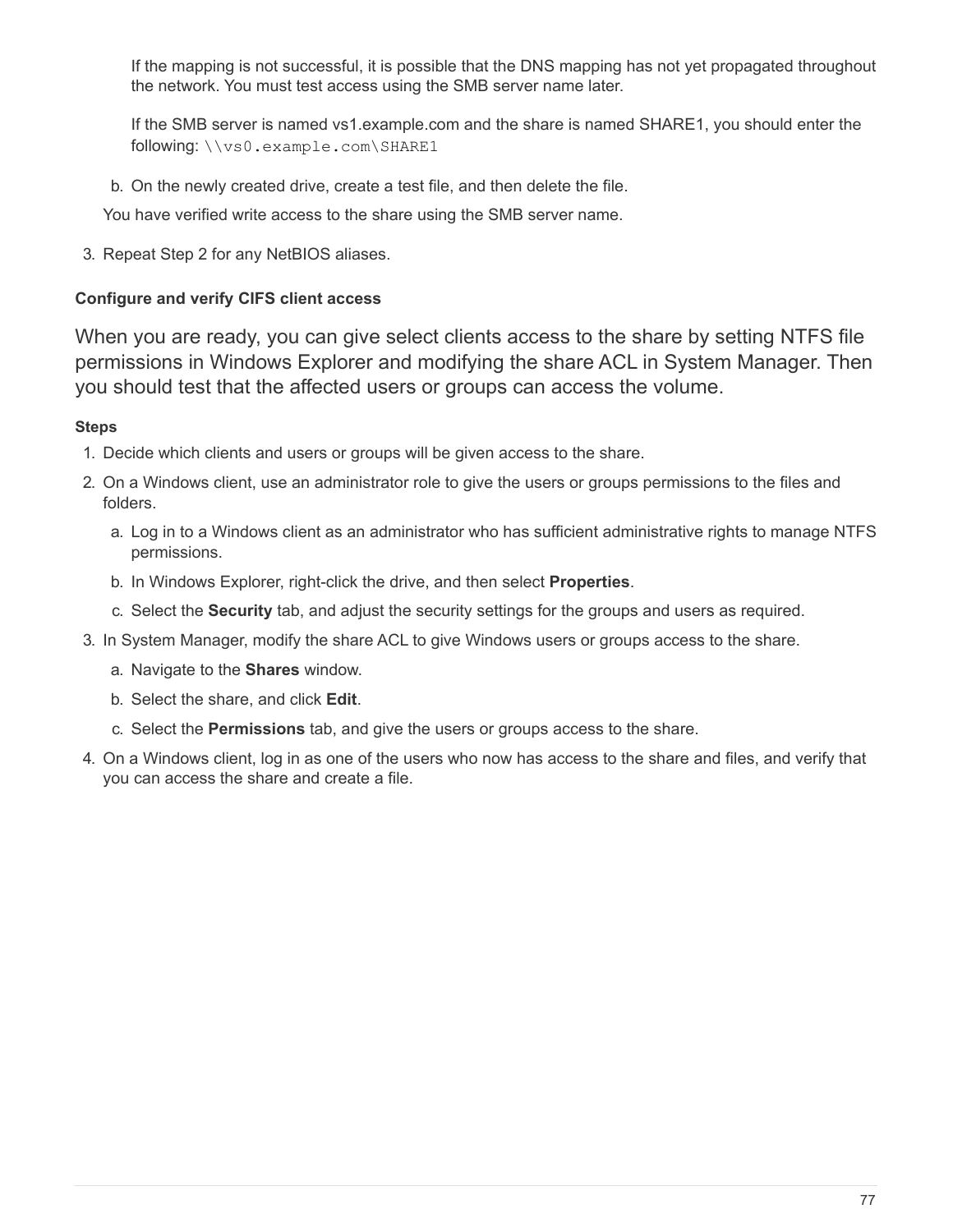If the mapping is not successful, it is possible that the DNS mapping has not yet propagated throughout the network. You must test access using the SMB server name later.

If the SMB server is named vs1.example.com and the share is named SHARE1, you should enter the following: `\\vs0.example.com\SHARE1`

b. On the newly created drive, create a test file, and then delete the file.

You have verified write access to the share using the SMB server name.

3. Repeat Step 2 for any NetBIOS aliases.

### Configure and verify CIFS client access

When you are ready, you can give select clients access to the share by setting NTFS file permissions in Windows Explorer and modifying the share ACL in System Manager. Then you should test that the affected users or groups can access the volume.

#### Steps

1. Decide which clients and users or groups will be given access to the share.
2. On a Windows client, use an administrator role to give the users or groups permissions to the files and folders.
   a. Log in to a Windows client as an administrator who has sufficient administrative rights to manage NTFS permissions.
   b. In Windows Explorer, right-click the drive, and then select **Properties**.
   c. Select the **Security** tab, and adjust the security settings for the groups and users as required.
3. In System Manager, modify the share ACL to give Windows users or groups access to the share.
   a. Navigate to the **Shares** window.
   b. Select the share, and click **Edit**.
   c. Select the **Permissions** tab, and give the users or groups access to the share.
4. On a Windows client, log in as one of the users who now has access to the share and files, and verify that you can access the share and create a file.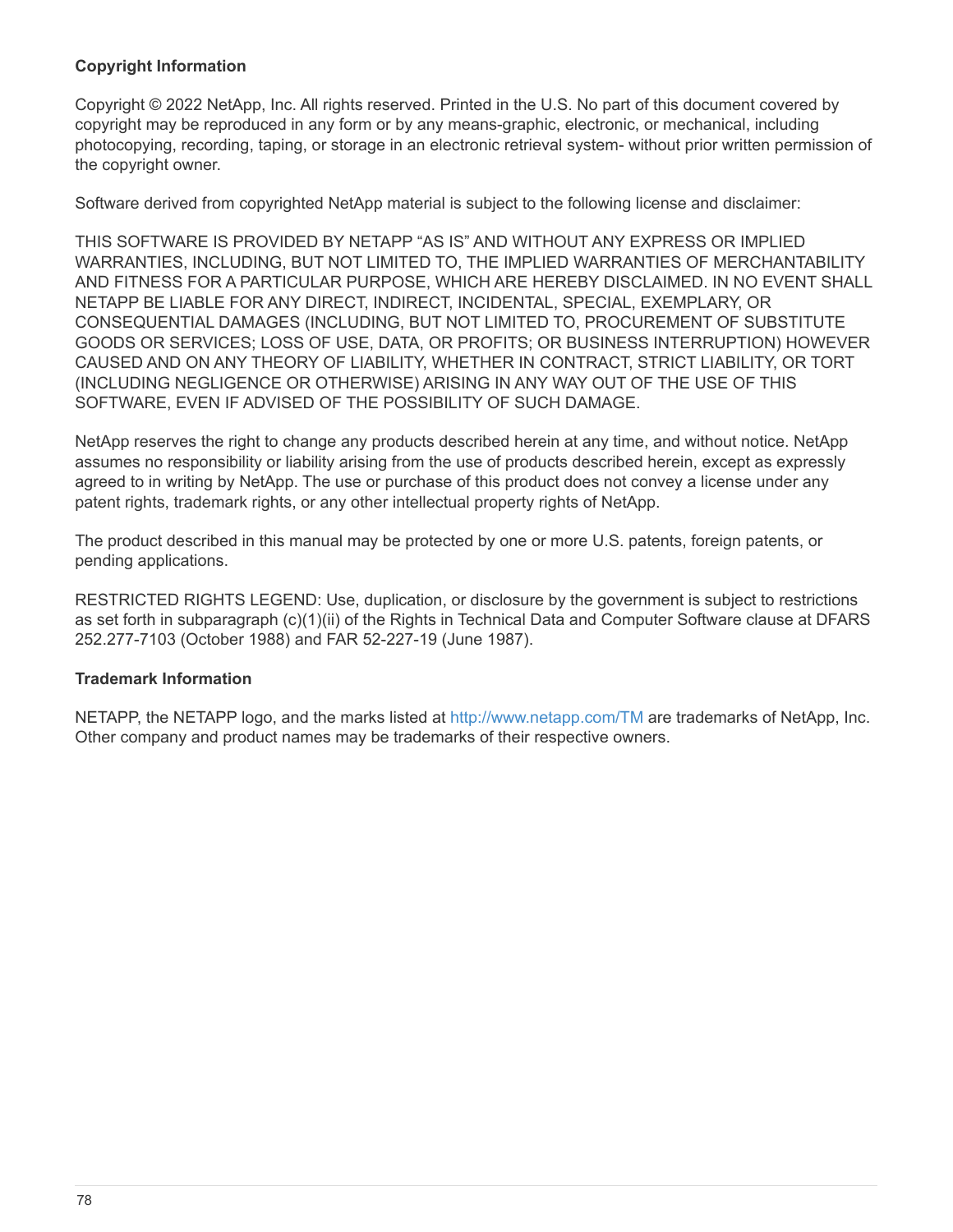### Copyright Information

Copyright © 2022 NetApp, Inc. All rights reserved. Printed in the U.S. No part of this document covered by copyright may be reproduced in any form or by any means-graphic, electronic, or mechanical, including photocopying, recording, taping, or storage in an electronic retrieval system- without prior written permission of the copyright owner.

Software derived from copyrighted NetApp material is subject to the following license and disclaimer:

THIS SOFTWARE IS PROVIDED BY NETAPP "AS IS" AND WITHOUT ANY EXPRESS OR IMPLIED WARRANTIES, INCLUDING, BUT NOT LIMITED TO, THE IMPLIED WARRANTIES OF MERCHANTABILITY AND FITNESS FOR A PARTICULAR PURPOSE, WHICH ARE HEREBY DISCLAIMED. IN NO EVENT SHALL NETAPP BE LIABLE FOR ANY DIRECT, INDIRECT, INCIDENTAL, SPECIAL, EXEMPLARY, OR CONSEQUENTIAL DAMAGES (INCLUDING, BUT NOT LIMITED TO, PROCUREMENT OF SUBSTITUTE GOODS OR SERVICES; LOSS OF USE, DATA, OR PROFITS; OR BUSINESS INTERRUPTION) HOWEVER CAUSED AND ON ANY THEORY OF LIABILITY, WHETHER IN CONTRACT, STRICT LIABILITY, OR TORT (INCLUDING NEGLIGENCE OR OTHERWISE) ARISING IN ANY WAY OUT OF THE USE OF THIS SOFTWARE, EVEN IF ADVISED OF THE POSSIBILITY OF SUCH DAMAGE.

NetApp reserves the right to change any products described herein at any time, and without notice. NetApp assumes no responsibility or liability arising from the use of products described herein, except as expressly agreed to in writing by NetApp. The use or purchase of this product does not convey a license under any patent rights, trademark rights, or any other intellectual property rights of NetApp.

The product described in this manual may be protected by one or more U.S. patents, foreign patents, or pending applications.

RESTRICTED RIGHTS LEGEND: Use, duplication, or disclosure by the government is subject to restrictions as set forth in subparagraph (c)(1)(ii) of the Rights in Technical Data and Computer Software clause at DFARS 252.277-7103 (October 1988) and FAR 52-227-19 (June 1987).

### Trademark Information

NETAPP, the NETAPP logo, and the marks listed at http://www.netapp.com/TM are trademarks of NetApp, Inc. Other company and product names may be trademarks of their respective owners.